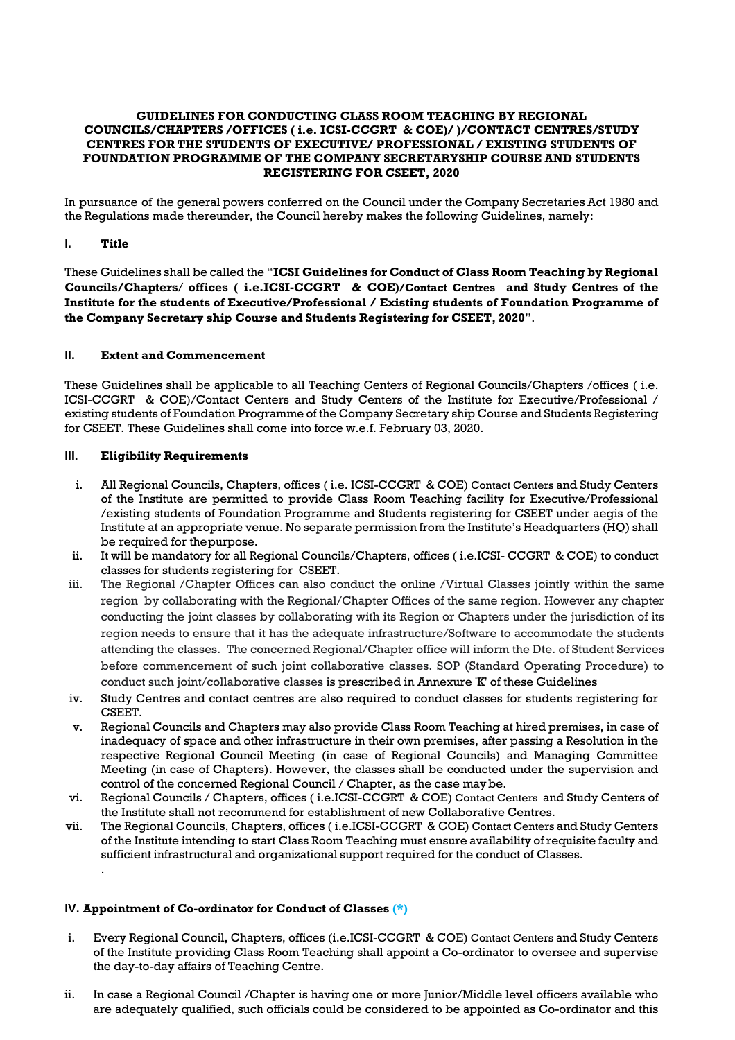**GUIDELINES FOR CONDUCTING CLASS ROOM TEACHING BY REGIONAL COUNCILS/CHAPTERS /OFFICES ( i.e. ICSI-CCGRT & COE)/ )/CONTACT CENTRES/STUDY CENTRES FOR THE STUDENTS OF EXECUTIVE/ PROFESSIONAL / EXISTING STUDENTS OF FOUNDATION PROGRAMME OF THE COMPANY SECRETARYSHIP COURSE AND STUDENTS REGISTERING FOR CSEET, 2020**

In pursuance of the general powers conferred on the Council under the Company Secretaries Act 1980 and the Regulations made thereunder, the Council hereby makes the following Guidelines, namely:

## I. Title

These Guidelines shall be called the "**ICSI Guidelines for Conduct of Class Room Teaching by Regional Councils/Chapters/ offices ( i.e.ICSI-CCGRT & COE)/Contact Centres and Study Centres of the Institute for the students of Executive/Professional / Existing students of Foundation Programme of the Company Secretary ship Course and Students Registering for CSEET, 2020**".

## II. Extent and Commencement

These Guidelines shall be applicable to all Teaching Centers of Regional Councils/Chapters /offices ( i.e. ICSI-CCGRT & COE)/Contact Centers and Study Centers of the Institute for Executive/Professional / existing students of Foundation Programme of the Company Secretary ship Course and Students Registering for CSEET. These Guidelines shall come into force w.e.f. February 03, 2020.

## III. Eligibility Requirements

i. All Regional Councils, Chapters, offices ( i.e. ICSI-CCGRT & COE) Contact Centers and Study Centers of the Institute are permitted to provide Class Room Teaching facility for Executive/Professional /existing students of Foundation Programme and Students registering for CSEET under aegis of the Institute at an appropriate venue. No separate permission from the Institute's Headquarters (HQ) shall be required for the purpose.

ii. It will be mandatory for all Regional Councils/Chapters, offices ( i.e.ICSI- CCGRT & COE) to conduct classes for students registering for CSEET.

iii. The Regional /Chapter Offices can also conduct the online /Virtual Classes jointly within the same region by collaborating with the Regional/Chapter Offices of the same region. However any chapter conducting the joint classes by collaborating with its Region or Chapters under the jurisdiction of its region needs to ensure that it has the adequate infrastructure/Software to accommodate the students attending the classes. The concerned Regional/Chapter office will inform the Dte. of Student Services before commencement of such joint collaborative classes. SOP (Standard Operating Procedure) to conduct such joint/collaborative classes is prescribed in Annexure 'K' of these Guidelines

iv. Study Centres and contact centres are also required to conduct classes for students registering for CSEET.

v. Regional Councils and Chapters may also provide Class Room Teaching at hired premises, in case of inadequacy of space and other infrastructure in their own premises, after passing a Resolution in the respective Regional Council Meeting (in case of Regional Councils) and Managing Committee Meeting (in case of Chapters). However, the classes shall be conducted under the supervision and control of the concerned Regional Council / Chapter, as the case may be.

vi. Regional Councils / Chapters, offices ( i.e.ICSI-CCGRT & COE) Contact Centers and Study Centers of the Institute shall not recommend for establishment of new Collaborative Centres.

vii. The Regional Councils, Chapters, offices ( i.e.ICSI-CCGRT & COE) Contact Centers and Study Centers of the Institute intending to start Class Room Teaching must ensure availability of requisite faculty and sufficient infrastructural and organizational support required for the conduct of Classes.

.

## IV. Appointment of Co-ordinator for Conduct of Classes (*)

i. Every Regional Council, Chapters, offices (i.e.ICSI-CCGRT & COE) Contact Centers and Study Centers of the Institute providing Class Room Teaching shall appoint a Co-ordinator to oversee and supervise the day-to-day affairs of Teaching Centre.

ii. In case a Regional Council /Chapter is having one or more Junior/Middle level officers available who are adequately qualified, such officials could be considered to be appointed as Co-ordinator and this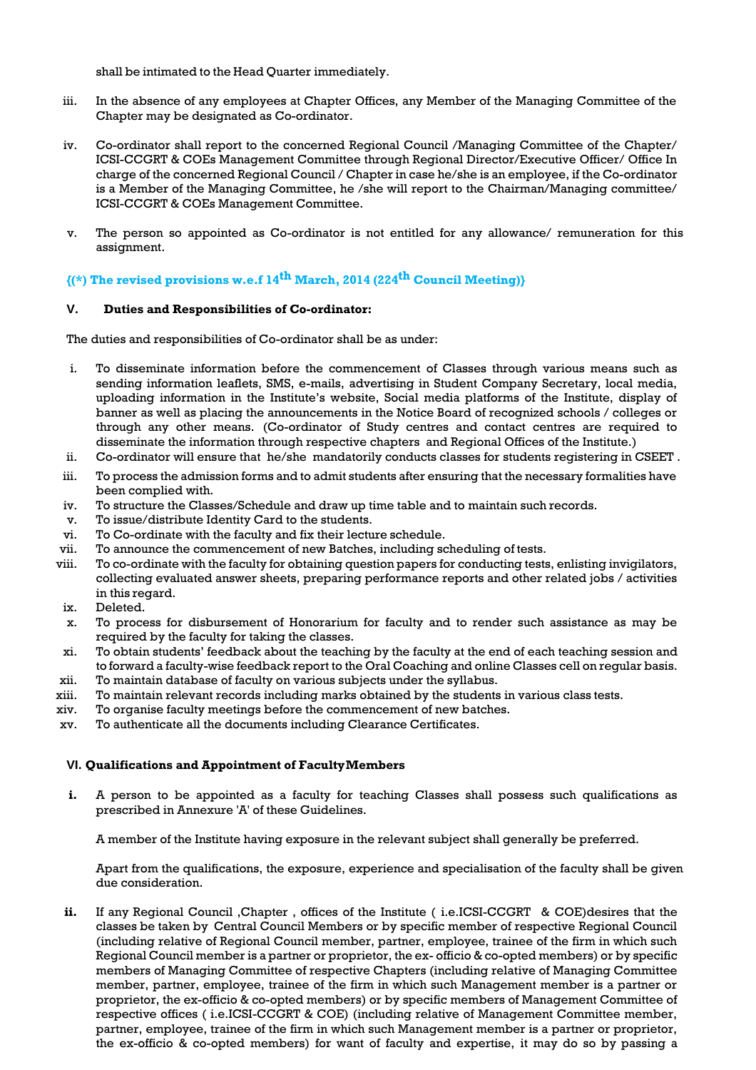shall be intimated to the Head Quarter immediately.

iii. In the absence of any employees at Chapter Offices, any Member of the Managing Committee of the Chapter may be designated as Co-ordinator.

iv. Co-ordinator shall report to the concerned Regional Council /Managing Committee of the Chapter/ ICSI-CCGRT & COEs Management Committee through Regional Director/Executive Officer/ Office In charge of the concerned Regional Council / Chapter in case he/she is an employee, if the Co-ordinator is a Member of the Managing Committee, he /she will report to the Chairman/Managing committee/ ICSI-CCGRT & COEs Management Committee.

v. The person so appointed as Co-ordinator is not entitled for any allowance/ remuneration for this assignment.

**{(*) The revised provisions w.e.f 14th March, 2014 (224th Council Meeting)}**

### V. Duties and Responsibilities of Co-ordinator:

The duties and responsibilities of Co-ordinator shall be as under:

i. To disseminate information before the commencement of Classes through various means such as sending information leaflets, SMS, e-mails, advertising in Student Company Secretary, local media, uploading information in the Institute's website, Social media platforms of the Institute, display of banner as well as placing the announcements in the Notice Board of recognized schools / colleges or through any other means. (Co-ordinator of Study centres and contact centres are required to disseminate the information through respective chapters and Regional Offices of the Institute.)

ii. Co-ordinator will ensure that he/she mandatorily conducts classes for students registering in CSEET .

iii. To process the admission forms and to admit students after ensuring that the necessary formalities have been complied with.

iv. To structure the Classes/Schedule and draw up time table and to maintain such records.

v. To issue/distribute Identity Card to the students.

vi. To Co-ordinate with the faculty and fix their lecture schedule.

vii. To announce the commencement of new Batches, including scheduling of tests.

viii. To co-ordinate with the faculty for obtaining question papers for conducting tests, enlisting invigilators, collecting evaluated answer sheets, preparing performance reports and other related jobs / activities in this regard.

ix. Deleted.

x. To process for disbursement of Honorarium for faculty and to render such assistance as may be required by the faculty for taking the classes.

xi. To obtain students' feedback about the teaching by the faculty at the end of each teaching session and to forward a faculty-wise feedback report to the Oral Coaching and online Classes cell on regular basis.

xii. To maintain database of faculty on various subjects under the syllabus.

xiii. To maintain relevant records including marks obtained by the students in various class tests.

xiv. To organise faculty meetings before the commencement of new batches.

xv. To authenticate all the documents including Clearance Certificates.

### VI. Qualifications and Appointment of Faculty Members

**i.** A person to be appointed as a faculty for teaching Classes shall possess such qualifications as prescribed in Annexure 'A' of these Guidelines.

A member of the Institute having exposure in the relevant subject shall generally be preferred.

Apart from the qualifications, the exposure, experience and specialisation of the faculty shall be given due consideration.

**ii.** If any Regional Council ,Chapter , offices of the Institute ( i.e.ICSI-CCGRT & COE)desires that the classes be taken by Central Council Members or by specific member of respective Regional Council (including relative of Regional Council member, partner, employee, trainee of the firm in which such Regional Council member is a partner or proprietor, the ex- officio & co-opted members) or by specific members of Managing Committee of respective Chapters (including relative of Managing Committee member, partner, employee, trainee of the firm in which such Management member is a partner or proprietor, the ex-officio & co-opted members) or by specific members of Management Committee of respective offices ( i.e.ICSI-CCGRT & COE) (including relative of Management Committee member, partner, employee, trainee of the firm in which such Management member is a partner or proprietor, the ex-officio & co-opted members) for want of faculty and expertise, it may do so by passing a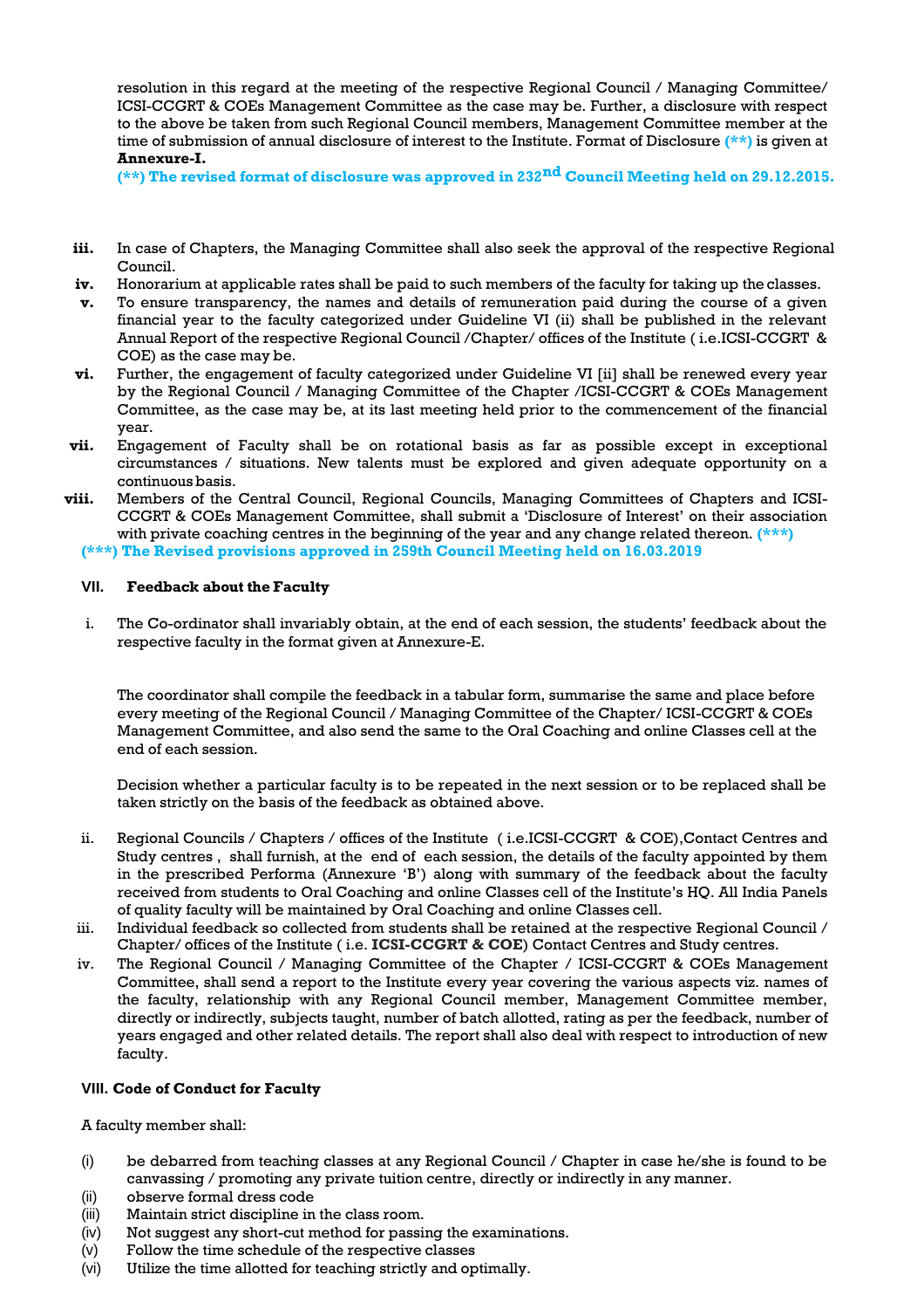resolution in this regard at the meeting of the respective Regional Council / Managing Committee/ ICSI-CCGRT & COEs Management Committee as the case may be. Further, a disclosure with respect to the above be taken from such Regional Council members, Management Committee member at the time of submission of annual disclosure of interest to the Institute. Format of Disclosure **(**)** is given at **Annexure-I.**

**(**) The revised format of disclosure was approved in 232nd Council Meeting held on 29.12.2015.**

- **iii.** In case of Chapters, the Managing Committee shall also seek the approval of the respective Regional Council.
- **iv.** Honorarium at applicable rates shall be paid to such members of the faculty for taking up the classes.
- **v.** To ensure transparency, the names and details of remuneration paid during the course of a given financial year to the faculty categorized under Guideline VI (ii) shall be published in the relevant Annual Report of the respective Regional Council /Chapter/ offices of the Institute ( i.e.ICSI-CCGRT & COE) as the case may be.
- **vi.** Further, the engagement of faculty categorized under Guideline VI [ii] shall be renewed every year by the Regional Council / Managing Committee of the Chapter /ICSI-CCGRT & COEs Management Committee, as the case may be, at its last meeting held prior to the commencement of the financial year.
- **vii.** Engagement of Faculty shall be on rotational basis as far as possible except in exceptional circumstances / situations. New talents must be explored and given adequate opportunity on a continuous basis.
- **viii.** Members of the Central Council, Regional Councils, Managing Committees of Chapters and ICSI-CCGRT & COEs Management Committee, shall submit a 'Disclosure of Interest' on their association with private coaching centres in the beginning of the year and any change related thereon. **(***)**

**(***) The Revised provisions approved in 259th Council Meeting held on 16.03.2019**

### VII. Feedback about the Faculty

i. The Co-ordinator shall invariably obtain, at the end of each session, the students' feedback about the respective faculty in the format given at Annexure-E.

The coordinator shall compile the feedback in a tabular form, summarise the same and place before every meeting of the Regional Council / Managing Committee of the Chapter/ ICSI-CCGRT & COEs Management Committee, and also send the same to the Oral Coaching and online Classes cell at the end of each session.

Decision whether a particular faculty is to be repeated in the next session or to be replaced shall be taken strictly on the basis of the feedback as obtained above.

ii. Regional Councils / Chapters / offices of the Institute ( i.e.ICSI-CCGRT & COE),Contact Centres and Study centres , shall furnish, at the end of each session, the details of the faculty appointed by them in the prescribed Performa (Annexure 'B') along with summary of the feedback about the faculty received from students to Oral Coaching and online Classes cell of the Institute's HQ. All India Panels of quality faculty will be maintained by Oral Coaching and online Classes cell.

iii. Individual feedback so collected from students shall be retained at the respective Regional Council / Chapter/ offices of the Institute ( i.e. **ICSI-CCGRT & COE**) Contact Centres and Study centres.

iv. The Regional Council / Managing Committee of the Chapter / ICSI-CCGRT & COEs Management Committee, shall send a report to the Institute every year covering the various aspects viz. names of the faculty, relationship with any Regional Council member, Management Committee member, directly or indirectly, subjects taught, number of batch allotted, rating as per the feedback, number of years engaged and other related details. The report shall also deal with respect to introduction of new faculty.

### VIII. Code of Conduct for Faculty

A faculty member shall:

- (i) be debarred from teaching classes at any Regional Council / Chapter in case he/she is found to be canvassing / promoting any private tuition centre, directly or indirectly in any manner.
- (ii) observe formal dress code
- (iii) Maintain strict discipline in the class room.
- (iv) Not suggest any short-cut method for passing the examinations.
- (v) Follow the time schedule of the respective classes
- (vi) Utilize the time allotted for teaching strictly and optimally.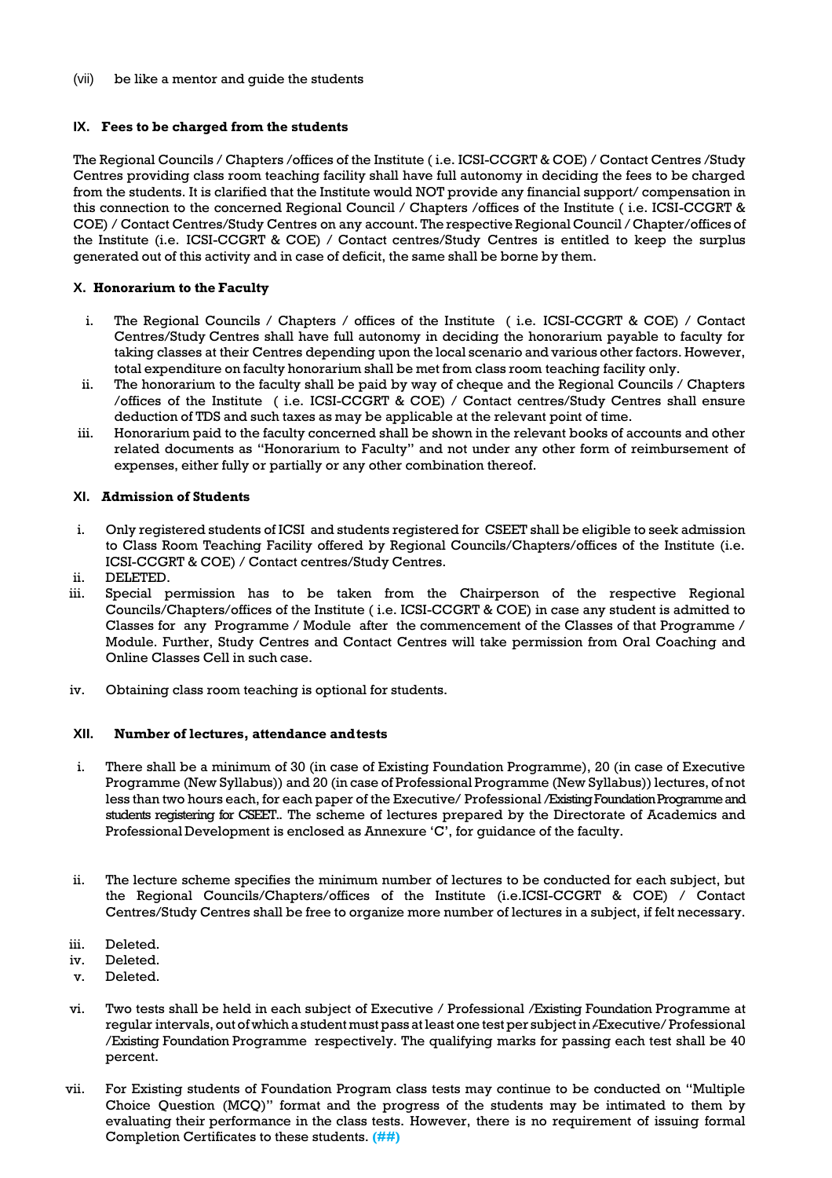(vii) be like a mentor and guide the students

## IX. Fees to be charged from the students

The Regional Councils / Chapters /offices of the Institute ( i.e. ICSI-CCGRT & COE) / Contact Centres /Study Centres providing class room teaching facility shall have full autonomy in deciding the fees to be charged from the students. It is clarified that the Institute would NOT provide any financial support/ compensation in this connection to the concerned Regional Council / Chapters /offices of the Institute ( i.e. ICSI-CCGRT & COE) / Contact Centres/Study Centres on any account. The respective Regional Council / Chapter/offices of the Institute (i.e. ICSI-CCGRT & COE) / Contact centres/Study Centres is entitled to keep the surplus generated out of this activity and in case of deficit, the same shall be borne by them.

## X. Honorarium to the Faculty

i. The Regional Councils / Chapters / offices of the Institute ( i.e. ICSI-CCGRT & COE) / Contact Centres/Study Centres shall have full autonomy in deciding the honorarium payable to faculty for taking classes at their Centres depending upon the local scenario and various other factors. However, total expenditure on faculty honorarium shall be met from class room teaching facility only.

ii. The honorarium to the faculty shall be paid by way of cheque and the Regional Councils / Chapters /offices of the Institute ( i.e. ICSI-CCGRT & COE) / Contact centres/Study Centres shall ensure deduction of TDS and such taxes as may be applicable at the relevant point of time.

iii. Honorarium paid to the faculty concerned shall be shown in the relevant books of accounts and other related documents as "Honorarium to Faculty" and not under any other form of reimbursement of expenses, either fully or partially or any other combination thereof.

## XI. Admission of Students

i. Only registered students of ICSI and students registered for CSEET shall be eligible to seek admission to Class Room Teaching Facility offered by Regional Councils/Chapters/offices of the Institute (i.e. ICSI-CCGRT & COE) / Contact centres/Study Centres.

ii. DELETED.

iii. Special permission has to be taken from the Chairperson of the respective Regional Councils/Chapters/offices of the Institute ( i.e. ICSI-CCGRT & COE) in case any student is admitted to Classes for any Programme / Module after the commencement of the Classes of that Programme / Module. Further, Study Centres and Contact Centres will take permission from Oral Coaching and Online Classes Cell in such case.

iv. Obtaining class room teaching is optional for students.

## XII. Number of lectures, attendance and tests

i. There shall be a minimum of 30 (in case of Existing Foundation Programme), 20 (in case of Executive Programme (New Syllabus)) and 20 (in case of Professional Programme (New Syllabus)) lectures, of not less than two hours each, for each paper of the Executive/ Professional /Existing Foundation Programme and students registering for CSEET.. The scheme of lectures prepared by the Directorate of Academics and Professional Development is enclosed as Annexure 'C', for guidance of the faculty.

ii. The lecture scheme specifies the minimum number of lectures to be conducted for each subject, but the Regional Councils/Chapters/offices of the Institute (i.e.ICSI-CCGRT & COE) / Contact Centres/Study Centres shall be free to organize more number of lectures in a subject, if felt necessary.

iii. Deleted.

iv. Deleted.

v. Deleted.

vi. Two tests shall be held in each subject of Executive / Professional /Existing Foundation Programme at regular intervals, out of which a student must pass at least one test per subject in /Executive/ Professional /Existing Foundation Programme respectively. The qualifying marks for passing each test shall be 40 percent.

vii. For Existing students of Foundation Program class tests may continue to be conducted on "Multiple Choice Question (MCQ)" format and the progress of the students may be intimated to them by evaluating their performance in the class tests. However, there is no requirement of issuing formal Completion Certificates to these students. (##)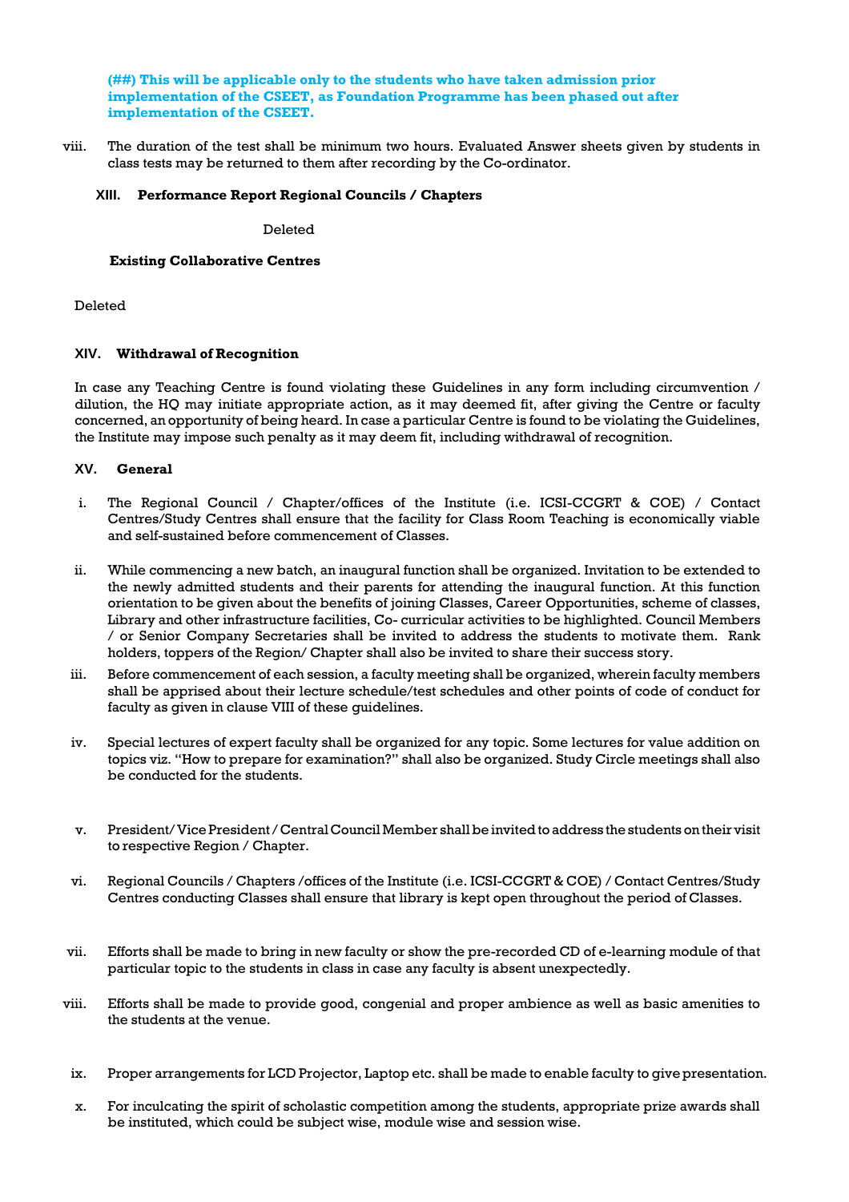**(##) This will be applicable only to the students who have taken admission prior implementation of the CSEET, as Foundation Programme has been phased out after implementation of the CSEET.**

viii. The duration of the test shall be minimum two hours. Evaluated Answer sheets given by students in class tests may be returned to them after recording by the Co-ordinator.

### XIII. Performance Report Regional Councils / Chapters

Deleted

**Existing Collaborative Centres**

Deleted

### XIV. Withdrawal of Recognition

In case any Teaching Centre is found violating these Guidelines in any form including circumvention / dilution, the HQ may initiate appropriate action, as it may deemed fit, after giving the Centre or faculty concerned, an opportunity of being heard. In case a particular Centre is found to be violating the Guidelines, the Institute may impose such penalty as it may deem fit, including withdrawal of recognition.

### XV. General

i. The Regional Council / Chapter/offices of the Institute (i.e. ICSI-CCGRT & COE) / Contact Centres/Study Centres shall ensure that the facility for Class Room Teaching is economically viable and self-sustained before commencement of Classes.

ii. While commencing a new batch, an inaugural function shall be organized. Invitation to be extended to the newly admitted students and their parents for attending the inaugural function. At this function orientation to be given about the benefits of joining Classes, Career Opportunities, scheme of classes, Library and other infrastructure facilities, Co- curricular activities to be highlighted. Council Members / or Senior Company Secretaries shall be invited to address the students to motivate them. Rank holders, toppers of the Region/ Chapter shall also be invited to share their success story.

iii. Before commencement of each session, a faculty meeting shall be organized, wherein faculty members shall be apprised about their lecture schedule/test schedules and other points of code of conduct for faculty as given in clause VIII of these guidelines.

iv. Special lectures of expert faculty shall be organized for any topic. Some lectures for value addition on topics viz. "How to prepare for examination?" shall also be organized. Study Circle meetings shall also be conducted for the students.

v. President/ Vice President / Central Council Member shall be invited to address the students on their visit to respective Region / Chapter.

vi. Regional Councils / Chapters /offices of the Institute (i.e. ICSI-CCGRT & COE) / Contact Centres/Study Centres conducting Classes shall ensure that library is kept open throughout the period of Classes.

vii. Efforts shall be made to bring in new faculty or show the pre-recorded CD of e-learning module of that particular topic to the students in class in case any faculty is absent unexpectedly.

viii. Efforts shall be made to provide good, congenial and proper ambience as well as basic amenities to the students at the venue.

ix. Proper arrangements for LCD Projector, Laptop etc. shall be made to enable faculty to give presentation.

x. For inculcating the spirit of scholastic competition among the students, appropriate prize awards shall be instituted, which could be subject wise, module wise and session wise.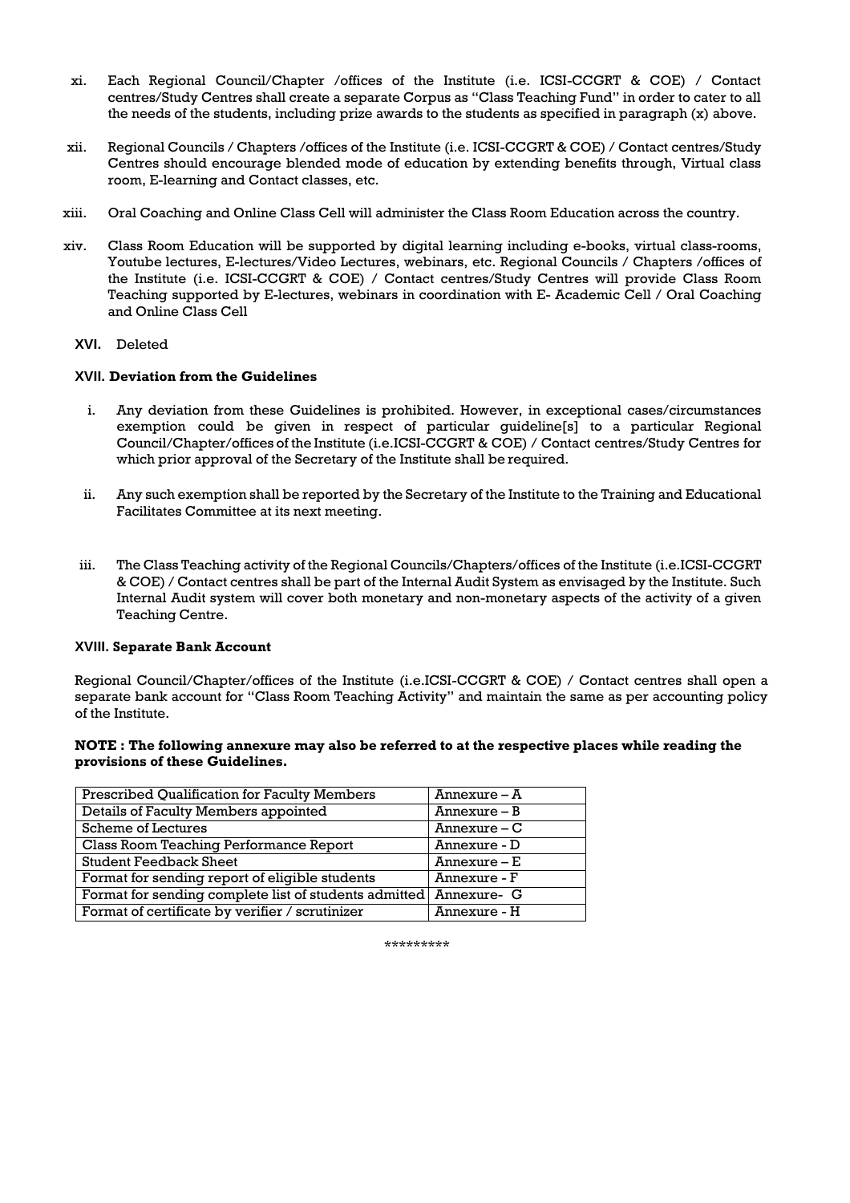xi. Each Regional Council/Chapter /offices of the Institute (i.e. ICSI-CCGRT & COE) / Contact centres/Study Centres shall create a separate Corpus as "Class Teaching Fund" in order to cater to all the needs of the students, including prize awards to the students as specified in paragraph (x) above.

xii. Regional Councils / Chapters /offices of the Institute (i.e. ICSI-CCGRT & COE) / Contact centres/Study Centres should encourage blended mode of education by extending benefits through, Virtual class room, E-learning and Contact classes, etc.

xiii. Oral Coaching and Online Class Cell will administer the Class Room Education across the country.

xiv. Class Room Education will be supported by digital learning including e-books, virtual class-rooms, Youtube lectures, E-lectures/Video Lectures, webinars, etc. Regional Councils / Chapters /offices of the Institute (i.e. ICSI-CCGRT & COE) / Contact centres/Study Centres will provide Class Room Teaching supported by E-lectures, webinars in coordination with E- Academic Cell / Oral Coaching and Online Class Cell

**XVI.** Deleted

**XVII. Deviation from the Guidelines**

i. Any deviation from these Guidelines is prohibited. However, in exceptional cases/circumstances exemption could be given in respect of particular guideline[s] to a particular Regional Council/Chapter/offices of the Institute (i.e.ICSI-CCGRT & COE) / Contact centres/Study Centres for which prior approval of the Secretary of the Institute shall be required.

ii. Any such exemption shall be reported by the Secretary of the Institute to the Training and Educational Facilitates Committee at its next meeting.

iii. The Class Teaching activity of the Regional Councils/Chapters/offices of the Institute (i.e.ICSI-CCGRT & COE) / Contact centres shall be part of the Internal Audit System as envisaged by the Institute. Such Internal Audit system will cover both monetary and non-monetary aspects of the activity of a given Teaching Centre.

**XVIII. Separate Bank Account**

Regional Council/Chapter/offices of the Institute (i.e.ICSI-CCGRT & COE) / Contact centres shall open a separate bank account for "Class Room Teaching Activity" and maintain the same as per accounting policy of the Institute.

**NOTE : The following annexure may also be referred to at the respective places while reading the provisions of these Guidelines.**

| Prescribed Qualification for Faculty Members | Annexure – A |
|---|---|
| Details of Faculty Members appointed | Annexure – B |
| Scheme of Lectures | Annexure – C |
| Class Room Teaching Performance Report | Annexure - D |
| Student Feedback Sheet | Annexure – E |
| Format for sending report of eligible students | Annexure - F |
| Format for sending complete list of students admitted | Annexure- G |
| Format of certificate by verifier / scrutinizer | Annexure - H |

*********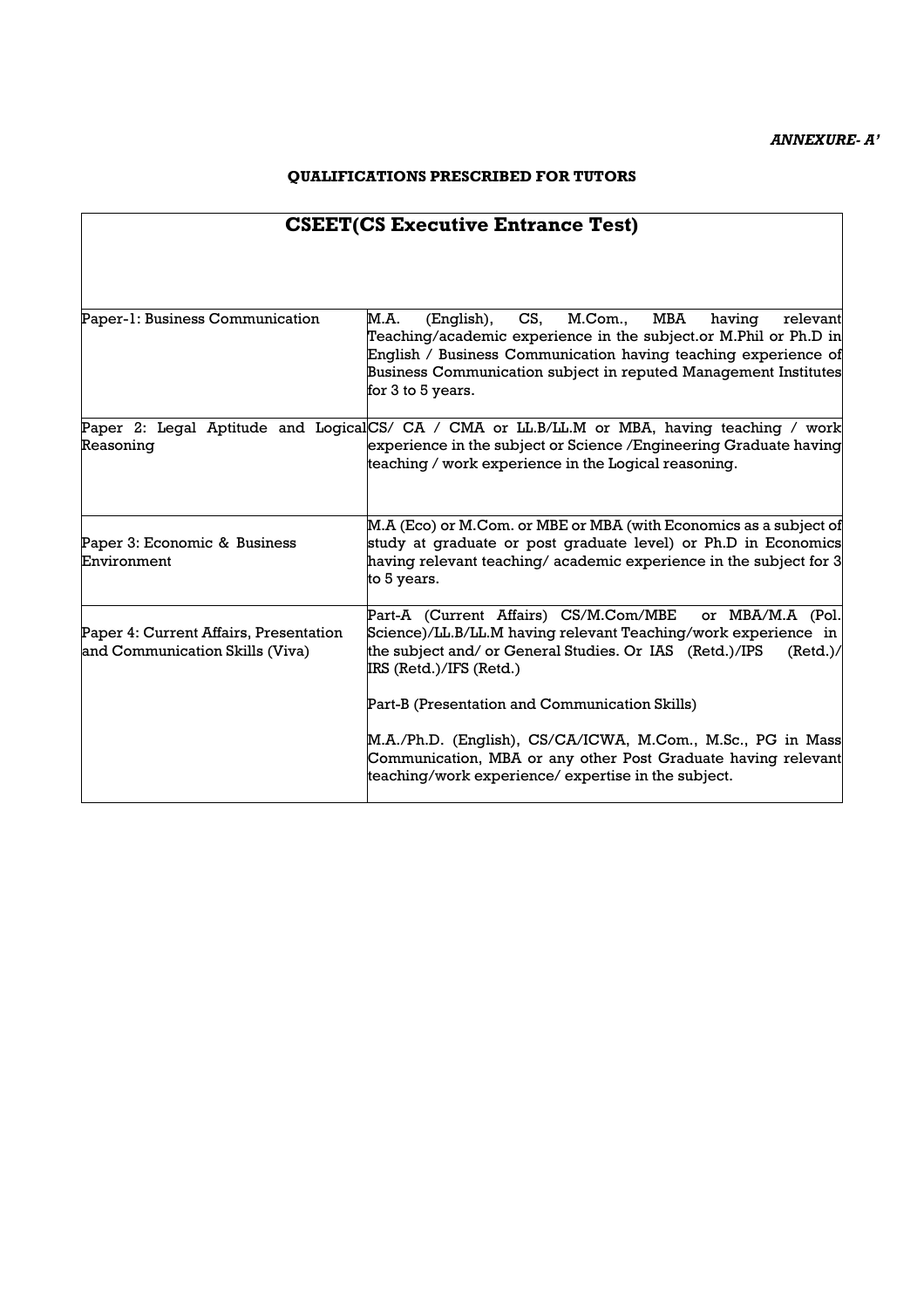*ANNEXURE- A'*

**QUALIFICATIONS PRESCRIBED FOR TUTORS**

| **CSEET(CS Executive Entrance Test)** | |
|---|---|
| Paper-1: Business Communication | M.A. (English), CS, M.Com., MBA having relevant Teaching/academic experience in the subject.or M.Phil or Ph.D in English / Business Communication having teaching experience of Business Communication subject in reputed Management Institutes for 3 to 5 years. |
| Paper 2: Legal Aptitude and Logical Reasoning | CS/ CA / CMA or LL.B/LL.M or MBA, having teaching / work experience in the subject or Science /Engineering Graduate having teaching / work experience in the Logical reasoning. |
| Paper 3: Economic & Business Environment | M.A (Eco) or M.Com. or MBE or MBA (with Economics as a subject of study at graduate or post graduate level) or Ph.D in Economics having relevant teaching/ academic experience in the subject for 3 to 5 years. |
| Paper 4: Current Affairs, Presentation and Communication Skills (Viva) | Part-A (Current Affairs) CS/M.Com/MBE or MBA/M.A (Pol. Science)/LL.B/LL.M having relevant Teaching/work experience in the subject and/ or General Studies. Or IAS (Retd.)/IPS (Retd.)/ IRS (Retd.)/IFS (Retd.)<br><br>Part-B (Presentation and Communication Skills)<br><br>M.A./Ph.D. (English), CS/CA/ICWA, M.Com., M.Sc., PG in Mass Communication, MBA or any other Post Graduate having relevant teaching/work experience/ expertise in the subject. |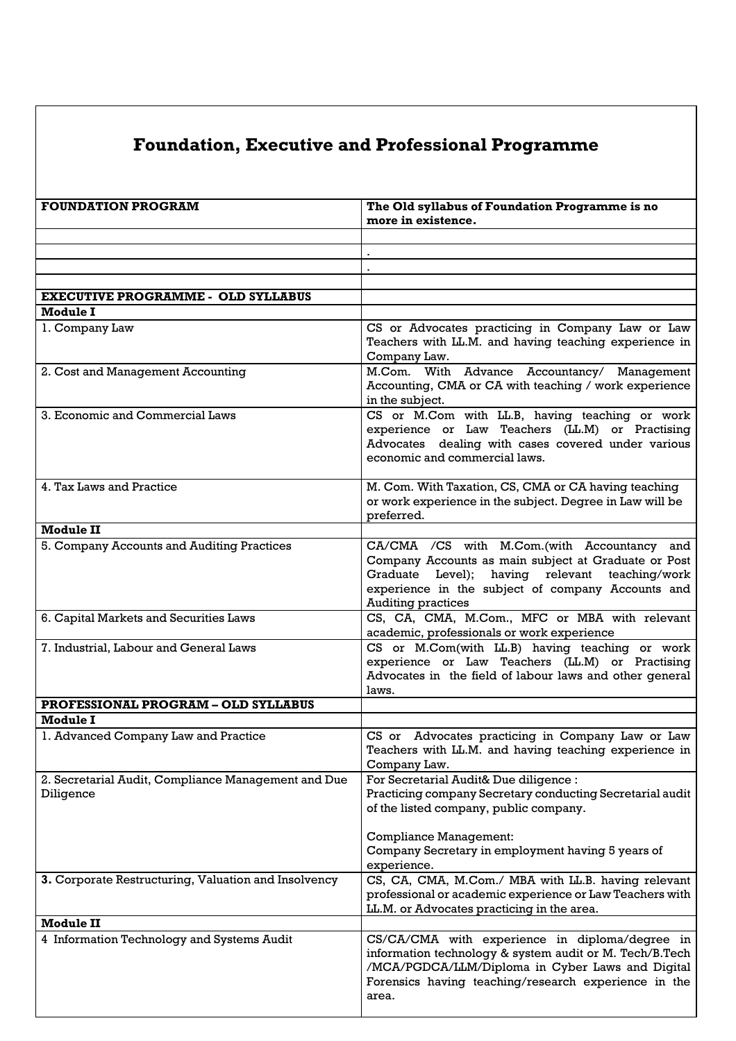# Foundation, Executive and Professional Programme

| **FOUNDATION PROGRAM** | **The Old syllabus of Foundation Programme is no more in existence.** |
|---|---|
| | |
| | . |
| | . |
| | |
| **EXECUTIVE PROGRAMME - OLD SYLLABUS** | |
| **Module I** | |
| 1. Company Law | CS or Advocates practicing in Company Law or Law Teachers with LL.M. and having teaching experience in Company Law. |
| 2. Cost and Management Accounting | M.Com. With Advance Accountancy/ Management Accounting, CMA or CA with teaching / work experience in the subject. |
| 3. Economic and Commercial Laws | CS or M.Com with LL.B, having teaching or work experience or Law Teachers (LL.M) or Practising Advocates dealing with cases covered under various economic and commercial laws. |
| 4. Tax Laws and Practice | M. Com. With Taxation, CS, CMA or CA having teaching or work experience in the subject. Degree in Law will be preferred. |
| **Module II** | |
| 5. Company Accounts and Auditing Practices | CA/CMA /CS with M.Com.(with Accountancy and Company Accounts as main subject at Graduate or Post Graduate Level); having relevant teaching/work experience in the subject of company Accounts and Auditing practices |
| 6. Capital Markets and Securities Laws | CS, CA, CMA, M.Com., MFC or MBA with relevant academic, professionals or work experience |
| 7. Industrial, Labour and General Laws | CS or M.Com(with LL.B) having teaching or work experience or Law Teachers (LL.M) or Practising Advocates in the field of labour laws and other general laws. |
| **PROFESSIONAL PROGRAM – OLD SYLLABUS** | |
| **Module I** | |
| 1. Advanced Company Law and Practice | CS or Advocates practicing in Company Law or Law Teachers with LL.M. and having teaching experience in Company Law. |
| 2. Secretarial Audit, Compliance Management and Due Diligence | For Secretarial Audit& Due diligence : Practicing company Secretary conducting Secretarial audit of the listed company, public company.<br><br>Compliance Management:<br>Company Secretary in employment having 5 years of experience. |
| **3.** Corporate Restructuring, Valuation and Insolvency | CS, CA, CMA, M.Com./ MBA with LL.B. having relevant professional or academic experience or Law Teachers with LL.M. or Advocates practicing in the area. |
| **Module II** | |
| 4 Information Technology and Systems Audit | CS/CA/CMA with experience in diploma/degree in information technology & system audit or M. Tech/B.Tech /MCA/PGDCA/LLM/Diploma in Cyber Laws and Digital Forensics having teaching/research experience in the area. |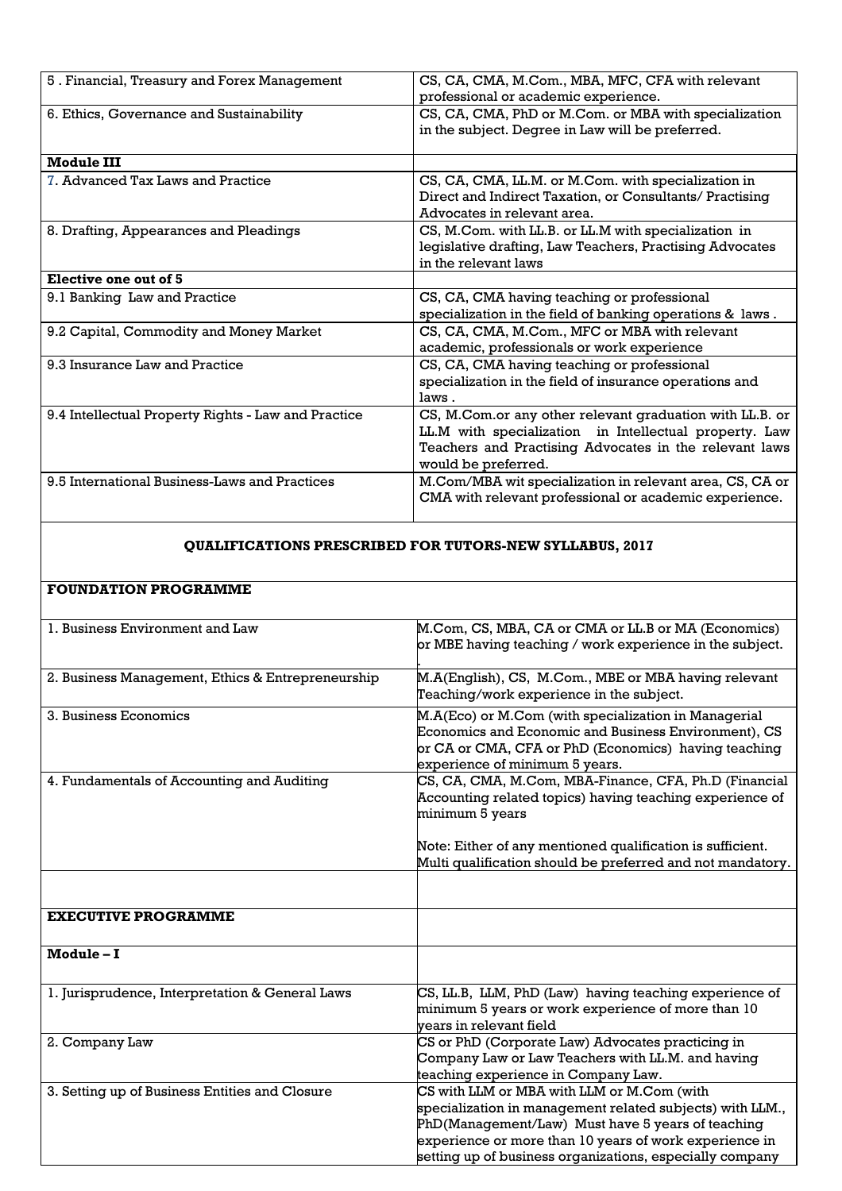| | |
|---|---|
| 5 . Financial, Treasury and Forex Management | CS, CA, CMA, M.Com., MBA, MFC, CFA with relevant professional or academic experience. |
| 6. Ethics, Governance and Sustainability | CS, CA, CMA, PhD or M.Com. or MBA with specialization in the subject. Degree in Law will be preferred. |
| **Module III** | |
| 7. Advanced Tax Laws and Practice | CS, CA, CMA, LL.M. or M.Com. with specialization in Direct and Indirect Taxation, or Consultants/ Practising Advocates in relevant area. |
| 8. Drafting, Appearances and Pleadings | CS, M.Com. with LL.B. or LL.M with specialization in legislative drafting, Law Teachers, Practising Advocates in the relevant laws |
| **Elective one out of 5** | |
| 9.1 Banking Law and Practice | CS, CA, CMA having teaching or professional specialization in the field of banking operations & laws . |
| 9.2 Capital, Commodity and Money Market | CS, CA, CMA, M.Com., MFC or MBA with relevant academic, professionals or work experience |
| 9.3 Insurance Law and Practice | CS, CA, CMA having teaching or professional specialization in the field of insurance operations and laws . |
| 9.4 Intellectual Property Rights - Law and Practice | CS, M.Com.or any other relevant graduation with LL.B. or LL.M with specialization in Intellectual property. Law Teachers and Practising Advocates in the relevant laws would be preferred. |
| 9.5 International Business-Laws and Practices | M.Com/MBA wit specialization in relevant area, CS, CA or CMA with relevant professional or academic experience. |

## QUALIFICATIONS PRESCRIBED FOR TUTORS-NEW SYLLABUS, 2017

| | |
|---|---|
| **FOUNDATION PROGRAMME** | |
| 1. Business Environment and Law | M.Com, CS, MBA, CA or CMA or LL.B or MA (Economics) or MBE having teaching / work experience in the subject. |
| 2. Business Management, Ethics & Entrepreneurship | M.A(English), CS, M.Com., MBE or MBA having relevant Teaching/work experience in the subject. |
| 3. Business Economics | M.A(Eco) or M.Com (with specialization in Managerial Economics and Economic and Business Environment), CS or CA or CMA, CFA or PhD (Economics) having teaching experience of minimum 5 years. |
| 4. Fundamentals of Accounting and Auditing | CS, CA, CMA, M.Com, MBA-Finance, CFA, Ph.D (Financial Accounting related topics) having teaching experience of minimum 5 years<br><br>Note: Either of any mentioned qualification is sufficient. Multi qualification should be preferred and not mandatory. |
| | |
| **EXECUTIVE PROGRAMME** | |
| **Module – I** | |
| 1. Jurisprudence, Interpretation & General Laws | CS, LL.B, LLM, PhD (Law) having teaching experience of minimum 5 years or work experience of more than 10 years in relevant field |
| 2. Company Law | CS or PhD (Corporate Law) Advocates practicing in Company Law or Law Teachers with LL.M. and having teaching experience in Company Law. |
| 3. Setting up of Business Entities and Closure | CS with LLM or MBA with LLM or M.Com (with specialization in management related subjects) with LLM., PhD(Management/Law) Must have 5 years of teaching experience or more than 10 years of work experience in setting up of business organizations, especially company |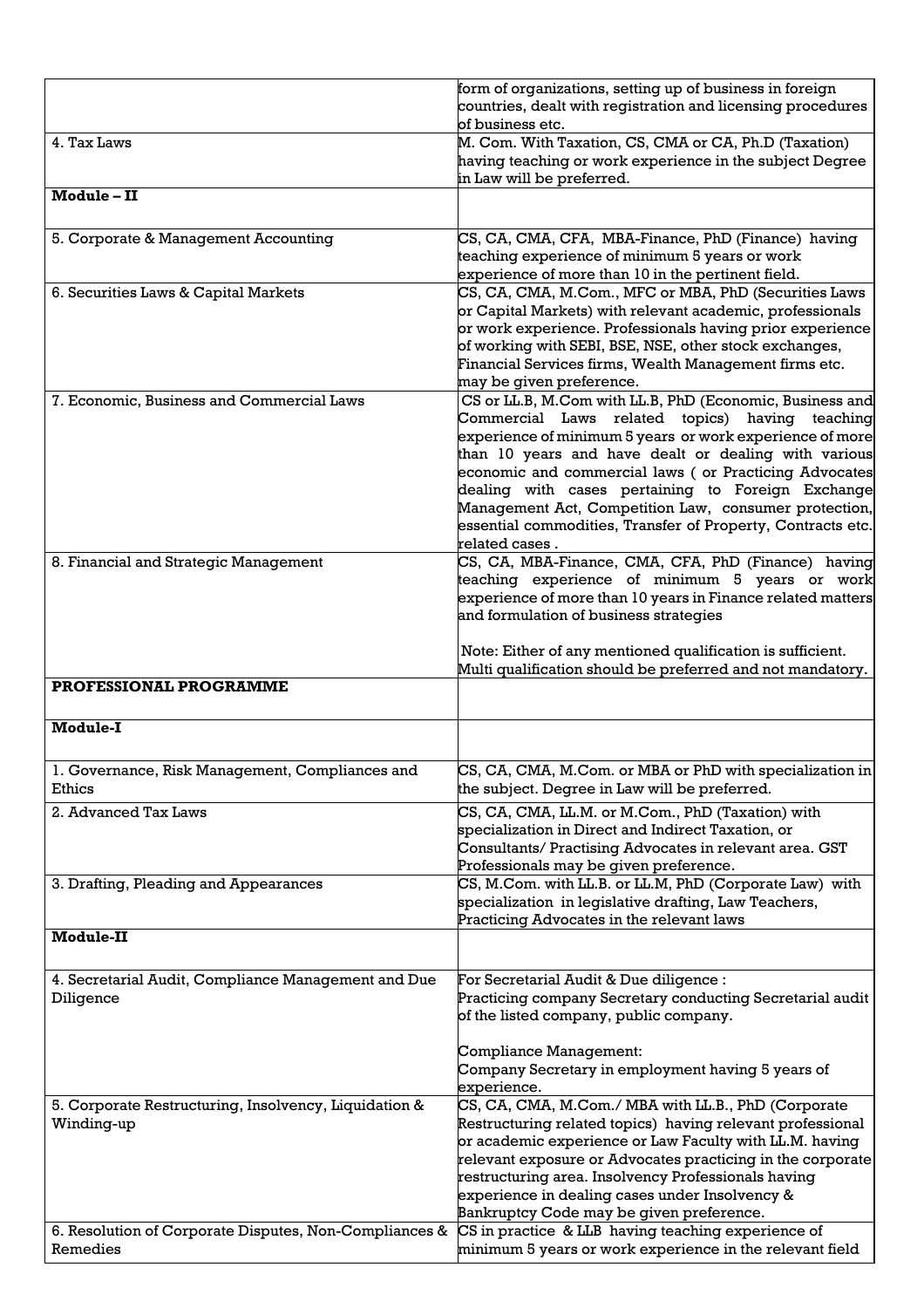| | |
|---|---|
| | form of organizations, setting up of business in foreign countries, dealt with registration and licensing procedures of business etc. |
| 4. Tax Laws | M. Com. With Taxation, CS, CMA or CA, Ph.D (Taxation) having teaching or work experience in the subject Degree in Law will be preferred. |
| **Module – II** | |
| 5. Corporate & Management Accounting | CS, CA, CMA, CFA, MBA-Finance, PhD (Finance) having teaching experience of minimum 5 years or work experience of more than 10 in the pertinent field. |
| 6. Securities Laws & Capital Markets | CS, CA, CMA, M.Com., MFC or MBA, PhD (Securities Laws or Capital Markets) with relevant academic, professionals or work experience. Professionals having prior experience of working with SEBI, BSE, NSE, other stock exchanges, Financial Services firms, Wealth Management firms etc. may be given preference. |
| 7. Economic, Business and Commercial Laws | CS or LL.B, M.Com with LL.B, PhD (Economic, Business and Commercial Laws related topics) having teaching experience of minimum 5 years or work experience of more than 10 years and have dealt or dealing with various economic and commercial laws ( or Practicing Advocates dealing with cases pertaining to Foreign Exchange Management Act, Competition Law, consumer protection, essential commodities, Transfer of Property, Contracts etc. related cases . |
| 8. Financial and Strategic Management | CS, CA, MBA-Finance, CMA, CFA, PhD (Finance) having teaching experience of minimum 5 years or work experience of more than 10 years in Finance related matters and formulation of business strategies<br><br>Note: Either of any mentioned qualification is sufficient. Multi qualification should be preferred and not mandatory. |
| **PROFESSIONAL PROGRAMME** | |
| **Module-I** | |
| 1. Governance, Risk Management, Compliances and Ethics | CS, CA, CMA, M.Com. or MBA or PhD with specialization in the subject. Degree in Law will be preferred. |
| 2. Advanced Tax Laws | CS, CA, CMA, LL.M. or M.Com., PhD (Taxation) with specialization in Direct and Indirect Taxation, or Consultants/ Practising Advocates in relevant area. GST Professionals may be given preference. |
| 3. Drafting, Pleading and Appearances | CS, M.Com. with LL.B. or LL.M, PhD (Corporate Law) with specialization in legislative drafting, Law Teachers, Practicing Advocates in the relevant laws |
| **Module-II** | |
| 4. Secretarial Audit, Compliance Management and Due Diligence | For Secretarial Audit & Due diligence :<br>Practicing company Secretary conducting Secretarial audit of the listed company, public company.<br><br>Compliance Management:<br>Company Secretary in employment having 5 years of experience. |
| 5. Corporate Restructuring, Insolvency, Liquidation & Winding-up | CS, CA, CMA, M.Com./ MBA with LL.B., PhD (Corporate Restructuring related topics) having relevant professional or academic experience or Law Faculty with LL.M. having relevant exposure or Advocates practicing in the corporate restructuring area. Insolvency Professionals having experience in dealing cases under Insolvency & Bankruptcy Code may be given preference. |
| 6. Resolution of Corporate Disputes, Non-Compliances & Remedies | CS in practice & LLB having teaching experience of minimum 5 years or work experience in the relevant field |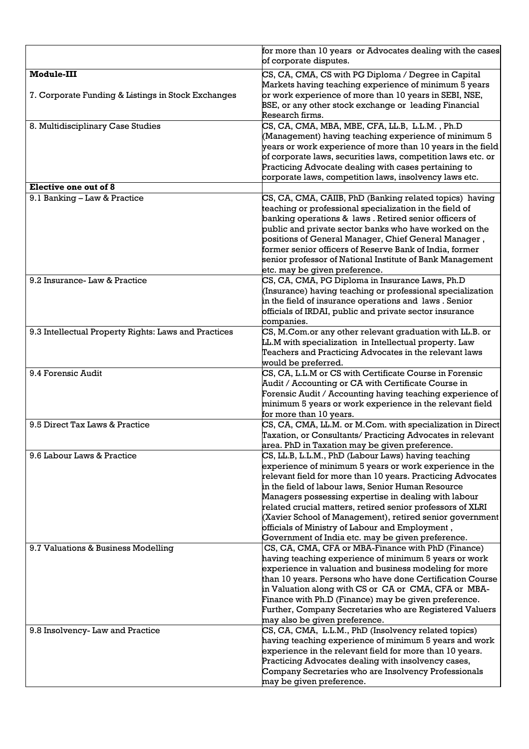| | |
|---|---|
| | for more than 10 years or Advocates dealing with the cases of corporate disputes. |
| **Module-III**<br><br>7. Corporate Funding & Listings in Stock Exchanges | CS, CA, CMA, CS with PG Diploma / Degree in Capital Markets having teaching experience of minimum 5 years or work experience of more than 10 years in SEBI, NSE, BSE, or any other stock exchange or leading Financial Research firms. |
| 8. Multidisciplinary Case Studies | CS, CA, CMA, MBA, MBE, CFA, LL.B, L.L.M. , Ph.D (Management) having teaching experience of minimum 5 years or work experience of more than 10 years in the field of corporate laws, securities laws, competition laws etc. or Practicing Advocate dealing with cases pertaining to corporate laws, competition laws, insolvency laws etc. |
| **Elective one out of 8** | |
| 9.1 Banking – Law & Practice | CS, CA, CMA, CAIIB, PhD (Banking related topics) having teaching or professional specialization in the field of banking operations & laws . Retired senior officers of public and private sector banks who have worked on the positions of General Manager, Chief General Manager , former senior officers of Reserve Bank of India, former senior professor of National Institute of Bank Management etc. may be given preference. |
| 9.2 Insurance- Law & Practice | CS, CA, CMA, PG Diploma in Insurance Laws, Ph.D (Insurance) having teaching or professional specialization in the field of insurance operations and laws . Senior officials of IRDAI, public and private sector insurance companies. |
| 9.3 Intellectual Property Rights: Laws and Practices | CS, M.Com.or any other relevant graduation with LL.B. or LL.M with specialization in Intellectual property. Law Teachers and Practicing Advocates in the relevant laws would be preferred. |
| 9.4 Forensic Audit | CS, CA, L.L.M or CS with Certificate Course in Forensic Audit / Accounting or CA with Certificate Course in Forensic Audit / Accounting having teaching experience of minimum 5 years or work experience in the relevant field for more than 10 years. |
| 9.5 Direct Tax Laws & Practice | CS, CA, CMA, LL.M. or M.Com. with specialization in Direct Taxation, or Consultants/ Practicing Advocates in relevant area. PhD in Taxation may be given preference. |
| 9.6 Labour Laws & Practice | CS, LL.B, L.L.M., PhD (Labour Laws) having teaching experience of minimum 5 years or work experience in the relevant field for more than 10 years. Practicing Advocates in the field of labour laws, Senior Human Resource Managers possessing expertise in dealing with labour related crucial matters, retired senior professors of XLRI (Xavier School of Management), retired senior government officials of Ministry of Labour and Employment , Government of India etc. may be given preference. |
| 9.7 Valuations & Business Modelling | CS, CA, CMA, CFA or MBA-Finance with PhD (Finance) having teaching experience of minimum 5 years or work experience in valuation and business modeling for more than 10 years. Persons who have done Certification Course in Valuation along with CS or CA or CMA, CFA or MBA-Finance with Ph.D (Finance) may be given preference. Further, Company Secretaries who are Registered Valuers may also be given preference. |
| 9.8 Insolvency- Law and Practice | CS, CA, CMA, L.L.M., PhD (Insolvency related topics) having teaching experience of minimum 5 years and work experience in the relevant field for more than 10 years. Practicing Advocates dealing with insolvency cases, Company Secretaries who are Insolvency Professionals may be given preference. |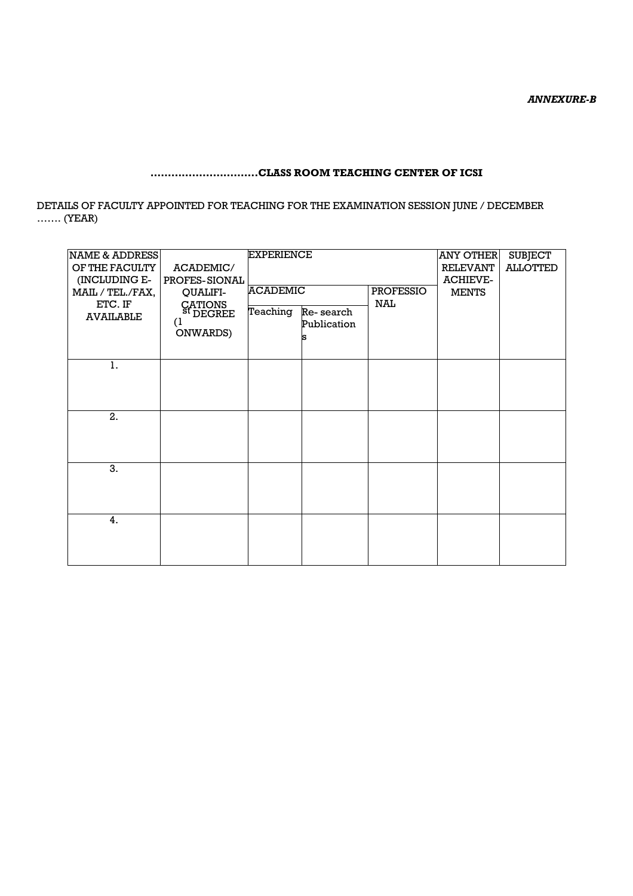*ANNEXURE-B*

**..............................CLASS ROOM TEACHING CENTER OF ICSI**

DETAILS OF FACULTY APPOINTED FOR TEACHING FOR THE EXAMINATION SESSION JUNE / DECEMBER ……. (YEAR)

| NAME & ADDRESS OF THE FACULTY (INCLUDING E-MAIL / TEL./FAX, ETC. IF AVAILABLE | ACADEMIC/ PROFES-SIONAL QUALIFI-CATIONS (1st DEGREE ONWARDS) | EXPERIENCE | | | ANY OTHER RELEVANT ACHIEVE-MENTS | SUBJECT ALLOTTED |
|---|---|---|---|---|---|---|
| | | ACADEMIC | | PROFESSIONAL | | |
| | | Teaching | Re-search Publications | | | |
| 1. | | | | | | |
| 2. | | | | | | |
| 3. | | | | | | |
| 4. | | | | | | |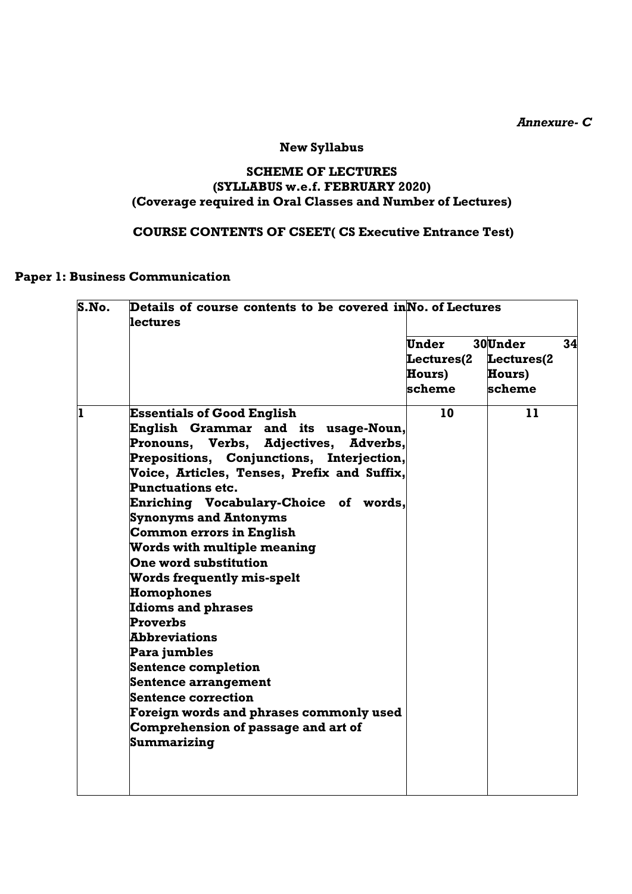*Annexure- C*

**New Syllabus**

**SCHEME OF LECTURES**
**(SYLLABUS w.e.f. FEBRUARY 2020)**
**(Coverage required in Oral Classes and Number of Lectures)**

**COURSE CONTENTS OF CSEET( CS Executive Entrance Test)**

## Paper 1: Business Communication

| S.No. | Details of course contents to be covered in lectures | No. of Lectures | |
|---|---|---|---|
| | | Under 30 Lectures(2 Hours) scheme | Under 34 Lectures(2 Hours) scheme |
| 1 | **Essentials of Good English**<br>English Grammar and its usage-Noun, Pronouns, Verbs, Adjectives, Adverbs, Prepositions, Conjunctions, Interjection, Voice, Articles, Tenses, Prefix and Suffix, Punctuations etc.<br>Enriching Vocabulary-Choice of words, Synonyms and Antonyms<br>Common errors in English<br>Words with multiple meaning<br>One word substitution<br>Words frequently mis-spelt<br>Homophones<br>Idioms and phrases<br>Proverbs<br>Abbreviations<br>Para jumbles<br>Sentence completion<br>Sentence arrangement<br>Sentence correction<br>Foreign words and phrases commonly used<br>Comprehension of passage and art of Summarizing | 10 | 11 |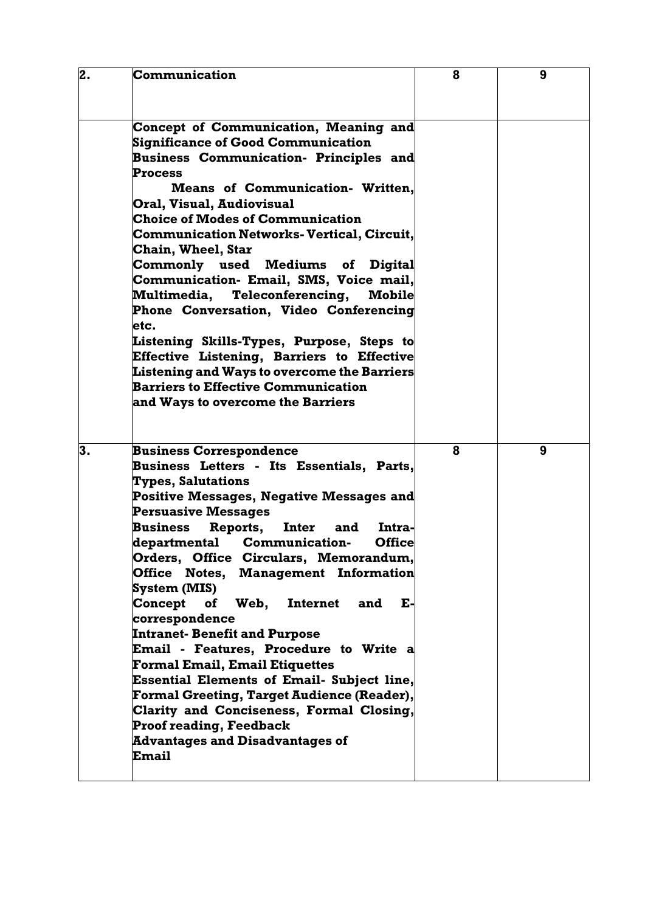| | | | |
|---|---|---|---|
| **2.** | **Communication** | **8** | **9** |
| | **Concept of Communication, Meaning and Significance of Good Communication**<br>**Business Communication- Principles and Process**<br>**Means of Communication- Written, Oral, Visual, Audiovisual**<br>**Choice of Modes of Communication**<br>**Communication Networks- Vertical, Circuit, Chain, Wheel, Star**<br>**Commonly used Mediums of Digital Communication- Email, SMS, Voice mail, Multimedia, Teleconferencing, Mobile Phone Conversation, Video Conferencing etc.**<br>**Listening Skills-Types, Purpose, Steps to Effective Listening, Barriers to Effective Listening and Ways to overcome the Barriers**<br>**Barriers to Effective Communication and Ways to overcome the Barriers** | | |
| **3.** | **Business Correspondence**<br>**Business Letters - Its Essentials, Parts, Types, Salutations**<br>**Positive Messages, Negative Messages and Persuasive Messages**<br>**Business Reports, Inter and Intra-departmental Communication- Office Orders, Office Circulars, Memorandum, Office Notes, Management Information System (MIS)**<br>**Concept of Web, Internet and E-correspondence**<br>**Intranet- Benefit and Purpose**<br>**Email - Features, Procedure to Write a Formal Email, Email Etiquettes**<br>**Essential Elements of Email- Subject line, Formal Greeting, Target Audience (Reader), Clarity and Conciseness, Formal Closing, Proof reading, Feedback**<br>**Advantages and Disadvantages of Email** | **8** | **9** |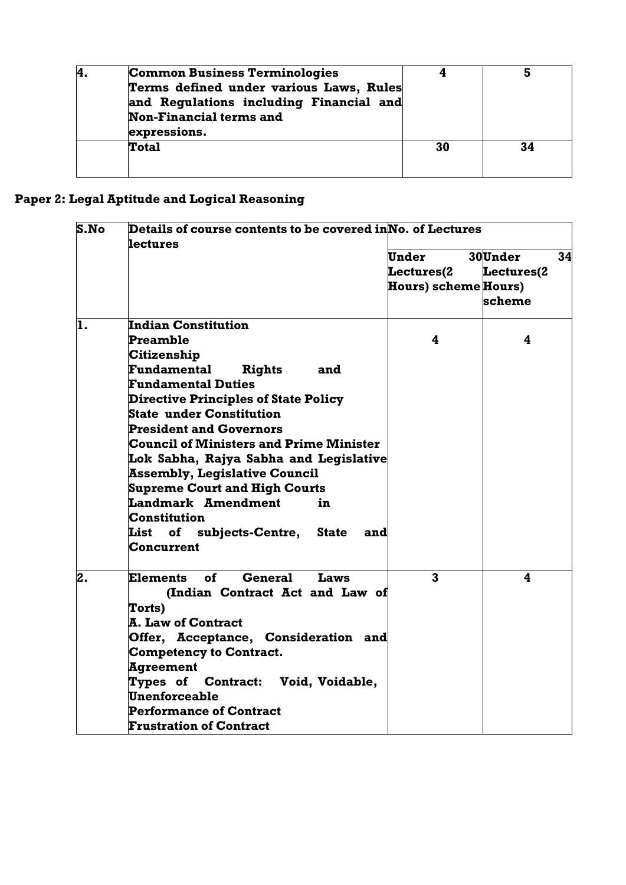| 4. | **Common Business Terminologies**<br>**Terms defined under various Laws, Rules and Regulations including Financial and Non-Financial terms and expressions.** | **4** | **5** |
|---|---|---|---|
| | **Total** | **30** | **34** |

## Paper 2: Legal Aptitude and Logical Reasoning

| S.No | Details of course contents to be covered in lectures | No. of Lectures | |
|---|---|---|---|
| | | Under 30 Lectures(2 Hours) scheme | Under 34 Lectures(2 Hours) scheme |
| 1. | **Indian Constitution**<br>**Preamble**<br>**Citizenship**<br>**Fundamental Rights and Fundamental Duties**<br>**Directive Principles of State Policy**<br>**State under Constitution**<br>**President and Governors**<br>**Council of Ministers and Prime Minister**<br>**Lok Sabha, Rajya Sabha and Legislative Assembly, Legislative Council**<br>**Supreme Court and High Courts**<br>**Landmark Amendment in Constitution**<br>**List of subjects-Centre, State and Concurrent** | **4** | **4** |
| 2. | **Elements of General Laws (Indian Contract Act and Law of Torts)**<br>**A. Law of Contract**<br>**Offer, Acceptance, Consideration and Competency to Contract.**<br>**Agreement**<br>**Types of Contract: Void, Voidable, Unenforceable**<br>**Performance of Contract**<br>**Frustration of Contract** | **3** | **4** |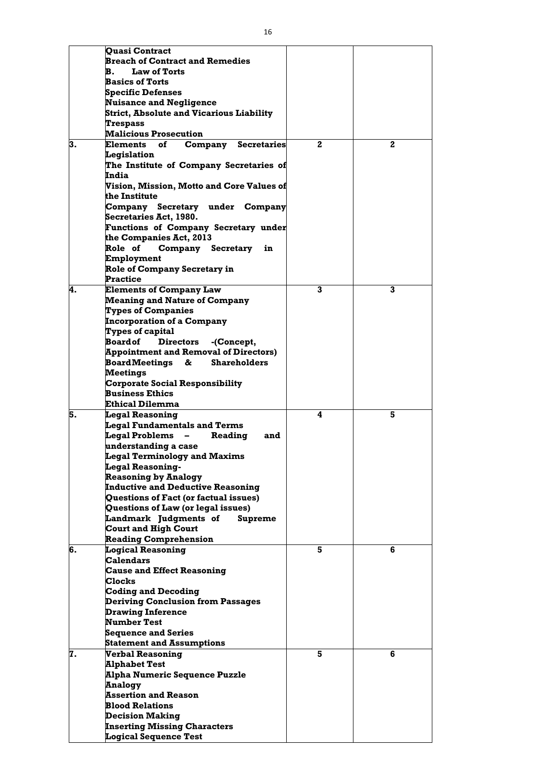| | | | |
|---|---|---|---|
| | **Quasi Contract**<br>**Breach of Contract and Remedies**<br>**B. Law of Torts**<br>**Basics of Torts**<br>**Specific Defenses**<br>**Nuisance and Negligence**<br>**Strict, Absolute and Vicarious Liability**<br>**Trespass**<br>**Malicious Prosecution** | | |
| **3.** | **Elements of Company Secretaries Legislation**<br>**The Institute of Company Secretaries of India**<br>**Vision, Mission, Motto and Core Values of the Institute**<br>**Company Secretary under Company Secretaries Act, 1980.**<br>**Functions of Company Secretary under the Companies Act, 2013**<br>**Role of Company Secretary in Employment**<br>**Role of Company Secretary in Practice** | **2** | **2** |
| **4.** | **Elements of Company Law**<br>**Meaning and Nature of Company**<br>**Types of Companies**<br>**Incorporation of a Company**<br>**Types of capital**<br>**Board of Directors -(Concept, Appointment and Removal of Directors)**<br>**Board Meetings & Shareholders Meetings**<br>**Corporate Social Responsibility**<br>**Business Ethics**<br>**Ethical Dilemma** | **3** | **3** |
| **5.** | **Legal Reasoning**<br>**Legal Fundamentals and Terms**<br>**Legal Problems – Reading and understanding a case**<br>**Legal Terminology and Maxims**<br>**Legal Reasoning-**<br>**Reasoning by Analogy**<br>**Inductive and Deductive Reasoning**<br>**Questions of Fact (or factual issues)**<br>**Questions of Law (or legal issues)**<br>**Landmark Judgments of Supreme Court and High Court**<br>**Reading Comprehension** | **4** | **5** |
| **6.** | **Logical Reasoning**<br>**Calendars**<br>**Cause and Effect Reasoning**<br>**Clocks**<br>**Coding and Decoding**<br>**Deriving Conclusion from Passages**<br>**Drawing Inference**<br>**Number Test**<br>**Sequence and Series**<br>**Statement and Assumptions** | **5** | **6** |
| **7.** | **Verbal Reasoning**<br>**Alphabet Test**<br>**Alpha Numeric Sequence Puzzle**<br>**Analogy**<br>**Assertion and Reason**<br>**Blood Relations**<br>**Decision Making**<br>**Inserting Missing Characters**<br>**Logical Sequence Test** | **5** | **6** |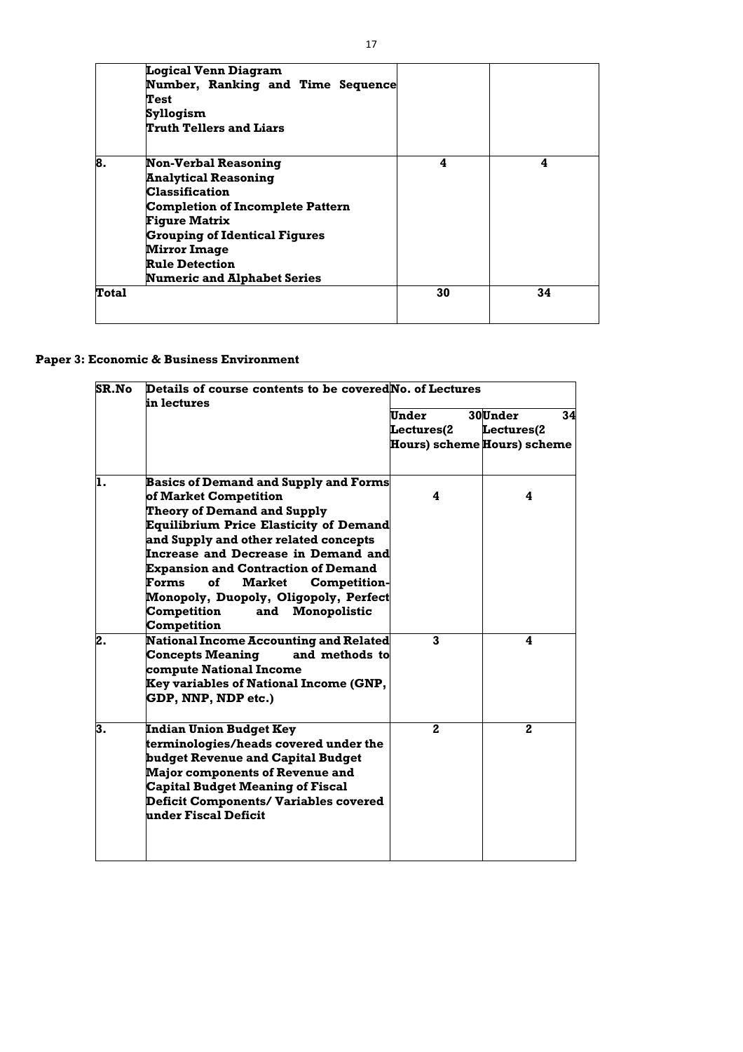| | | | |
|---|---|---|---|
| | **Logical Venn Diagram**<br>**Number, Ranking and Time Sequence Test**<br>**Syllogism**<br>**Truth Tellers and Liars** | | |
| **8.** | **Non-Verbal Reasoning**<br>**Analytical Reasoning**<br>**Classification**<br>**Completion of Incomplete Pattern**<br>**Figure Matrix**<br>**Grouping of Identical Figures**<br>**Mirror Image**<br>**Rule Detection**<br>**Numeric and Alphabet Series** | **4** | **4** |
| **Total** | | **30** | **34** |

**Paper 3: Economic & Business Environment**

| SR.No | Details of course contents to be covered in lectures | No. of Lectures | |
|---|---|---|---|
| | | Under 30 Lectures(2 Hours) scheme | Under 34 Lectures(2 Hours) scheme |
| **1.** | **Basics of Demand and Supply and Forms of Market Competition**<br>**Theory of Demand and Supply**<br>**Equilibrium Price Elasticity of Demand and Supply and other related concepts**<br>**Increase and Decrease in Demand and Expansion and Contraction of Demand**<br>**Forms of Market Competition- Monopoly, Duopoly, Oligopoly, Perfect Competition and Monopolistic Competition** | **4** | **4** |
| **2.** | **National Income Accounting and Related Concepts Meaning and methods to compute National Income**<br>**Key variables of National Income (GNP, GDP, NNP, NDP etc.)** | **3** | **4** |
| **3.** | **Indian Union Budget Key terminologies/heads covered under the budget Revenue and Capital Budget**<br>**Major components of Revenue and Capital Budget Meaning of Fiscal Deficit Components/ Variables covered under Fiscal Deficit** | **2** | **2** |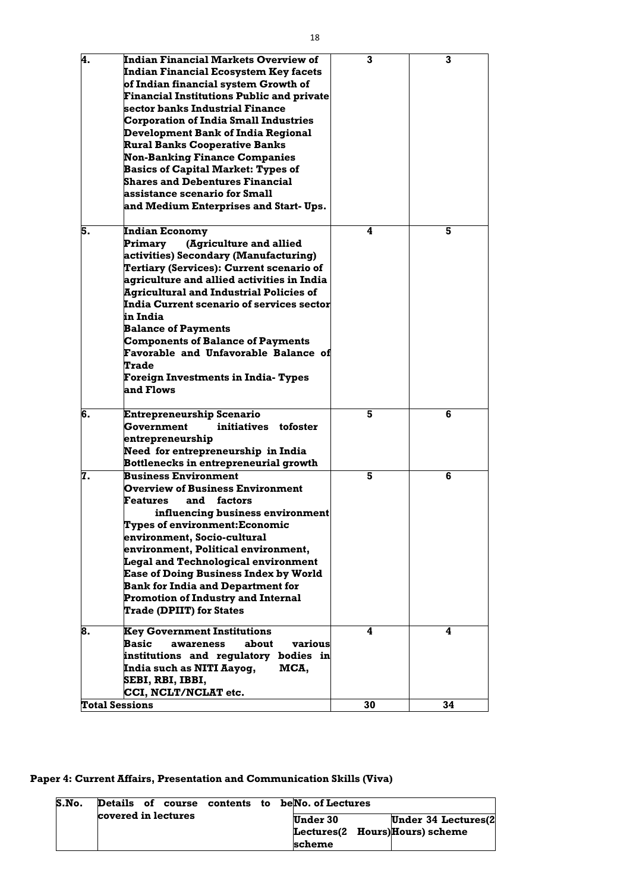| 4. | Indian Financial Markets Overview of Indian Financial Ecosystem Key facets of Indian financial system Growth of Financial Institutions Public and private sector banks Industrial Finance Corporation of India Small Industries Development Bank of India Regional Rural Banks Cooperative Banks Non-Banking Finance Companies Basics of Capital Market: Types of Shares and Debentures Financial assistance scenario for Small and Medium Enterprises and Start- Ups. | 3 | 3 |
|---|---|---|---|
| 5. | Indian Economy<br>Primary (Agriculture and allied activities) Secondary (Manufacturing) Tertiary (Services): Current scenario of agriculture and allied activities in India Agricultural and Industrial Policies of India Current scenario of services sector in India<br>Balance of Payments<br>Components of Balance of Payments<br>Favorable and Unfavorable Balance of Trade<br>Foreign Investments in India- Types and Flows | 4 | 5 |
| 6. | Entrepreneurship Scenario<br>Government initiatives tofoster entrepreneurship<br>Need for entrepreneurship in India<br>Bottlenecks in entrepreneurial growth | 5 | 6 |
| 7. | Business Environment<br>Overview of Business Environment<br>Features and factors influencing business environment<br>Types of environment:Economic environment, Socio-cultural environment, Political environment, Legal and Technological environment<br>Ease of Doing Business Index by World Bank for India and Department for Promotion of Industry and Internal Trade (DPIIT) for States | 5 | 6 |
| 8. | Key Government Institutions<br>Basic awareness about various institutions and regulatory bodies in India such as NITI Aayog, MCA, SEBI, RBI, IBBI, CCI, NCLT/NCLAT etc. | 4 | 4 |
| **Total Sessions** | | **30** | **34** |

**Paper 4: Current Affairs, Presentation and Communication Skills (Viva)**

| S.No. | Details of course contents to be covered in lectures | No. of Lectures | |
|---|---|---|---|
| | | Under 30 Lectures(2 Hours) scheme | Under 34 Lectures(2 Hours) scheme |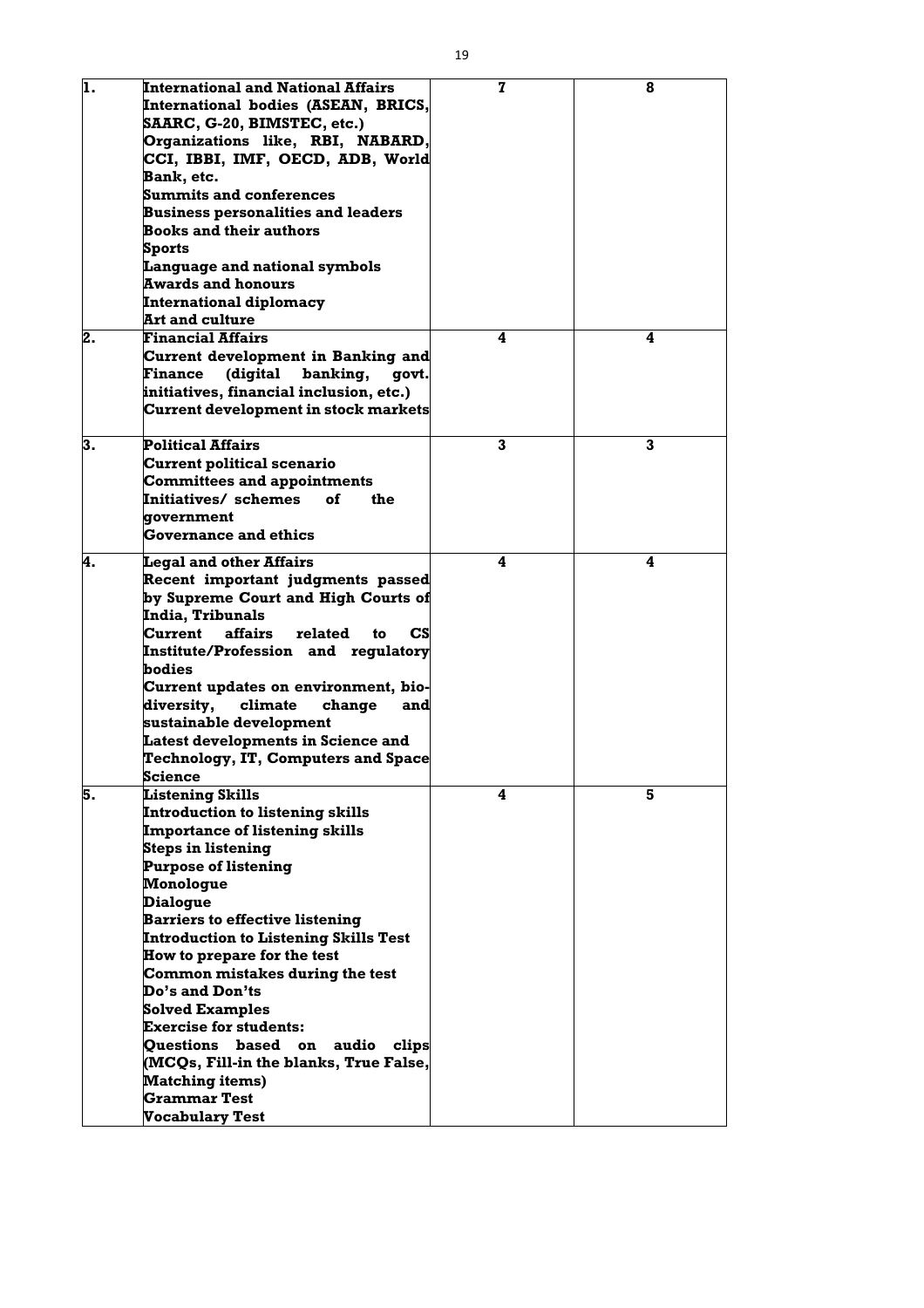| | | | |
|---|---|---|---|
| **1.** | **International and National Affairs**<br>**International bodies (ASEAN, BRICS, SAARC, G-20, BIMSTEC, etc.)**<br>**Organizations like, RBI, NABARD, CCI, IBBI, IMF, OECD, ADB, World Bank, etc.**<br>**Summits and conferences**<br>**Business personalities and leaders**<br>**Books and their authors**<br>**Sports**<br>**Language and national symbols**<br>**Awards and honours**<br>**International diplomacy**<br>**Art and culture** | **7** | **8** |
| **2.** | **Financial Affairs**<br>**Current development in Banking and Finance (digital banking, govt. initiatives, financial inclusion, etc.)**<br>**Current development in stock markets** | **4** | **4** |
| **3.** | **Political Affairs**<br>**Current political scenario**<br>**Committees and appointments**<br>**Initiatives/ schemes of the government**<br>**Governance and ethics** | **3** | **3** |
| **4.** | **Legal and other Affairs**<br>**Recent important judgments passed by Supreme Court and High Courts of India, Tribunals**<br>**Current affairs related to CS Institute/Profession and regulatory bodies**<br>**Current updates on environment, bio-diversity, climate change and sustainable development**<br>**Latest developments in Science and Technology, IT, Computers and Space Science** | **4** | **4** |
| **5.** | **Listening Skills**<br>**Introduction to listening skills**<br>**Importance of listening skills**<br>**Steps in listening**<br>**Purpose of listening**<br>**Monologue**<br>**Dialogue**<br>**Barriers to effective listening**<br>**Introduction to Listening Skills Test**<br>**How to prepare for the test**<br>**Common mistakes during the test**<br>**Do's and Don'ts**<br>**Solved Examples**<br>**Exercise for students:**<br>**Questions based on audio clips (MCQs, Fill-in the blanks, True False, Matching items)**<br>**Grammar Test**<br>**Vocabulary Test** | **4** | **5** |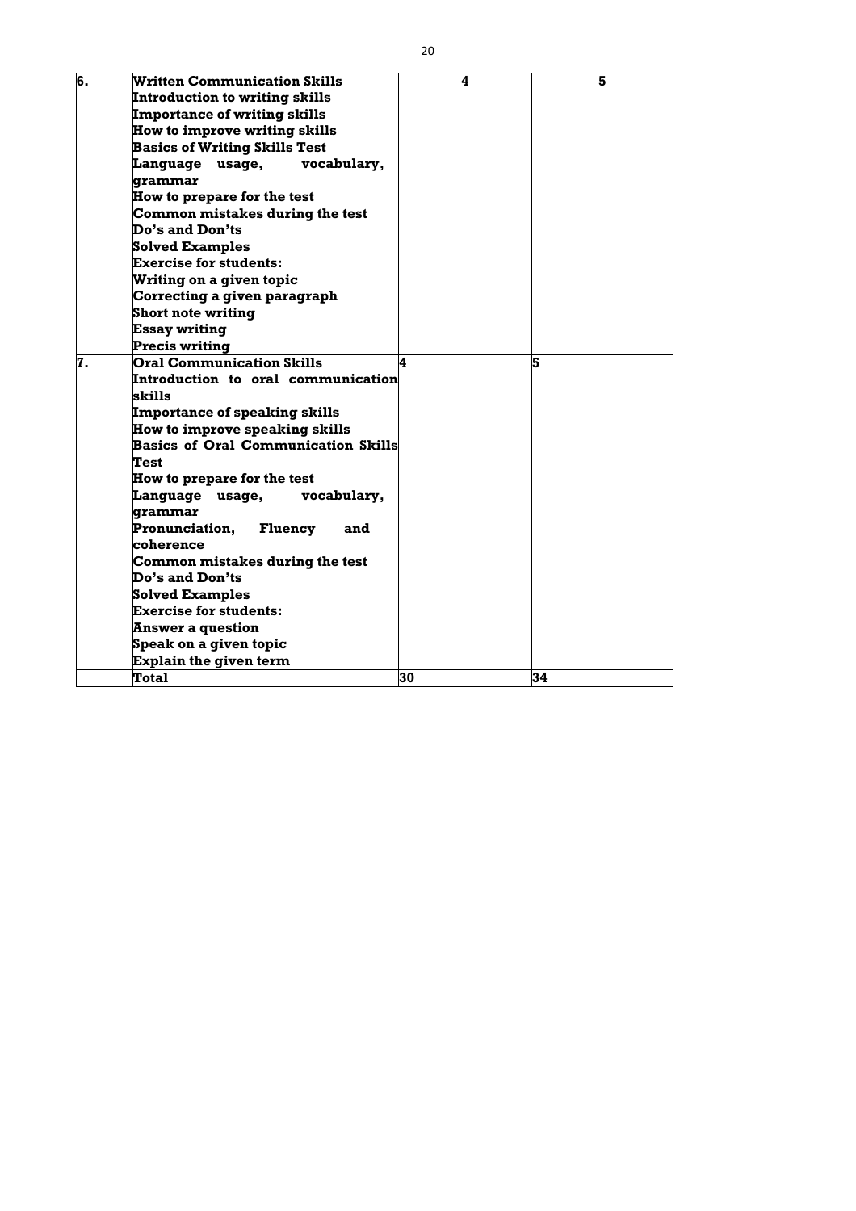| 6. | **Written Communication Skills**<br>**Introduction to writing skills**<br>**Importance of writing skills**<br>**How to improve writing skills**<br>**Basics of Writing Skills Test**<br>**Language usage, vocabulary, grammar**<br>**How to prepare for the test**<br>**Common mistakes during the test**<br>**Do's and Don'ts**<br>**Solved Examples**<br>**Exercise for students:**<br>**Writing on a given topic**<br>**Correcting a given paragraph**<br>**Short note writing**<br>**Essay writing**<br>**Precis writing** | **4** | **5** |
|---|---|---|---|
| **7.** | **Oral Communication Skills**<br>**Introduction to oral communication skills**<br>**Importance of speaking skills**<br>**How to improve speaking skills**<br>**Basics of Oral Communication Skills Test**<br>**How to prepare for the test**<br>**Language usage, vocabulary, grammar**<br>**Pronunciation, Fluency and coherence**<br>**Common mistakes during the test**<br>**Do's and Don'ts**<br>**Solved Examples**<br>**Exercise for students:**<br>**Answer a question**<br>**Speak on a given topic**<br>**Explain the given term** | **4** | **5** |
| | **Total** | **30** | **34** |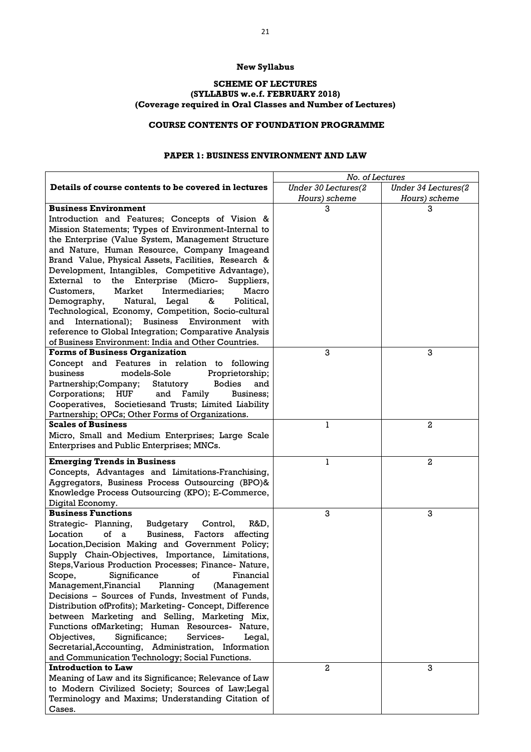**New Syllabus**

**SCHEME OF LECTURES**
**(SYLLABUS w.e.f. FEBRUARY 2018)**
**(Coverage required in Oral Classes and Number of Lectures)**

**COURSE CONTENTS OF FOUNDATION PROGRAMME**

**PAPER 1: BUSINESS ENVIRONMENT AND LAW**

| Details of course contents to be covered in lectures | *No. of Lectures* | |
|---|---|---|
| | *Under 30 Lectures(2 Hours) scheme* | *Under 34 Lectures(2 Hours) scheme* |
| **Business Environment**<br>Introduction and Features; Concepts of Vision & Mission Statements; Types of Environment-Internal to the Enterprise (Value System, Management Structure and Nature, Human Resource, Company Imageand Brand Value, Physical Assets, Facilities, Research & Development, Intangibles, Competitive Advantage), External to the Enterprise (Micro- Suppliers, Customers, Market Intermediaries; Macro Demography, Natural, Legal & Political, Technological, Economy, Competition, Socio-cultural and International); Business Environment with reference to Global Integration; Comparative Analysis of Business Environment: India and Other Countries. | 3 | 3 |
| **Forms of Business Organization**<br>Concept and Features in relation to following business models-Sole Proprietorship; Partnership;Company; Statutory Bodies and Corporations; HUF and Family Business; Cooperatives, Societiesand Trusts; Limited Liability Partnership; OPCs; Other Forms of Organizations. | 3 | 3 |
| **Scales of Business**<br>Micro, Small and Medium Enterprises; Large Scale Enterprises and Public Enterprises; MNCs. | 1 | 2 |
| **Emerging Trends in Business**<br>Concepts, Advantages and Limitations-Franchising, Aggregators, Business Process Outsourcing (BPO)& Knowledge Process Outsourcing (KPO); E-Commerce, Digital Economy. | 1 | 2 |
| **Business Functions**<br>Strategic- Planning, Budgetary Control, R&D, Location of a Business, Factors affecting Location,Decision Making and Government Policy; Supply Chain-Objectives, Importance, Limitations, Steps,Various Production Processes; Finance- Nature, Scope, Significance of Financial Management,Financial Planning (Management Decisions – Sources of Funds, Investment of Funds, Distribution ofProfits); Marketing- Concept, Difference between Marketing and Selling, Marketing Mix, Functions ofMarketing; Human Resources- Nature, Objectives, Significance; Services- Legal, Secretarial,Accounting, Administration, Information and Communication Technology; Social Functions. | 3 | 3 |
| **Introduction to Law**<br>Meaning of Law and its Significance; Relevance of Law to Modern Civilized Society; Sources of Law;Legal Terminology and Maxims; Understanding Citation of Cases. | 2 | 3 |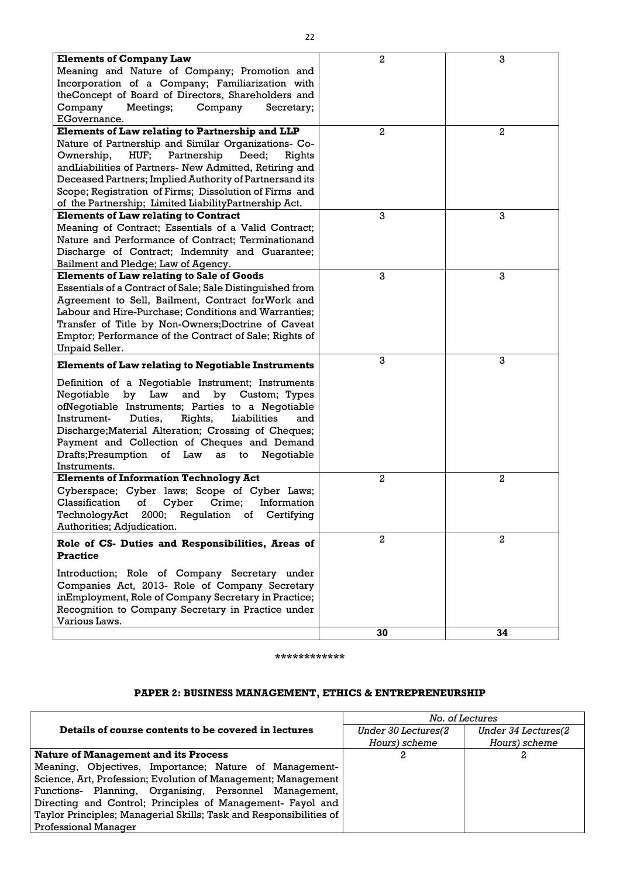| | | |
|---|---|---|
| **Elements of Company Law**<br>Meaning and Nature of Company; Promotion and Incorporation of a Company; Familiarization with theConcept of Board of Directors, Shareholders and Company Meetings; Company Secretary; EGovernance. | 2 | 3 |
| **Elements of Law relating to Partnership and LLP**<br>Nature of Partnership and Similar Organizations- Co-Ownership, HUF; Partnership Deed; Rights andLiabilities of Partners- New Admitted, Retiring and Deceased Partners; Implied Authority of Partnersand its Scope; Registration of Firms; Dissolution of Firms and of the Partnership; Limited LiabilityPartnership Act. | 2 | 2 |
| **Elements of Law relating to Contract**<br>Meaning of Contract; Essentials of a Valid Contract; Nature and Performance of Contract; Terminationand Discharge of Contract; Indemnity and Guarantee; Bailment and Pledge; Law of Agency. | 3 | 3 |
| **Elements of Law relating to Sale of Goods**<br>Essentials of a Contract of Sale; Sale Distinguished from Agreement to Sell, Bailment, Contract forWork and Labour and Hire-Purchase; Conditions and Warranties; Transfer of Title by Non-Owners;Doctrine of Caveat Emptor; Performance of the Contract of Sale; Rights of Unpaid Seller. | 3 | 3 |
| **Elements of Law relating to Negotiable Instruments**<br>Definition of a Negotiable Instrument; Instruments Negotiable by Law and by Custom; Types ofNegotiable Instruments; Parties to a Negotiable Instrument- Duties, Rights, Liabilities and Discharge;Material Alteration; Crossing of Cheques; Payment and Collection of Cheques and Demand Drafts;Presumption of Law as to Negotiable Instruments. | 3 | 3 |
| **Elements of Information Technology Act**<br>Cyberspace; Cyber laws; Scope of Cyber Laws; Classification of Cyber Crime; Information TechnologyAct 2000; Regulation of Certifying Authorities; Adjudication. | 2 | 2 |
| **Role of CS- Duties and Responsibilities, Areas of Practice**<br>Introduction; Role of Company Secretary under Companies Act, 2013- Role of Company Secretary inEmployment, Role of Company Secretary in Practice; Recognition to Company Secretary in Practice under Various Laws. | 2 | 2 |
| | **30** | **34** |

************

## PAPER 2: BUSINESS MANAGEMENT, ETHICS & ENTREPRENEURSHIP

| **Details of course contents to be covered in lectures** | *No. of Lectures* | |
|---|---|---|
| | *Under 30 Lectures(2 Hours) scheme* | *Under 34 Lectures(2 Hours) scheme* |
| **Nature of Management and its Process**<br>Meaning, Objectives, Importance; Nature of Management- Science, Art, Profession; Evolution of Management; Management Functions- Planning, Organising, Personnel Management, Directing and Control; Principles of Management- Fayol and Taylor Principles; Managerial Skills; Task and Responsibilities of Professional Manager | 2 | 2 |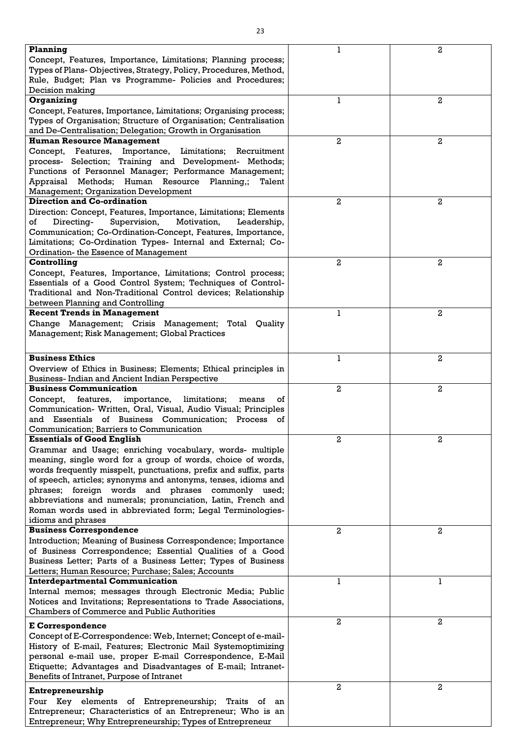| | | |
|---|---|---|
| **Planning**<br>Concept, Features, Importance, Limitations; Planning process; Types of Plans- Objectives, Strategy, Policy, Procedures, Method, Rule, Budget; Plan vs Programme- Policies and Procedures; Decision making | 1 | 2 |
| **Organizing**<br>Concept, Features, Importance, Limitations; Organising process; Types of Organisation; Structure of Organisation; Centralisation and De-Centralisation; Delegation; Growth in Organisation | 1 | 2 |
| **Human Resource Management**<br>Concept, Features, Importance, Limitations; Recruitment process- Selection; Training and Development- Methods; Functions of Personnel Manager; Performance Management; Appraisal Methods; Human Resource Planning,; Talent Management; Organization Development | 2 | 2 |
| **Direction and Co-ordination**<br>Direction: Concept, Features, Importance, Limitations; Elements of Directing- Supervision, Motivation, Leadership, Communication; Co-Ordination-Concept, Features, Importance, Limitations; Co-Ordination Types- Internal and External; Co-Ordination- the Essence of Management | 2 | 2 |
| **Controlling**<br>Concept, Features, Importance, Limitations; Control process; Essentials of a Good Control System; Techniques of Control- Traditional and Non-Traditional Control devices; Relationship between Planning and Controlling | 2 | 2 |
| **Recent Trends in Management**<br>Change Management; Crisis Management; Total Quality Management; Risk Management; Global Practices | 1 | 2 |
| **Business Ethics**<br>Overview of Ethics in Business; Elements; Ethical principles in Business- Indian and Ancient Indian Perspective | 1 | 2 |
| **Business Communication**<br>Concept, features, importance, limitations; means of Communication- Written, Oral, Visual, Audio Visual; Principles and Essentials of Business Communication; Process of Communication; Barriers to Communication | 2 | 2 |
| **Essentials of Good English**<br>Grammar and Usage; enriching vocabulary, words- multiple meaning, single word for a group of words, choice of words, words frequently misspelt, punctuations, prefix and suffix, parts of speech, articles; synonyms and antonyms, tenses, idioms and phrases; foreign words and phrases commonly used; abbreviations and numerals; pronunciation, Latin, French and Roman words used in abbreviated form; Legal Terminologies- idioms and phrases | 2 | 2 |
| **Business Correspondence**<br>Introduction; Meaning of Business Correspondence; Importance of Business Correspondence; Essential Qualities of a Good Business Letter; Parts of a Business Letter; Types of Business Letters; Human Resource; Purchase; Sales; Accounts | 2 | 2 |
| **Interdepartmental Communication**<br>Internal memos; messages through Electronic Media; Public Notices and Invitations; Representations to Trade Associations, Chambers of Commerce and Public Authorities | 1 | 1 |
| **E Correspondence**<br>Concept of E-Correspondence: Web, Internet; Concept of e-mail- History of E-mail, Features; Electronic Mail Systemoptimizing personal e-mail use, proper E-mail Correspondence, E-Mail Etiquette; Advantages and Disadvantages of E-mail; Intranet- Benefits of Intranet, Purpose of Intranet | 2 | 2 |
| **Entrepreneurship**<br>Four Key elements of Entrepreneurship; Traits of an Entrepreneur; Characteristics of an Entrepreneur; Who is an Entrepreneur; Why Entrepreneurship; Types of Entrepreneur | 2 | 2 |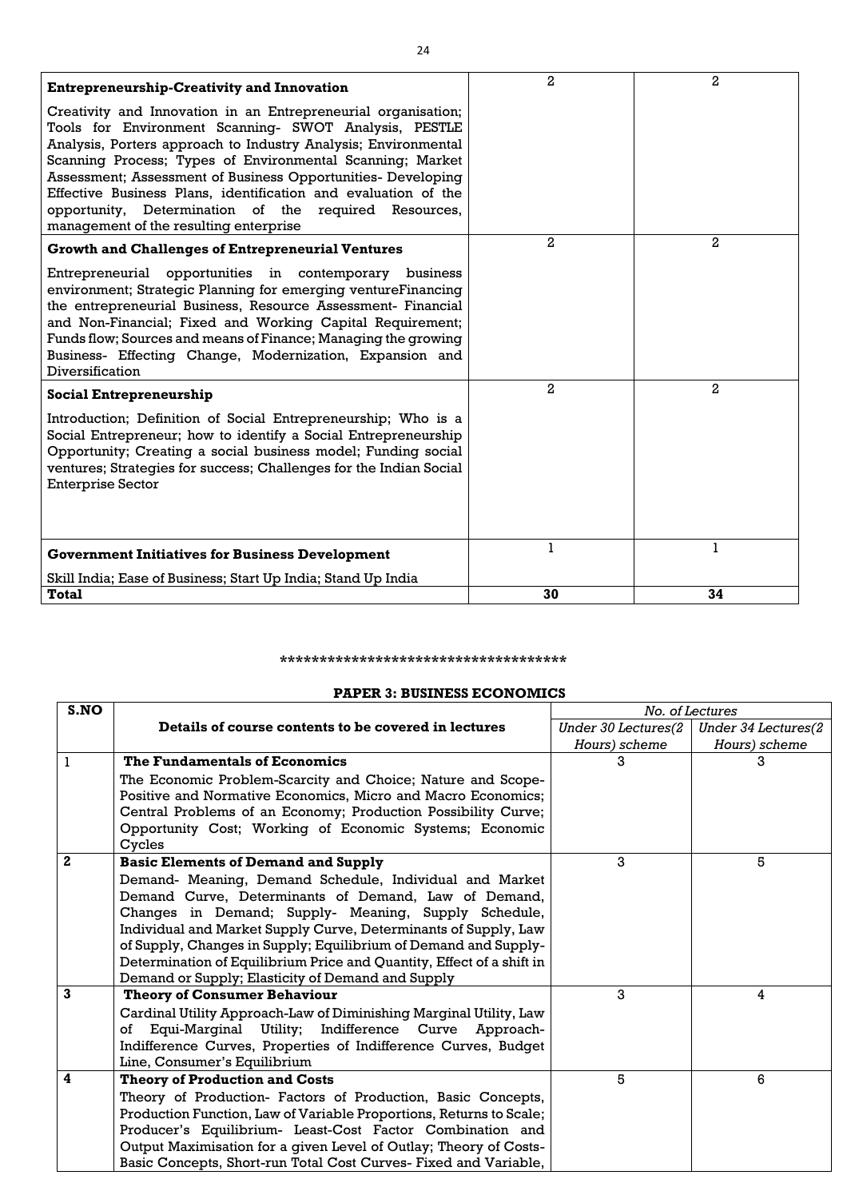| | | |
|---|---|---|
| **Entrepreneurship-Creativity and Innovation**<br>Creativity and Innovation in an Entrepreneurial organisation; Tools for Environment Scanning- SWOT Analysis, PESTLE Analysis, Porters approach to Industry Analysis; Environmental Scanning Process; Types of Environmental Scanning; Market Assessment; Assessment of Business Opportunities- Developing Effective Business Plans, identification and evaluation of the opportunity, Determination of the required Resources, management of the resulting enterprise | 2 | 2 |
| **Growth and Challenges of Entrepreneurial Ventures**<br>Entrepreneurial opportunities in contemporary business environment; Strategic Planning for emerging ventureFinancing the entrepreneurial Business, Resource Assessment- Financial and Non-Financial; Fixed and Working Capital Requirement; Funds flow; Sources and means of Finance; Managing the growing Business- Effecting Change, Modernization, Expansion and Diversification | 2 | 2 |
| **Social Entrepreneurship**<br>Introduction; Definition of Social Entrepreneurship; Who is a Social Entrepreneur; how to identify a Social Entrepreneurship Opportunity; Creating a social business model; Funding social ventures; Strategies for success; Challenges for the Indian Social Enterprise Sector | 2 | 2 |
| **Government Initiatives for Business Development**<br>Skill India; Ease of Business; Start Up India; Stand Up India | 1 | 1 |
| **Total** | **30** | **34** |

************************************

## PAPER 3: BUSINESS ECONOMICS

| S.NO | Details of course contents to be covered in lectures | No. of Lectures | |
|---|---|---|---|
| | | *Under 30 Lectures(2 Hours) scheme* | *Under 34 Lectures(2 Hours) scheme* |
| 1 | **The Fundamentals of Economics**<br>The Economic Problem-Scarcity and Choice; Nature and Scope- Positive and Normative Economics, Micro and Macro Economics; Central Problems of an Economy; Production Possibility Curve; Opportunity Cost; Working of Economic Systems; Economic Cycles | 3 | 3 |
| **2** | **Basic Elements of Demand and Supply**<br>Demand- Meaning, Demand Schedule, Individual and Market Demand Curve, Determinants of Demand, Law of Demand, Changes in Demand; Supply- Meaning, Supply Schedule, Individual and Market Supply Curve, Determinants of Supply, Law of Supply, Changes in Supply; Equilibrium of Demand and Supply- Determination of Equilibrium Price and Quantity, Effect of a shift in Demand or Supply; Elasticity of Demand and Supply | 3 | 5 |
| **3** | **Theory of Consumer Behaviour**<br>Cardinal Utility Approach-Law of Diminishing Marginal Utility, Law of Equi-Marginal Utility; Indifference Curve Approach- Indifference Curves, Properties of Indifference Curves, Budget Line, Consumer's Equilibrium | 3 | 4 |
| **4** | **Theory of Production and Costs**<br>Theory of Production- Factors of Production, Basic Concepts, Production Function, Law of Variable Proportions, Returns to Scale; Producer's Equilibrium- Least-Cost Factor Combination and Output Maximisation for a given Level of Outlay; Theory of Costs- Basic Concepts, Short-run Total Cost Curves- Fixed and Variable, | 5 | 6 |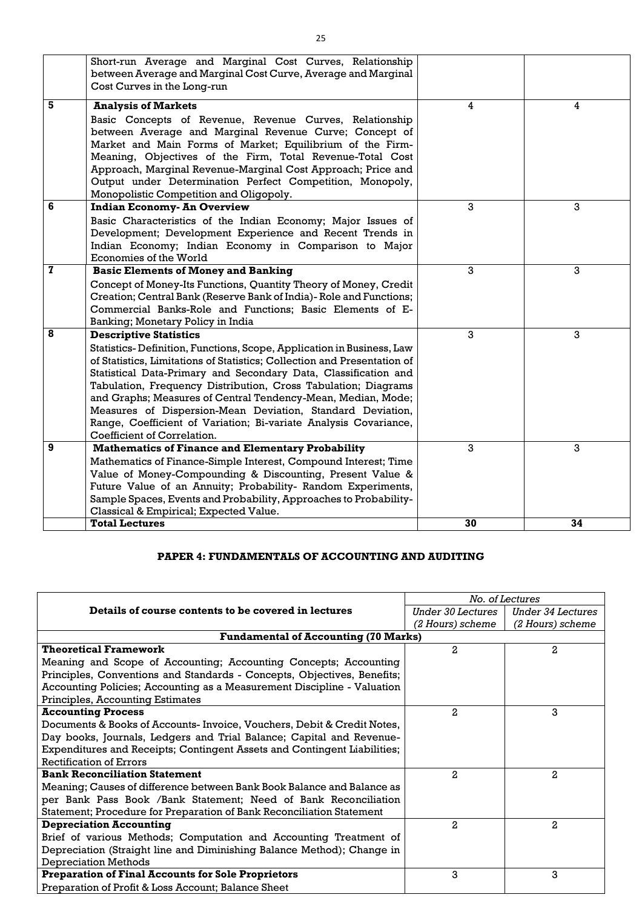| | | | |
|---|---|---|---|
| | Short-run Average and Marginal Cost Curves, Relationship between Average and Marginal Cost Curve, Average and Marginal Cost Curves in the Long-run | | |
| 5 | **Analysis of Markets**<br>Basic Concepts of Revenue, Revenue Curves, Relationship between Average and Marginal Revenue Curve; Concept of Market and Main Forms of Market; Equilibrium of the Firm-Meaning, Objectives of the Firm, Total Revenue-Total Cost Approach, Marginal Revenue-Marginal Cost Approach; Price and Output under Determination Perfect Competition, Monopoly, Monopolistic Competition and Oligopoly. | 4 | 4 |
| 6 | **Indian Economy- An Overview**<br>Basic Characteristics of the Indian Economy; Major Issues of Development; Development Experience and Recent Trends in Indian Economy; Indian Economy in Comparison to Major Economies of the World | 3 | 3 |
| 7 | **Basic Elements of Money and Banking**<br>Concept of Money-Its Functions, Quantity Theory of Money, Credit Creation; Central Bank (Reserve Bank of India)- Role and Functions; Commercial Banks-Role and Functions; Basic Elements of E-Banking; Monetary Policy in India | 3 | 3 |
| 8 | **Descriptive Statistics**<br>Statistics- Definition, Functions, Scope, Application in Business, Law of Statistics, Limitations of Statistics; Collection and Presentation of Statistical Data-Primary and Secondary Data, Classification and Tabulation, Frequency Distribution, Cross Tabulation; Diagrams and Graphs; Measures of Central Tendency-Mean, Median, Mode; Measures of Dispersion-Mean Deviation, Standard Deviation, Range, Coefficient of Variation; Bi-variate Analysis Covariance, Coefficient of Correlation. | 3 | 3 |
| 9 | **Mathematics of Finance and Elementary Probability**<br>Mathematics of Finance-Simple Interest, Compound Interest; Time Value of Money-Compounding & Discounting, Present Value & Future Value of an Annuity; Probability- Random Experiments, Sample Spaces, Events and Probability, Approaches to Probability-Classical & Empirical; Expected Value. | 3 | 3 |
| | **Total Lectures** | **30** | **34** |

## PAPER 4: FUNDAMENTALS OF ACCOUNTING AND AUDITING

| Details of course contents to be covered in lectures | *No. of Lectures* | |
|---|---|---|
| | *Under 30 Lectures (2 Hours) scheme* | *Under 34 Lectures (2 Hours) scheme* |
| **Fundamental of Accounting (70 Marks)** | | |
| **Theoretical Framework**<br>Meaning and Scope of Accounting; Accounting Concepts; Accounting Principles, Conventions and Standards - Concepts, Objectives, Benefits; Accounting Policies; Accounting as a Measurement Discipline - Valuation Principles, Accounting Estimates | 2 | 2 |
| **Accounting Process**<br>Documents & Books of Accounts- Invoice, Vouchers, Debit & Credit Notes, Day books, Journals, Ledgers and Trial Balance; Capital and Revenue-Expenditures and Receipts; Contingent Assets and Contingent Liabilities; Rectification of Errors | 2 | 3 |
| **Bank Reconciliation Statement**<br>Meaning; Causes of difference between Bank Book Balance and Balance as per Bank Pass Book /Bank Statement; Need of Bank Reconciliation Statement; Procedure for Preparation of Bank Reconciliation Statement | 2 | 2 |
| **Depreciation Accounting**<br>Brief of various Methods; Computation and Accounting Treatment of Depreciation (Straight line and Diminishing Balance Method); Change in Depreciation Methods | 2 | 2 |
| **Preparation of Final Accounts for Sole Proprietors**<br>Preparation of Profit & Loss Account; Balance Sheet | 3 | 3 |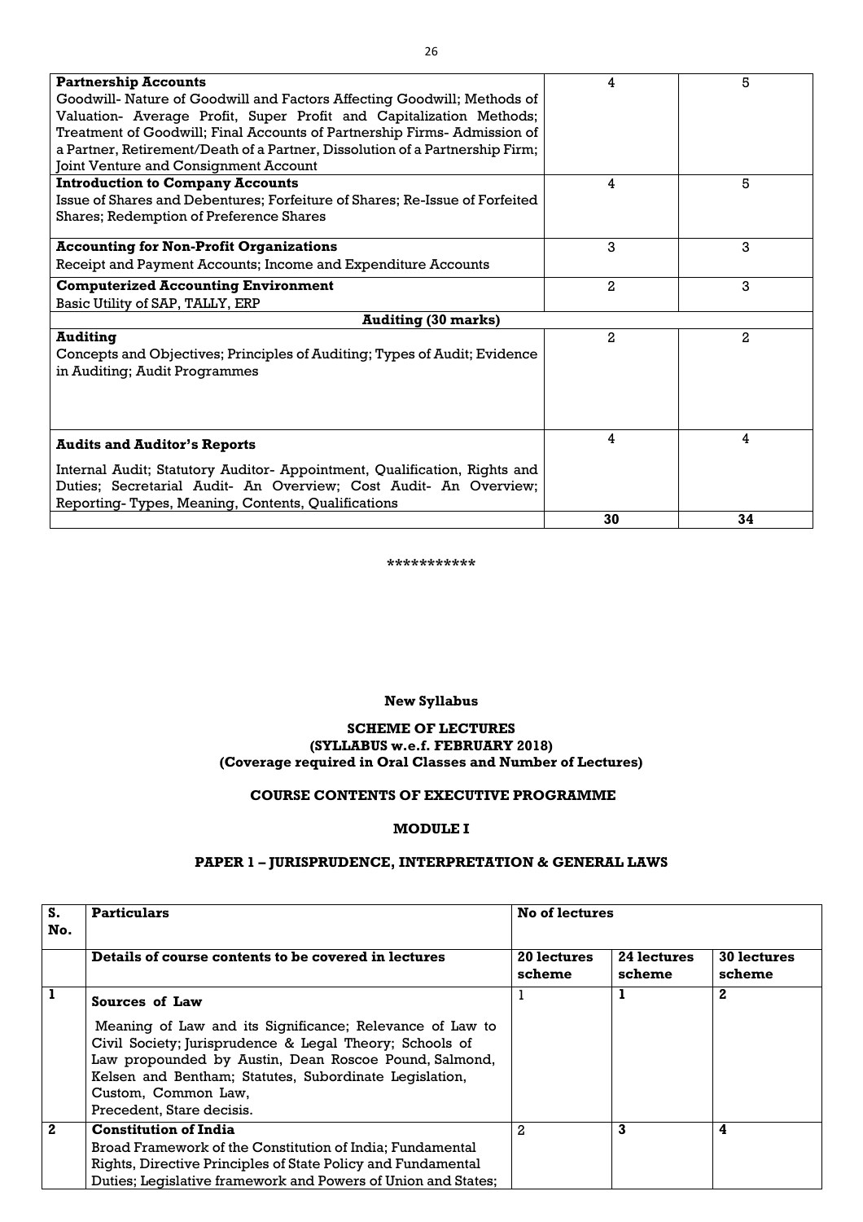| | | |
|---|---|---|
| **Partnership Accounts**<br>Goodwill- Nature of Goodwill and Factors Affecting Goodwill; Methods of Valuation- Average Profit, Super Profit and Capitalization Methods; Treatment of Goodwill; Final Accounts of Partnership Firms- Admission of a Partner, Retirement/Death of a Partner, Dissolution of a Partnership Firm; Joint Venture and Consignment Account | 4 | 5 |
| **Introduction to Company Accounts**<br>Issue of Shares and Debentures; Forfeiture of Shares; Re-Issue of Forfeited Shares; Redemption of Preference Shares | 4 | 5 |
| **Accounting for Non-Profit Organizations**<br>Receipt and Payment Accounts; Income and Expenditure Accounts | 3 | 3 |
| **Computerized Accounting Environment**<br>Basic Utility of SAP, TALLY, ERP | 2 | 3 |
| **Auditing (30 marks)** | | |
| **Auditing**<br>Concepts and Objectives; Principles of Auditing; Types of Audit; Evidence in Auditing; Audit Programmes | 2 | 2 |
| **Audits and Auditor's Reports**<br>Internal Audit; Statutory Auditor- Appointment, Qualification, Rights and Duties; Secretarial Audit- An Overview; Cost Audit- An Overview; Reporting- Types, Meaning, Contents, Qualifications | 4 | 4 |
| | **30** | **34** |

\*\*\*\*\*\*\*\*\*\*\*

**New Syllabus**

**SCHEME OF LECTURES**
**(SYLLABUS w.e.f. FEBRUARY 2018)**
**(Coverage required in Oral Classes and Number of Lectures)**

**COURSE CONTENTS OF EXECUTIVE PROGRAMME**

**MODULE I**

**PAPER 1 – JURISPRUDENCE, INTERPRETATION & GENERAL LAWS**

| S. No. | Particulars | No of lectures | | |
|---|---|---|---|---|
| | **Details of course contents to be covered in lectures** | **20 lectures scheme** | **24 lectures scheme** | **30 lectures scheme** |
| **1** | **Sources of Law**<br>Meaning of Law and its Significance; Relevance of Law to Civil Society; Jurisprudence & Legal Theory; Schools of Law propounded by Austin, Dean Roscoe Pound, Salmond, Kelsen and Bentham; Statutes, Subordinate Legislation, Custom, Common Law, Precedent, Stare decisis. | 1 | **1** | **2** |
| **2** | **Constitution of India**<br>Broad Framework of the Constitution of India; Fundamental Rights, Directive Principles of State Policy and Fundamental Duties; Legislative framework and Powers of Union and States; | 2 | **3** | **4** |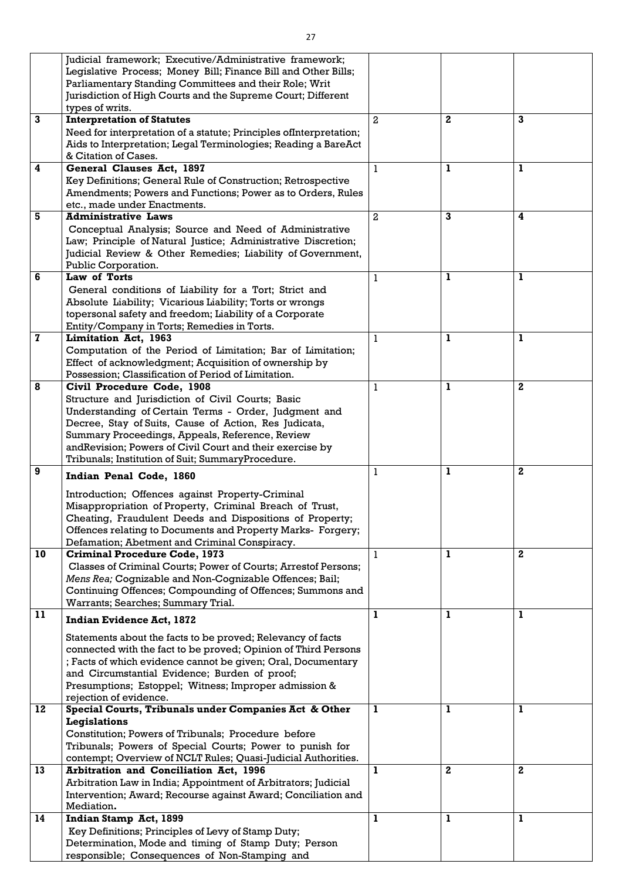| | | | | |
|---|---|---|---|---|
| | Judicial framework; Executive/Administrative framework; Legislative Process; Money Bill; Finance Bill and Other Bills; Parliamentary Standing Committees and their Role; Writ Jurisdiction of High Courts and the Supreme Court; Different types of writs. | | | |
| **3** | **Interpretation of Statutes**<br>Need for interpretation of a statute; Principles ofInterpretation; Aids to Interpretation; Legal Terminologies; Reading a BareAct & Citation of Cases. | 2 | **2** | **3** |
| **4** | **General Clauses Act, 1897**<br>Key Definitions; General Rule of Construction; Retrospective Amendments; Powers and Functions; Power as to Orders, Rules etc., made under Enactments. | 1 | **1** | **1** |
| **5** | **Administrative Laws**<br>Conceptual Analysis; Source and Need of Administrative Law; Principle of Natural Justice; Administrative Discretion; Judicial Review & Other Remedies; Liability of Government, Public Corporation. | 2 | **3** | **4** |
| **6** | **Law of Torts**<br>General conditions of Liability for a Tort; Strict and Absolute Liability; Vicarious Liability; Torts or wrongs topersonal safety and freedom; Liability of a Corporate Entity/Company in Torts; Remedies in Torts. | 1 | **1** | **1** |
| **7** | **Limitation Act, 1963**<br>Computation of the Period of Limitation; Bar of Limitation; Effect of acknowledgment; Acquisition of ownership by Possession; Classification of Period of Limitation. | 1 | **1** | **1** |
| **8** | **Civil Procedure Code, 1908**<br>Structure and Jurisdiction of Civil Courts; Basic Understanding of Certain Terms - Order, Judgment and Decree, Stay of Suits, Cause of Action, Res Judicata, Summary Proceedings, Appeals, Reference, Review andRevision; Powers of Civil Court and their exercise by Tribunals; Institution of Suit; SummaryProcedure. | 1 | **1** | **2** |
| **9** | **Indian Penal Code, 1860**<br>Introduction; Offences against Property-Criminal Misappropriation of Property, Criminal Breach of Trust, Cheating, Fraudulent Deeds and Dispositions of Property; Offences relating to Documents and Property Marks- Forgery; Defamation; Abetment and Criminal Conspiracy. | 1 | **1** | **2** |
| **10** | **Criminal Procedure Code, 1973**<br>Classes of Criminal Courts; Power of Courts; Arrestof Persons; *Mens Rea;* Cognizable and Non-Cognizable Offences; Bail; Continuing Offences; Compounding of Offences; Summons and Warrants; Searches; Summary Trial. | 1 | **1** | **2** |
| **11** | **Indian Evidence Act, 1872**<br>Statements about the facts to be proved; Relevancy of facts connected with the fact to be proved; Opinion of Third Persons ; Facts of which evidence cannot be given; Oral, Documentary and Circumstantial Evidence; Burden of proof; Presumptions; Estoppel; Witness; Improper admission & rejection of evidence. | **1** | **1** | **1** |
| **12** | **Special Courts, Tribunals under Companies Act & Other Legislations**<br>Constitution; Powers of Tribunals; Procedure before Tribunals; Powers of Special Courts; Power to punish for contempt; Overview of NCLT Rules; Quasi-Judicial Authorities. | **1** | **1** | **1** |
| **13** | **Arbitration and Conciliation Act, 1996**<br>Arbitration Law in India; Appointment of Arbitrators; Judicial Intervention; Award; Recourse against Award; Conciliation and Mediation**.** | **1** | **2** | **2** |
| **14** | **Indian Stamp Act, 1899**<br>Key Definitions; Principles of Levy of Stamp Duty; Determination, Mode and timing of Stamp Duty; Person responsible; Consequences of Non-Stamping and | **1** | **1** | **1** |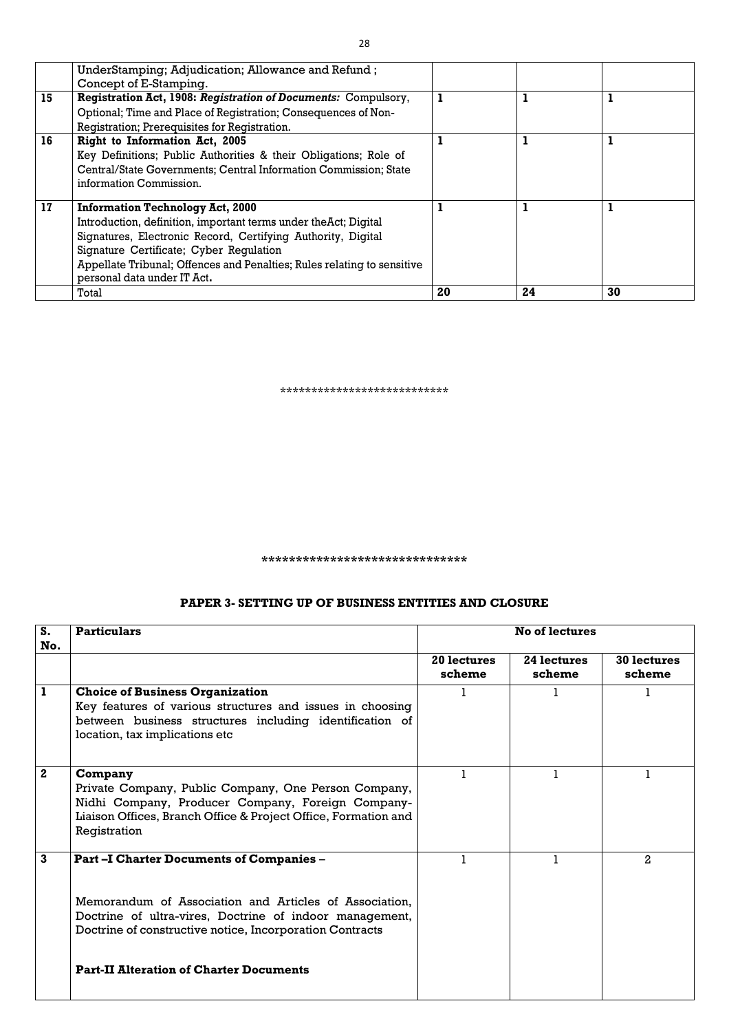|  |  |  |  |  |
|---|---|---|---|---|
|  | UnderStamping; Adjudication; Allowance and Refund ; Concept of E-Stamping. |  |  |  |
| 15 | **Registration Act, 1908:** ***Registration of Documents:*** Compulsory, Optional; Time and Place of Registration; Consequences of Non-Registration; Prerequisites for Registration. | 1 | 1 | 1 |
| 16 | **Right to Information Act, 2005** Key Definitions; Public Authorities & their Obligations; Role of Central/State Governments; Central Information Commission; State information Commission. | 1 | 1 | 1 |
| 17 | **Information Technology Act, 2000** Introduction, definition, important terms under theAct; Digital Signatures, Electronic Record, Certifying Authority, Digital Signature Certificate; Cyber Regulation Appellate Tribunal; Offences and Penalties; Rules relating to sensitive personal data under IT Act**.** | 1 | 1 | 1 |
|  | Total | **20** | **24** | **30** |

**************************

*****************************

### PAPER 3- SETTING UP OF BUSINESS ENTITIES AND CLOSURE

| **S. No.** | **Particulars** | **No of lectures** | | |
|---|---|---|---|---|
|  |  | **20 lectures scheme** | **24 lectures scheme** | **30 lectures scheme** |
| **1** | **Choice of Business Organization** Key features of various structures and issues in choosing between business structures including identification of location, tax implications etc | 1 | 1 | 1 |
| **2** | **Company** Private Company, Public Company, One Person Company, Nidhi Company, Producer Company, Foreign Company-Liaison Offices, Branch Office & Project Office, Formation and Registration | 1 | 1 | 1 |
| **3** | **Part –I Charter Documents of Companies –** Memorandum of Association and Articles of Association, Doctrine of ultra-vires, Doctrine of indoor management, Doctrine of constructive notice, Incorporation Contracts **Part-II Alteration of Charter Documents** | 1 | 1 | 2 |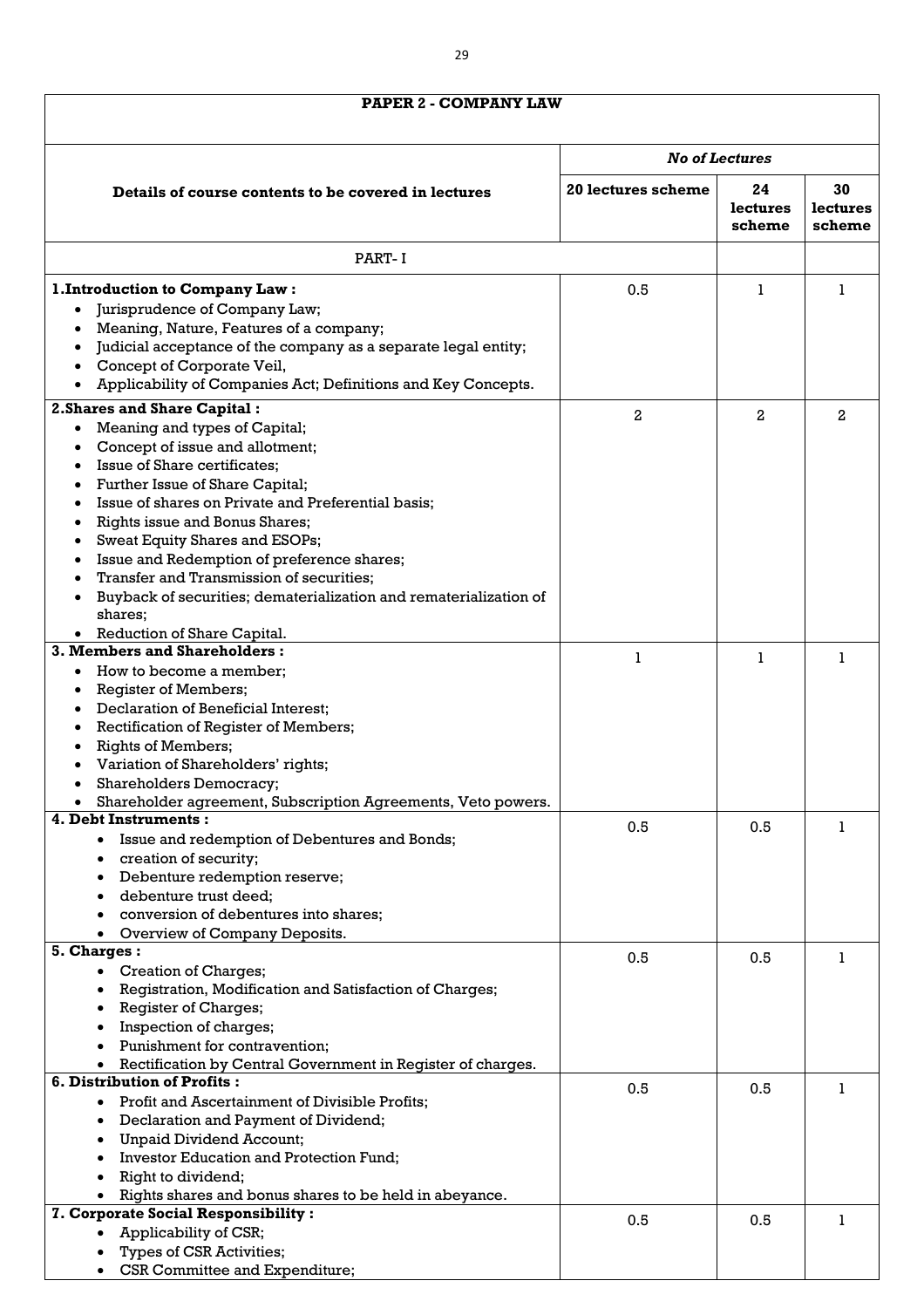| PAPER 2 - COMPANY LAW | | | |
|---|---|---|---|
| **Details of course contents to be covered in lectures** | ***No of Lectures*** | | |
| | **20 lectures scheme** | **24 lectures scheme** | **30 lectures scheme** |
| PART- I | | | |
| **1.Introduction to Company Law :**<br>• Jurisprudence of Company Law;<br>• Meaning, Nature, Features of a company;<br>• Judicial acceptance of the company as a separate legal entity;<br>• Concept of Corporate Veil,<br>• Applicability of Companies Act; Definitions and Key Concepts. | 0.5 | 1 | 1 |
| **2.Shares and Share Capital :**<br>• Meaning and types of Capital;<br>• Concept of issue and allotment;<br>• Issue of Share certificates;<br>• Further Issue of Share Capital;<br>• Issue of shares on Private and Preferential basis;<br>• Rights issue and Bonus Shares;<br>• Sweat Equity Shares and ESOPs;<br>• Issue and Redemption of preference shares;<br>• Transfer and Transmission of securities;<br>• Buyback of securities; dematerialization and rematerialization of shares;<br>• Reduction of Share Capital. | 2 | 2 | 2 |
| **3. Members and Shareholders :**<br>• How to become a member;<br>• Register of Members;<br>• Declaration of Beneficial Interest;<br>• Rectification of Register of Members;<br>• Rights of Members;<br>• Variation of Shareholders' rights;<br>• Shareholders Democracy;<br>• Shareholder agreement, Subscription Agreements, Veto powers. | 1 | 1 | 1 |
| **4. Debt Instruments :**<br>• Issue and redemption of Debentures and Bonds;<br>• creation of security;<br>• Debenture redemption reserve;<br>• debenture trust deed;<br>• conversion of debentures into shares;<br>• Overview of Company Deposits. | 0.5 | 0.5 | 1 |
| **5. Charges :**<br>• Creation of Charges;<br>• Registration, Modification and Satisfaction of Charges;<br>• Register of Charges;<br>• Inspection of charges;<br>• Punishment for contravention;<br>• Rectification by Central Government in Register of charges. | 0.5 | 0.5 | 1 |
| **6. Distribution of Profits :**<br>• Profit and Ascertainment of Divisible Profits;<br>• Declaration and Payment of Dividend;<br>• Unpaid Dividend Account;<br>• Investor Education and Protection Fund;<br>• Right to dividend;<br>• Rights shares and bonus shares to be held in abeyance. | 0.5 | 0.5 | 1 |
| **7. Corporate Social Responsibility :**<br>• Applicability of CSR;<br>• Types of CSR Activities;<br>• CSR Committee and Expenditure; | 0.5 | 0.5 | 1 |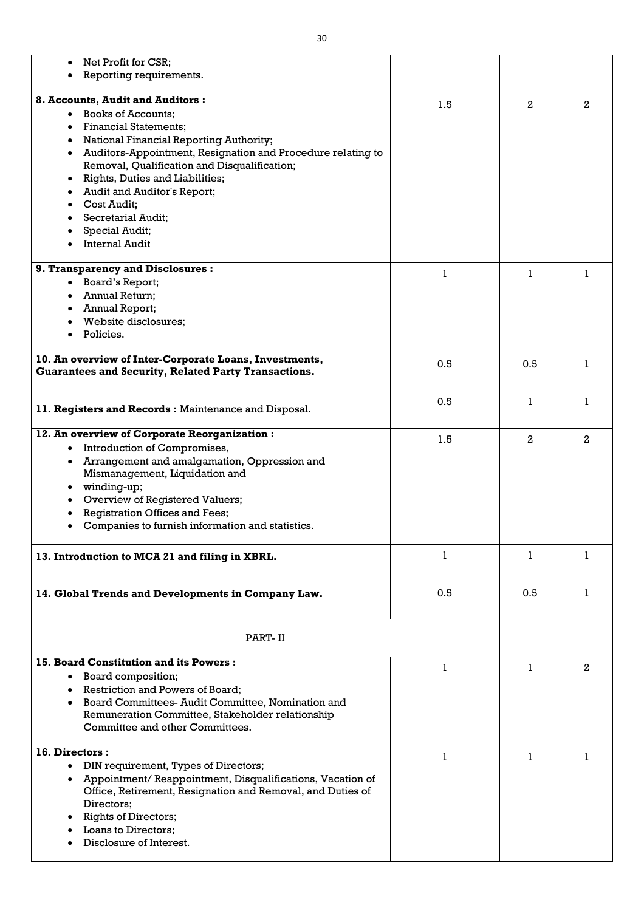| | | | |
|---|---|---|---|
| • Net Profit for CSR;<br>• Reporting requirements. | | | |
| **8. Accounts, Audit and Auditors :**<br>• Books of Accounts;<br>• Financial Statements;<br>• National Financial Reporting Authority;<br>• Auditors-Appointment, Resignation and Procedure relating to Removal, Qualification and Disqualification;<br>• Rights, Duties and Liabilities;<br>• Audit and Auditor's Report;<br>• Cost Audit;<br>• Secretarial Audit;<br>• Special Audit;<br>• Internal Audit | 1.5 | 2 | 2 |
| **9. Transparency and Disclosures :**<br>• Board's Report;<br>• Annual Return;<br>• Annual Report;<br>• Website disclosures;<br>• Policies. | 1 | 1 | 1 |
| **10. An overview of Inter-Corporate Loans, Investments, Guarantees and Security, Related Party Transactions.** | 0.5 | 0.5 | 1 |
| **11. Registers and Records :** Maintenance and Disposal. | 0.5 | 1 | 1 |
| **12. An overview of Corporate Reorganization :**<br>• Introduction of Compromises,<br>• Arrangement and amalgamation, Oppression and Mismanagement, Liquidation and<br>• winding-up;<br>• Overview of Registered Valuers;<br>• Registration Offices and Fees;<br>• Companies to furnish information and statistics. | 1.5 | 2 | 2 |
| **13. Introduction to MCA 21 and filing in XBRL.** | 1 | 1 | 1 |
| **14. Global Trends and Developments in Company Law.** | 0.5 | 0.5 | 1 |
| PART- II | | | |
| **15. Board Constitution and its Powers :**<br>• Board composition;<br>• Restriction and Powers of Board;<br>• Board Committees- Audit Committee, Nomination and Remuneration Committee, Stakeholder relationship Committee and other Committees. | 1 | 1 | 2 |
| **16. Directors :**<br>• DIN requirement, Types of Directors;<br>• Appointment/ Reappointment, Disqualifications, Vacation of Office, Retirement, Resignation and Removal, and Duties of Directors;<br>• Rights of Directors;<br>• Loans to Directors;<br>• Disclosure of Interest. | 1 | 1 | 1 |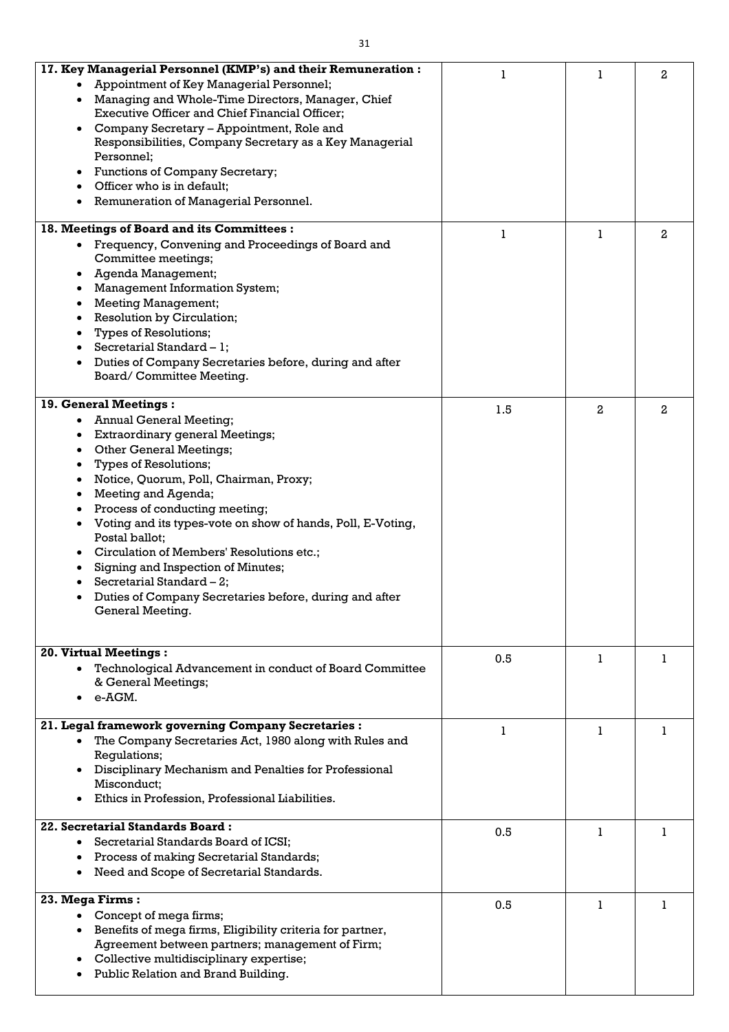| | | | |
|---|---|---|---|
| **17. Key Managerial Personnel (KMP's) and their Remuneration :**<br>• Appointment of Key Managerial Personnel;<br>• Managing and Whole-Time Directors, Manager, Chief Executive Officer and Chief Financial Officer;<br>• Company Secretary – Appointment, Role and Responsibilities, Company Secretary as a Key Managerial Personnel;<br>• Functions of Company Secretary;<br>• Officer who is in default;<br>• Remuneration of Managerial Personnel. | 1 | 1 | 2 |
| **18. Meetings of Board and its Committees :**<br>• Frequency, Convening and Proceedings of Board and Committee meetings;<br>• Agenda Management;<br>• Management Information System;<br>• Meeting Management;<br>• Resolution by Circulation;<br>• Types of Resolutions;<br>• Secretarial Standard – 1;<br>• Duties of Company Secretaries before, during and after Board/ Committee Meeting. | 1 | 1 | 2 |
| **19. General Meetings :**<br>• Annual General Meeting;<br>• Extraordinary general Meetings;<br>• Other General Meetings;<br>• Types of Resolutions;<br>• Notice, Quorum, Poll, Chairman, Proxy;<br>• Meeting and Agenda;<br>• Process of conducting meeting;<br>• Voting and its types-vote on show of hands, Poll, E-Voting, Postal ballot;<br>• Circulation of Members' Resolutions etc.;<br>• Signing and Inspection of Minutes;<br>• Secretarial Standard – 2;<br>• Duties of Company Secretaries before, during and after General Meeting. | 1.5 | 2 | 2 |
| **20. Virtual Meetings :**<br>• Technological Advancement in conduct of Board Committee & General Meetings;<br>• e-AGM. | 0.5 | 1 | 1 |
| **21. Legal framework governing Company Secretaries :**<br>• The Company Secretaries Act, 1980 along with Rules and Regulations;<br>• Disciplinary Mechanism and Penalties for Professional Misconduct;<br>• Ethics in Profession, Professional Liabilities. | 1 | 1 | 1 |
| **22. Secretarial Standards Board :**<br>• Secretarial Standards Board of ICSI;<br>• Process of making Secretarial Standards;<br>• Need and Scope of Secretarial Standards. | 0.5 | 1 | 1 |
| **23. Mega Firms :**<br>• Concept of mega firms;<br>• Benefits of mega firms, Eligibility criteria for partner, Agreement between partners; management of Firm;<br>• Collective multidisciplinary expertise;<br>• Public Relation and Brand Building. | 0.5 | 1 | 1 |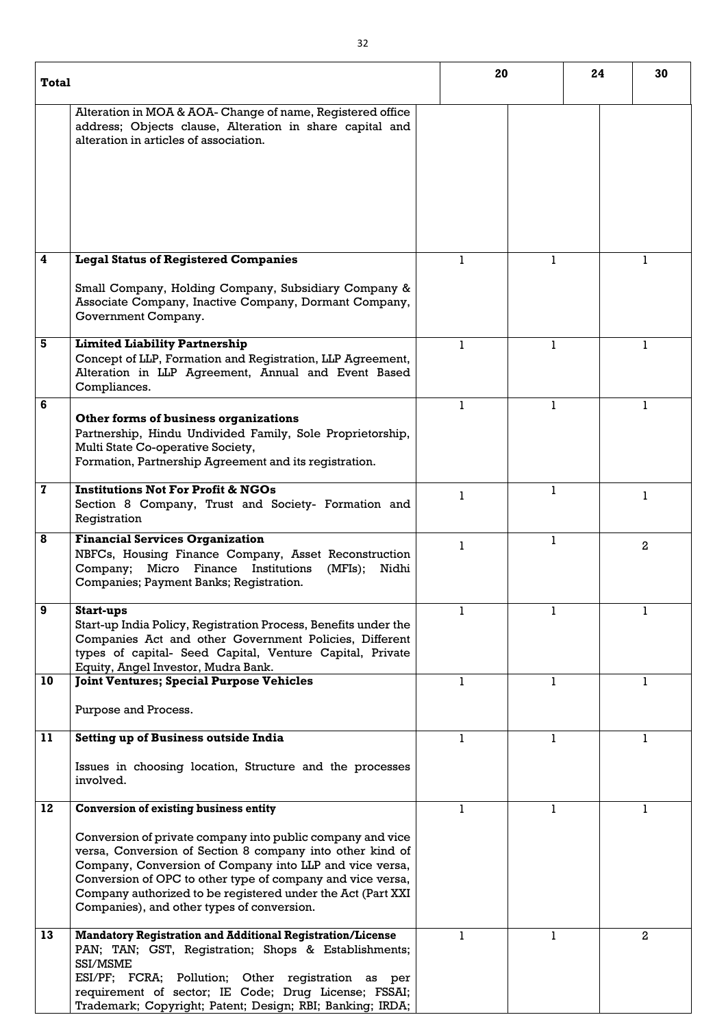| Total | | 20 | 24 | 30 |
|---|---|---|---|---|
| | Alteration in MOA & AOA- Change of name, Registered office address; Objects clause, Alteration in share capital and alteration in articles of association. | | | |
| 4 | **Legal Status of Registered Companies**<br><br>Small Company, Holding Company, Subsidiary Company & Associate Company, Inactive Company, Dormant Company, Government Company. | 1 | 1 | 1 |
| 5 | **Limited Liability Partnership**<br>Concept of LLP, Formation and Registration, LLP Agreement, Alteration in LLP Agreement, Annual and Event Based Compliances. | 1 | 1 | 1 |
| 6 | **Other forms of business organizations**<br>Partnership, Hindu Undivided Family, Sole Proprietorship, Multi State Co-operative Society,<br>Formation, Partnership Agreement and its registration. | 1 | 1 | 1 |
| 7 | **Institutions Not For Profit & NGOs**<br>Section 8 Company, Trust and Society- Formation and Registration | 1 | 1 | 1 |
| 8 | **Financial Services Organization**<br>NBFCs, Housing Finance Company, Asset Reconstruction Company; Micro Finance Institutions (MFIs); Nidhi Companies; Payment Banks; Registration. | 1 | 1 | 2 |
| 9 | **Start-ups**<br>Start-up India Policy, Registration Process, Benefits under the Companies Act and other Government Policies, Different types of capital- Seed Capital, Venture Capital, Private Equity, Angel Investor, Mudra Bank. | 1 | 1 | 1 |
| 10 | **Joint Ventures; Special Purpose Vehicles**<br><br>Purpose and Process. | 1 | 1 | 1 |
| 11 | **Setting up of Business outside India**<br><br>Issues in choosing location, Structure and the processes involved. | 1 | 1 | 1 |
| 12 | **Conversion of existing business entity**<br><br>Conversion of private company into public company and vice versa, Conversion of Section 8 company into other kind of Company, Conversion of Company into LLP and vice versa, Conversion of OPC to other type of company and vice versa, Company authorized to be registered under the Act (Part XXI Companies), and other types of conversion. | 1 | 1 | 1 |
| 13 | **Mandatory Registration and Additional Registration/License**<br>PAN; TAN; GST, Registration; Shops & Establishments; SSI/MSME<br>ESI/PF; FCRA; Pollution; Other registration as per requirement of sector; IE Code; Drug License; FSSAI; Trademark; Copyright; Patent; Design; RBI; Banking; IRDA; | 1 | 1 | 2 |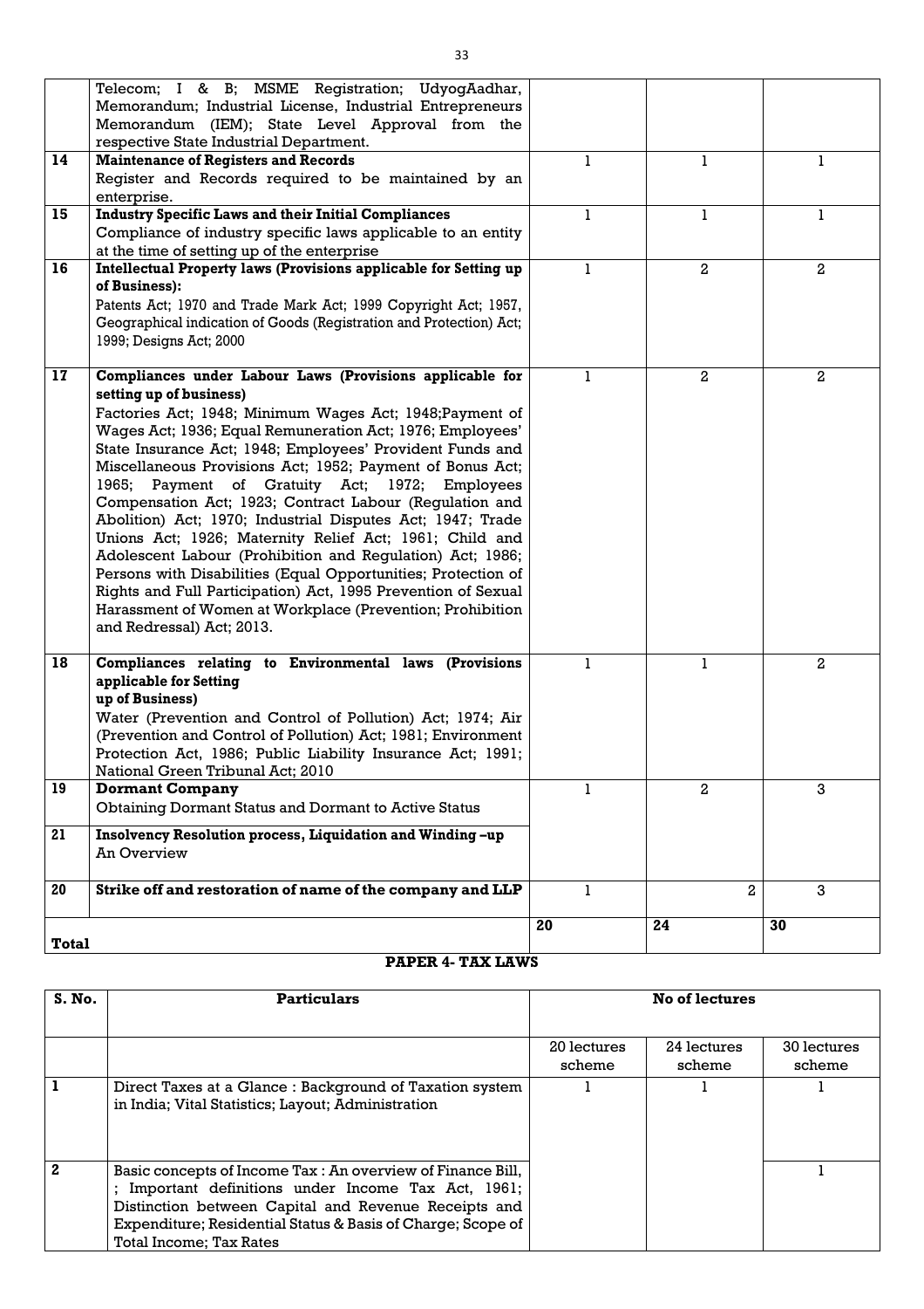| | | | | |
|---|---|---|---|---|
| | Telecom; I & B; MSME Registration; UdyogAadhar, Memorandum; Industrial License, Industrial Entrepreneurs Memorandum (IEM); State Level Approval from the respective State Industrial Department. | | | |
| 14 | **Maintenance of Registers and Records** Register and Records required to be maintained by an enterprise. | 1 | 1 | 1 |
| 15 | **Industry Specific Laws and their Initial Compliances** Compliance of industry specific laws applicable to an entity at the time of setting up of the enterprise | 1 | 1 | 1 |
| 16 | **Intellectual Property laws (Provisions applicable for Setting up of Business):** Patents Act; 1970 and Trade Mark Act; 1999 Copyright Act; 1957, Geographical indication of Goods (Registration and Protection) Act; 1999; Designs Act; 2000 | 1 | 2 | 2 |
| 17 | **Compliances under Labour Laws (Provisions applicable for setting up of business)** Factories Act; 1948; Minimum Wages Act; 1948;Payment of Wages Act; 1936; Equal Remuneration Act; 1976; Employees' State Insurance Act; 1948; Employees' Provident Funds and Miscellaneous Provisions Act; 1952; Payment of Bonus Act; 1965; Payment of Gratuity Act; 1972; Employees Compensation Act; 1923; Contract Labour (Regulation and Abolition) Act; 1970; Industrial Disputes Act; 1947; Trade Unions Act; 1926; Maternity Relief Act; 1961; Child and Adolescent Labour (Prohibition and Regulation) Act; 1986; Persons with Disabilities (Equal Opportunities; Protection of Rights and Full Participation) Act, 1995 Prevention of Sexual Harassment of Women at Workplace (Prevention; Prohibition and Redressal) Act; 2013. | 1 | 2 | 2 |
| 18 | **Compliances relating to Environmental laws (Provisions applicable for Setting up of Business)** Water (Prevention and Control of Pollution) Act; 1974; Air (Prevention and Control of Pollution) Act; 1981; Environment Protection Act, 1986; Public Liability Insurance Act; 1991; National Green Tribunal Act; 2010 | 1 | 1 | 2 |
| 19 | **Dormant Company** Obtaining Dormant Status and Dormant to Active Status | 1 | 2 | 3 |
| 21 | **Insolvency Resolution process, Liquidation and Winding –up** An Overview | | | |
| 20 | **Strike off and restoration of name of the company and LLP** | 1 | 2 | 3 |
| **Total** | | **20** | **24** | **30** |

**PAPER 4- TAX LAWS**

| S. No. | Particulars | No of lectures | | |
|---|---|---|---|---|
| | | 20 lectures scheme | 24 lectures scheme | 30 lectures scheme |
| 1 | Direct Taxes at a Glance : Background of Taxation system in India; Vital Statistics; Layout; Administration | 1 | 1 | 1 |
| 2 | Basic concepts of Income Tax : An overview of Finance Bill, ; Important definitions under Income Tax Act, 1961; Distinction between Capital and Revenue Receipts and Expenditure; Residential Status & Basis of Charge; Scope of Total Income; Tax Rates | | | 1 |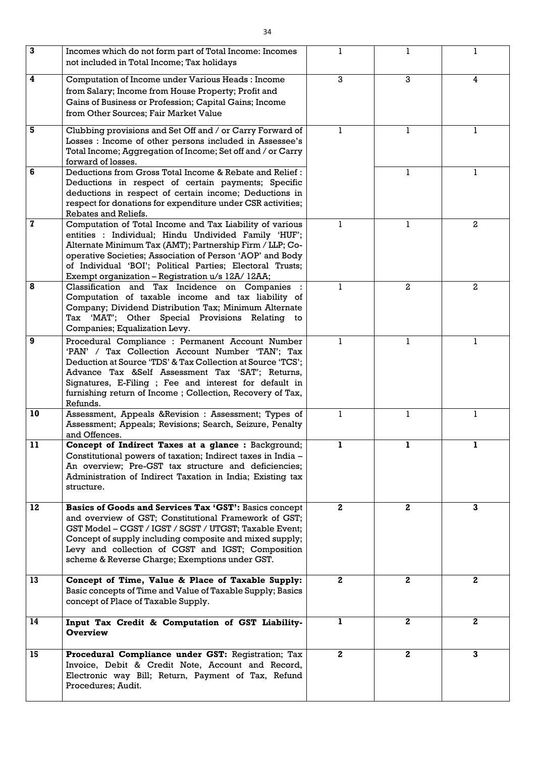| 3 | Incomes which do not form part of Total Income: Incomes not included in Total Income; Tax holidays | 1 | 1 | 1 |
|---|---|---|---|---|
| 4 | Computation of Income under Various Heads : Income from Salary; Income from House Property; Profit and Gains of Business or Profession; Capital Gains; Income from Other Sources; Fair Market Value | 3 | 3 | 4 |
| 5 | Clubbing provisions and Set Off and / or Carry Forward of Losses : Income of other persons included in Assessee's Total Income; Aggregation of Income; Set off and / or Carry forward of losses. | 1 | 1 | 1 |
| 6 | Deductions from Gross Total Income & Rebate and Relief : Deductions in respect of certain payments; Specific deductions in respect of certain income; Deductions in respect for donations for expenditure under CSR activities; Rebates and Reliefs. | | 1 | 1 |
| 7 | Computation of Total Income and Tax Liability of various entities : Individual; Hindu Undivided Family 'HUF'; Alternate Minimum Tax (AMT); Partnership Firm / LLP; Co-operative Societies; Association of Person 'AOP' and Body of Individual 'BOI'; Political Parties; Electoral Trusts; Exempt organization – Registration u/s 12A/ 12AA; | 1 | 1 | 2 |
| 8 | Classification and Tax Incidence on Companies : Computation of taxable income and tax liability of Company; Dividend Distribution Tax; Minimum Alternate Tax 'MAT'; Other Special Provisions Relating to Companies; Equalization Levy. | 1 | 2 | 2 |
| 9 | Procedural Compliance : Permanent Account Number 'PAN' / Tax Collection Account Number 'TAN'; Tax Deduction at Source 'TDS' & Tax Collection at Source 'TCS'; Advance Tax &Self Assessment Tax 'SAT'; Returns, Signatures, E-Filing ; Fee and interest for default in furnishing return of Income ; Collection, Recovery of Tax, Refunds. | 1 | 1 | 1 |
| 10 | Assessment, Appeals &Revision : Assessment; Types of Assessment; Appeals; Revisions; Search, Seizure, Penalty and Offences. | 1 | 1 | 1 |
| **11** | **Concept of Indirect Taxes at a glance :** Background; Constitutional powers of taxation; Indirect taxes in India – An overview; Pre-GST tax structure and deficiencies; Administration of Indirect Taxation in India; Existing tax structure. | **1** | **1** | **1** |
| **12** | **Basics of Goods and Services Tax 'GST':** Basics concept and overview of GST; Constitutional Framework of GST; GST Model – CGST / IGST / SGST / UTGST; Taxable Event; Concept of supply including composite and mixed supply; Levy and collection of CGST and IGST; Composition scheme & Reverse Charge; Exemptions under GST. | **2** | **2** | **3** |
| **13** | **Concept of Time, Value & Place of Taxable Supply:** Basic concepts of Time and Value of Taxable Supply; Basics concept of Place of Taxable Supply. | **2** | **2** | **2** |
| **14** | **Input Tax Credit & Computation of GST Liability-Overview** | **1** | **2** | **2** |
| **15** | **Procedural Compliance under GST:** Registration; Tax Invoice, Debit & Credit Note, Account and Record, Electronic way Bill; Return, Payment of Tax, Refund Procedures; Audit. | **2** | **2** | **3** |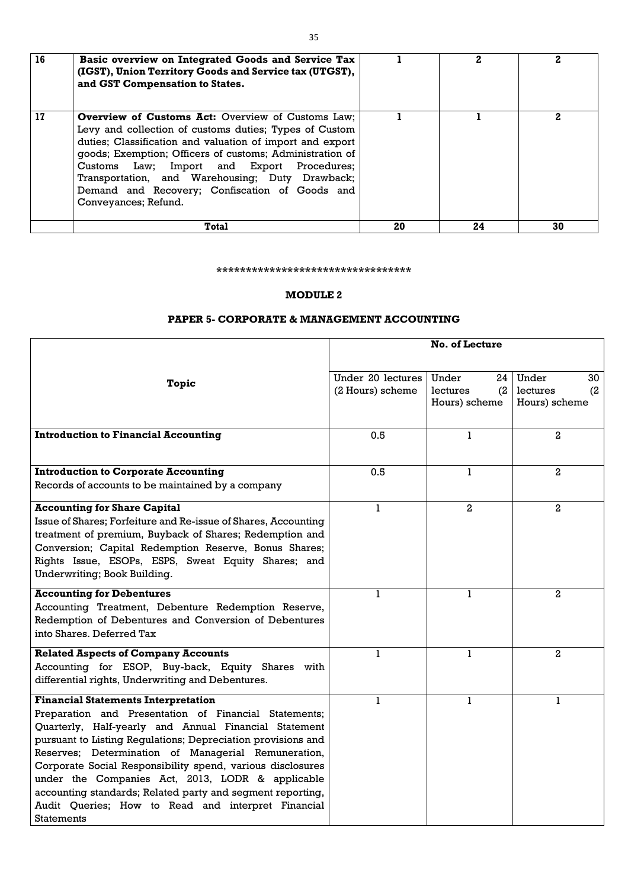| 16 | **Basic overview on Integrated Goods and Service Tax (IGST), Union Territory Goods and Service tax (UTGST), and GST Compensation to States.** | 1 | 2 | 2 |
|---|---|---|---|---|
| 17 | **Overview of Customs Act:** Overview of Customs Law; Levy and collection of customs duties; Types of Custom duties; Classification and valuation of import and export goods; Exemption; Officers of customs; Administration of Customs Law; Import and Export Procedures; Transportation, and Warehousing; Duty Drawback; Demand and Recovery; Confiscation of Goods and Conveyances; Refund. | 1 | 1 | 2 |
| | **Total** | **20** | **24** | **30** |

**********************************

## MODULE 2

## PAPER 5- CORPORATE & MANAGEMENT ACCOUNTING

| Topic | No. of Lecture | | |
|---|---|---|---|
| | Under 20 lectures (2 Hours) scheme | Under 24 lectures (2 Hours) scheme | Under 30 lectures (2 Hours) scheme |
| **Introduction to Financial Accounting** | 0.5 | 1 | 2 |
| **Introduction to Corporate Accounting**<br>Records of accounts to be maintained by a company | 0.5 | 1 | 2 |
| **Accounting for Share Capital**<br>Issue of Shares; Forfeiture and Re-issue of Shares, Accounting treatment of premium, Buyback of Shares; Redemption and Conversion; Capital Redemption Reserve, Bonus Shares; Rights Issue, ESOPs, ESPS, Sweat Equity Shares; and Underwriting; Book Building. | 1 | 2 | 2 |
| **Accounting for Debentures**<br>Accounting Treatment, Debenture Redemption Reserve, Redemption of Debentures and Conversion of Debentures into Shares. Deferred Tax | 1 | 1 | 2 |
| **Related Aspects of Company Accounts**<br>Accounting for ESOP, Buy-back, Equity Shares with differential rights, Underwriting and Debentures. | 1 | 1 | 2 |
| **Financial Statements Interpretation**<br>Preparation and Presentation of Financial Statements; Quarterly, Half-yearly and Annual Financial Statement pursuant to Listing Regulations; Depreciation provisions and Reserves; Determination of Managerial Remuneration, Corporate Social Responsibility spend, various disclosures under the Companies Act, 2013, LODR & applicable accounting standards; Related party and segment reporting, Audit Queries; How to Read and interpret Financial Statements | 1 | 1 | 1 |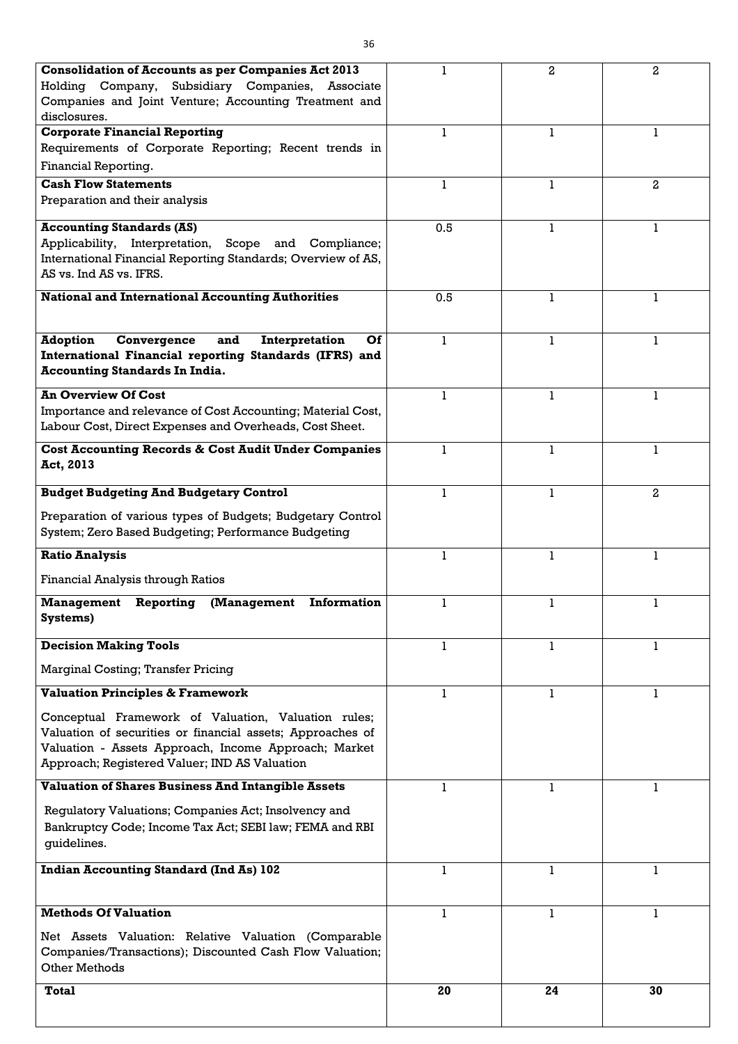| | | | |
|---|---|---|---|
| **Consolidation of Accounts as per Companies Act 2013** Holding Company, Subsidiary Companies, Associate Companies and Joint Venture; Accounting Treatment and disclosures. | 1 | 2 | 2 |
| **Corporate Financial Reporting** Requirements of Corporate Reporting; Recent trends in Financial Reporting. | 1 | 1 | 1 |
| **Cash Flow Statements** Preparation and their analysis | 1 | 1 | 2 |
| **Accounting Standards (AS)** Applicability, Interpretation, Scope and Compliance; International Financial Reporting Standards; Overview of AS, AS vs. Ind AS vs. IFRS. | 0.5 | 1 | 1 |
| **National and International Accounting Authorities** | 0.5 | 1 | 1 |
| **Adoption Convergence and Interpretation Of International Financial reporting Standards (IFRS) and Accounting Standards In India.** | 1 | 1 | 1 |
| **An Overview Of Cost** Importance and relevance of Cost Accounting; Material Cost, Labour Cost, Direct Expenses and Overheads, Cost Sheet. | 1 | 1 | 1 |
| **Cost Accounting Records & Cost Audit Under Companies Act, 2013** | 1 | 1 | 1 |
| **Budget Budgeting And Budgetary Control** Preparation of various types of Budgets; Budgetary Control System; Zero Based Budgeting; Performance Budgeting | 1 | 1 | 2 |
| **Ratio Analysis** Financial Analysis through Ratios | 1 | 1 | 1 |
| **Management Reporting (Management Information Systems)** | 1 | 1 | 1 |
| **Decision Making Tools** Marginal Costing; Transfer Pricing | 1 | 1 | 1 |
| **Valuation Principles & Framework** Conceptual Framework of Valuation, Valuation rules; Valuation of securities or financial assets; Approaches of Valuation - Assets Approach, Income Approach; Market Approach; Registered Valuer; IND AS Valuation | 1 | 1 | 1 |
| **Valuation of Shares Business And Intangible Assets** Regulatory Valuations; Companies Act; Insolvency and Bankruptcy Code; Income Tax Act; SEBI law; FEMA and RBI guidelines. | 1 | 1 | 1 |
| **Indian Accounting Standard (Ind As) 102** | 1 | 1 | 1 |
| **Methods Of Valuation** Net Assets Valuation: Relative Valuation (Comparable Companies/Transactions); Discounted Cash Flow Valuation; Other Methods | 1 | 1 | 1 |
| **Total** | **20** | **24** | **30** |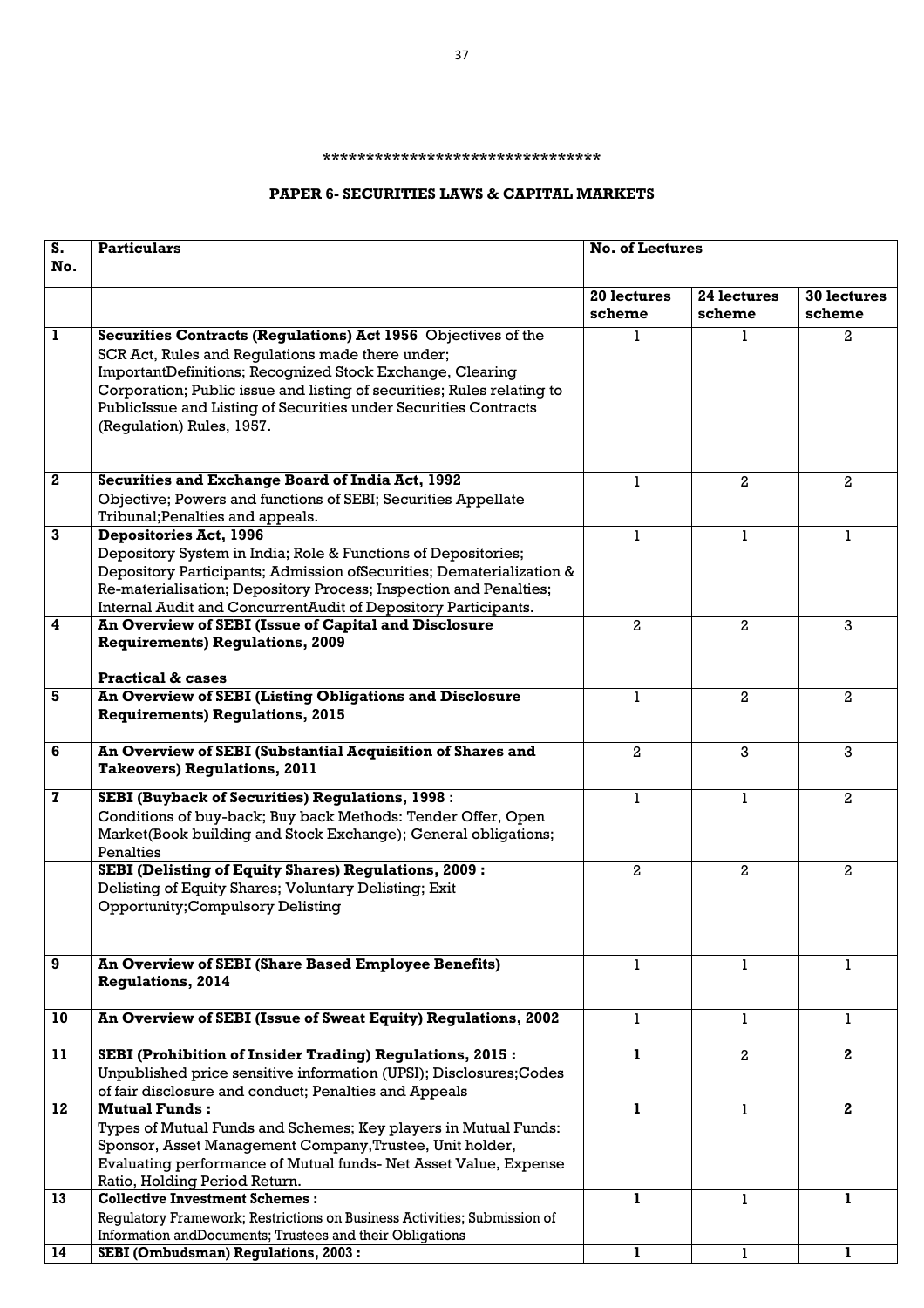********************************

## PAPER 6- SECURITIES LAWS & CAPITAL MARKETS

| S. No. | Particulars | No. of Lectures | | |
|---|---|---|---|---|
| | | **20 lectures scheme** | **24 lectures scheme** | **30 lectures scheme** |
| 1 | **Securities Contracts (Regulations) Act 1956** Objectives of the SCR Act, Rules and Regulations made there under; ImportantDefinitions; Recognized Stock Exchange, Clearing Corporation; Public issue and listing of securities; Rules relating to PublicIssue and Listing of Securities under Securities Contracts (Regulation) Rules, 1957. | 1 | 1 | 2 |
| 2 | **Securities and Exchange Board of India Act, 1992** Objective; Powers and functions of SEBI; Securities Appellate Tribunal;Penalties and appeals. | 1 | 2 | 2 |
| 3 | **Depositories Act, 1996** Depository System in India; Role & Functions of Depositories; Depository Participants; Admission ofSecurities; Dematerialization & Re-materialisation; Depository Process; Inspection and Penalties; Internal Audit and ConcurrentAudit of Depository Participants. | 1 | 1 | 1 |
| 4 | **An Overview of SEBI (Issue of Capital and Disclosure Requirements) Regulations, 2009** **Practical & cases** | 2 | 2 | 3 |
| 5 | **An Overview of SEBI (Listing Obligations and Disclosure Requirements) Regulations, 2015** | 1 | 2 | 2 |
| 6 | **An Overview of SEBI (Substantial Acquisition of Shares and Takeovers) Regulations, 2011** | 2 | 3 | 3 |
| 7 | **SEBI (Buyback of Securities) Regulations, 1998** : Conditions of buy-back; Buy back Methods: Tender Offer, Open Market(Book building and Stock Exchange); General obligations; Penalties | 1 | 1 | 2 |
| | **SEBI (Delisting of Equity Shares) Regulations, 2009 :** Delisting of Equity Shares; Voluntary Delisting; Exit Opportunity;Compulsory Delisting | 2 | 2 | 2 |
| 9 | **An Overview of SEBI (Share Based Employee Benefits) Regulations, 2014** | 1 | 1 | 1 |
| 10 | **An Overview of SEBI (Issue of Sweat Equity) Regulations, 2002** | 1 | 1 | 1 |
| 11 | **SEBI (Prohibition of Insider Trading) Regulations, 2015 :** Unpublished price sensitive information (UPSI); Disclosures;Codes of fair disclosure and conduct; Penalties and Appeals | **1** | 2 | **2** |
| 12 | **Mutual Funds :** Types of Mutual Funds and Schemes; Key players in Mutual Funds: Sponsor, Asset Management Company,Trustee, Unit holder, Evaluating performance of Mutual funds- Net Asset Value, Expense Ratio, Holding Period Return. | **1** | 1 | **2** |
| 13 | **Collective Investment Schemes :** Regulatory Framework; Restrictions on Business Activities; Submission of Information andDocuments; Trustees and their Obligations | **1** | 1 | **1** |
| 14 | **SEBI (Ombudsman) Regulations, 2003 :** | **1** | 1 | **1** |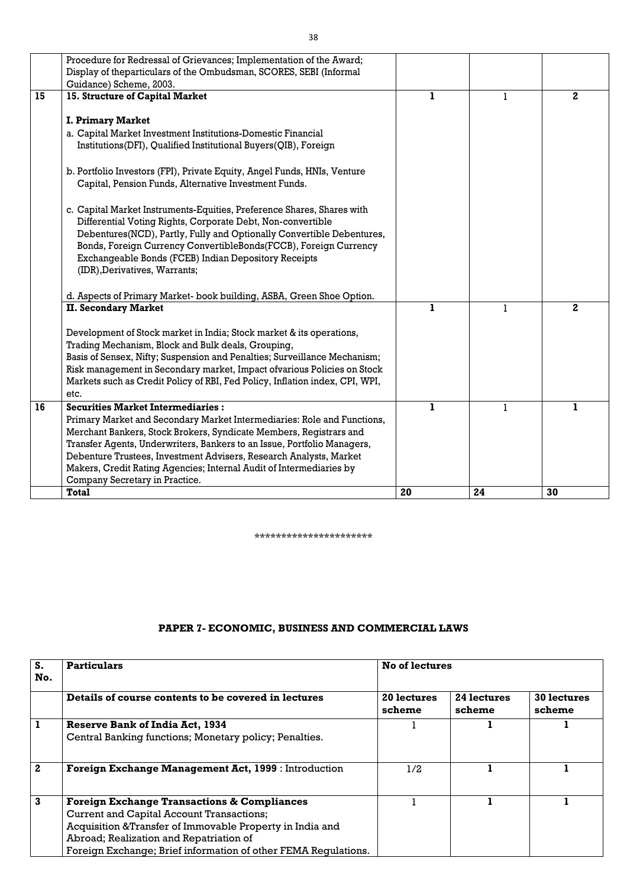| | | | | |
|---|---|---|---|---|
| | Procedure for Redressal of Grievances; Implementation of the Award; Display of theparticulars of the Ombudsman, SCORES, SEBI (Informal Guidance) Scheme, 2003. | | | |
| 15 | **15. Structure of Capital Market**<br><br>**I. Primary Market**<br>a. Capital Market Investment Institutions-Domestic Financial Institutions(DFI), Qualified Institutional Buyers(QIB), Foreign<br><br>b. Portfolio Investors (FPI), Private Equity, Angel Funds, HNIs, Venture Capital, Pension Funds, Alternative Investment Funds.<br><br>c. Capital Market Instruments-Equities, Preference Shares, Shares with Differential Voting Rights, Corporate Debt, Non-convertible Debentures(NCD), Partly, Fully and Optionally Convertible Debentures, Bonds, Foreign Currency ConvertibleBonds(FCCB), Foreign Currency Exchangeable Bonds (FCEB) Indian Depository Receipts (IDR),Derivatives, Warrants;<br><br>d. Aspects of Primary Market- book building, ASBA, Green Shoe Option. | **1** | 1 | **2** |
| | **II. Secondary Market**<br><br>Development of Stock market in India; Stock market & its operations, Trading Mechanism, Block and Bulk deals, Grouping,<br>Basis of Sensex, Nifty; Suspension and Penalties; Surveillance Mechanism;<br>Risk management in Secondary market, Impact ofvarious Policies on Stock Markets such as Credit Policy of RBI, Fed Policy, Inflation index, CPI, WPI, etc. | **1** | 1 | **2** |
| 16 | **Securities Market Intermediaries :**<br>Primary Market and Secondary Market Intermediaries: Role and Functions, Merchant Bankers, Stock Brokers, Syndicate Members, Registrars and Transfer Agents, Underwriters, Bankers to an Issue, Portfolio Managers, Debenture Trustees, Investment Advisers, Research Analysts, Market Makers, Credit Rating Agencies; Internal Audit of Intermediaries by Company Secretary in Practice. | **1** | 1 | **1** |
| | **Total** | **20** | **24** | **30** |

*********************

## PAPER 7- ECONOMIC, BUSINESS AND COMMERCIAL LAWS

| S. No. | Particulars | No of lectures | | |
|---|---|---|---|---|
| | **Details of course contents to be covered in lectures** | **20 lectures scheme** | **24 lectures scheme** | **30 lectures scheme** |
| 1 | **Reserve Bank of India Act, 1934**<br>Central Banking functions; Monetary policy; Penalties. | 1 | **1** | **1** |
| 2 | **Foreign Exchange Management Act, 1999** : Introduction | 1/2 | **1** | **1** |
| 3 | **Foreign Exchange Transactions & Compliances**<br>Current and Capital Account Transactions;<br>Acquisition &Transfer of Immovable Property in India and Abroad; Realization and Repatriation of<br>Foreign Exchange; Brief information of other FEMA Regulations. | 1 | **1** | **1** |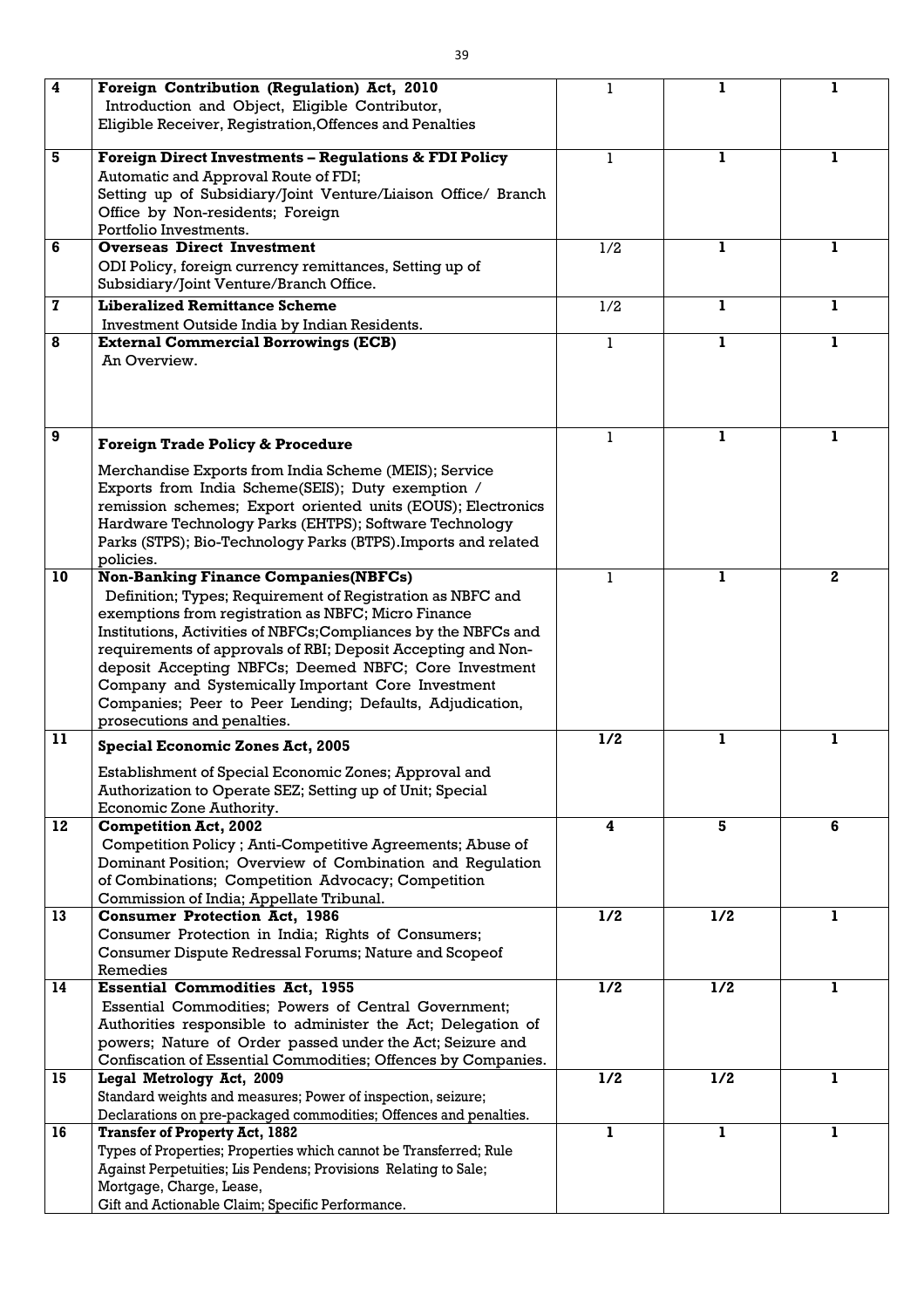| 4 | **Foreign Contribution (Regulation) Act, 2010**<br>Introduction and Object, Eligible Contributor, Eligible Receiver, Registration,Offences and Penalties | 1 | 1 | 1 |
|---|---|---|---|---|
| 5 | **Foreign Direct Investments – Regulations & FDI Policy**<br>Automatic and Approval Route of FDI;<br>Setting up of Subsidiary/Joint Venture/Liaison Office/ Branch Office by Non-residents; Foreign Portfolio Investments. | 1 | 1 | 1 |
| 6 | **Overseas Direct Investment**<br>ODI Policy, foreign currency remittances, Setting up of Subsidiary/Joint Venture/Branch Office. | 1/2 | 1 | 1 |
| 7 | **Liberalized Remittance Scheme**<br>Investment Outside India by Indian Residents. | 1/2 | 1 | 1 |
| 8 | **External Commercial Borrowings (ECB)**<br>An Overview. | 1 | 1 | 1 |
| 9 | **Foreign Trade Policy & Procedure**<br>Merchandise Exports from India Scheme (MEIS); Service Exports from India Scheme(SEIS); Duty exemption / remission schemes; Export oriented units (EOUS); Electronics Hardware Technology Parks (EHTPS); Software Technology Parks (STPS); Bio-Technology Parks (BTPS).Imports and related policies. | 1 | 1 | 1 |
| 10 | **Non-Banking Finance Companies(NBFCs)**<br>Definition; Types; Requirement of Registration as NBFC and exemptions from registration as NBFC; Micro Finance Institutions, Activities of NBFCs;Compliances by the NBFCs and requirements of approvals of RBI; Deposit Accepting and Non-deposit Accepting NBFCs; Deemed NBFC; Core Investment Company and Systemically Important Core Investment Companies; Peer to Peer Lending; Defaults, Adjudication, prosecutions and penalties. | 1 | 1 | 2 |
| 11 | **Special Economic Zones Act, 2005**<br>Establishment of Special Economic Zones; Approval and Authorization to Operate SEZ; Setting up of Unit; Special Economic Zone Authority. | 1/2 | 1 | 1 |
| 12 | **Competition Act, 2002**<br>Competition Policy ; Anti-Competitive Agreements; Abuse of Dominant Position; Overview of Combination and Regulation of Combinations; Competition Advocacy; Competition Commission of India; Appellate Tribunal. | 4 | 5 | 6 |
| 13 | **Consumer Protection Act, 1986**<br>Consumer Protection in India; Rights of Consumers; Consumer Dispute Redressal Forums; Nature and Scopeof Remedies | 1/2 | 1/2 | 1 |
| 14 | **Essential Commodities Act, 1955**<br>Essential Commodities; Powers of Central Government; Authorities responsible to administer the Act; Delegation of powers; Nature of Order passed under the Act; Seizure and Confiscation of Essential Commodities; Offences by Companies. | 1/2 | 1/2 | 1 |
| 15 | **Legal Metrology Act, 2009**<br>Standard weights and measures; Power of inspection, seizure; Declarations on pre-packaged commodities; Offences and penalties. | 1/2 | 1/2 | 1 |
| 16 | **Transfer of Property Act, 1882**<br>Types of Properties; Properties which cannot be Transferred; Rule Against Perpetuities; Lis Pendens; Provisions Relating to Sale; Mortgage, Charge, Lease,<br>Gift and Actionable Claim; Specific Performance. | 1 | 1 | 1 |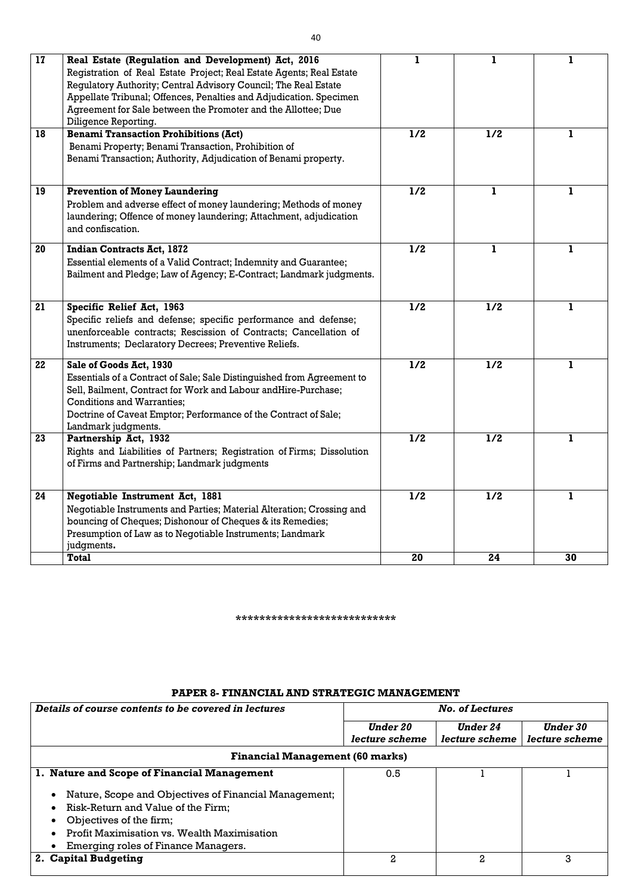| 17 | **Real Estate (Regulation and Development) Act, 2016**<br>Registration of Real Estate Project; Real Estate Agents; Real Estate Regulatory Authority; Central Advisory Council; The Real Estate Appellate Tribunal; Offences, Penalties and Adjudication. Specimen Agreement for Sale between the Promoter and the Allottee; Due Diligence Reporting. | 1 | 1 | 1 |
|---|---|---|---|---|
| 18 | **Benami Transaction Prohibitions (Act)**<br>Benami Property; Benami Transaction, Prohibition of Benami Transaction; Authority, Adjudication of Benami property. | 1/2 | 1/2 | 1 |
| 19 | **Prevention of Money Laundering**<br>Problem and adverse effect of money laundering; Methods of money laundering; Offence of money laundering; Attachment, adjudication and confiscation. | 1/2 | 1 | 1 |
| 20 | **Indian Contracts Act, 1872**<br>Essential elements of a Valid Contract; Indemnity and Guarantee; Bailment and Pledge; Law of Agency; E-Contract; Landmark judgments. | 1/2 | 1 | 1 |
| 21 | **Specific Relief Act, 1963**<br>Specific reliefs and defense; specific performance and defense; unenforceable contracts; Rescission of Contracts; Cancellation of Instruments; Declaratory Decrees; Preventive Reliefs. | 1/2 | 1/2 | 1 |
| 22 | **Sale of Goods Act, 1930**<br>Essentials of a Contract of Sale; Sale Distinguished from Agreement to Sell, Bailment, Contract for Work and Labour andHire-Purchase; Conditions and Warranties;<br>Doctrine of Caveat Emptor; Performance of the Contract of Sale; Landmark judgments. | 1/2 | 1/2 | 1 |
| 23 | **Partnership Act, 1932**<br>Rights and Liabilities of Partners; Registration of Firms; Dissolution of Firms and Partnership; Landmark judgments | 1/2 | 1/2 | 1 |
| 24 | **Negotiable Instrument Act, 1881**<br>Negotiable Instruments and Parties; Material Alteration; Crossing and bouncing of Cheques; Dishonour of Cheques & its Remedies; Presumption of Law as to Negotiable Instruments; Landmark judgments**.** | 1/2 | 1/2 | 1 |
| | **Total** | **20** | **24** | **30** |

***************************

## PAPER 8- FINANCIAL AND STRATEGIC MANAGEMENT

| ***Details of course contents to be covered in lectures*** | ***No. of Lectures*** | | |
|---|---|---|---|
| | ***Under 20 lecture scheme*** | ***Under 24 lecture scheme*** | ***Under 30 lecture scheme*** |
| **Financial Management (60 marks)** | | | |
| **1. Nature and Scope of Financial Management**<br>• Nature, Scope and Objectives of Financial Management;<br>• Risk-Return and Value of the Firm;<br>• Objectives of the firm;<br>• Profit Maximisation vs. Wealth Maximisation<br>• Emerging roles of Finance Managers. | 0.5 | 1 | 1 |
| **2. Capital Budgeting** | 2 | 2 | 3 |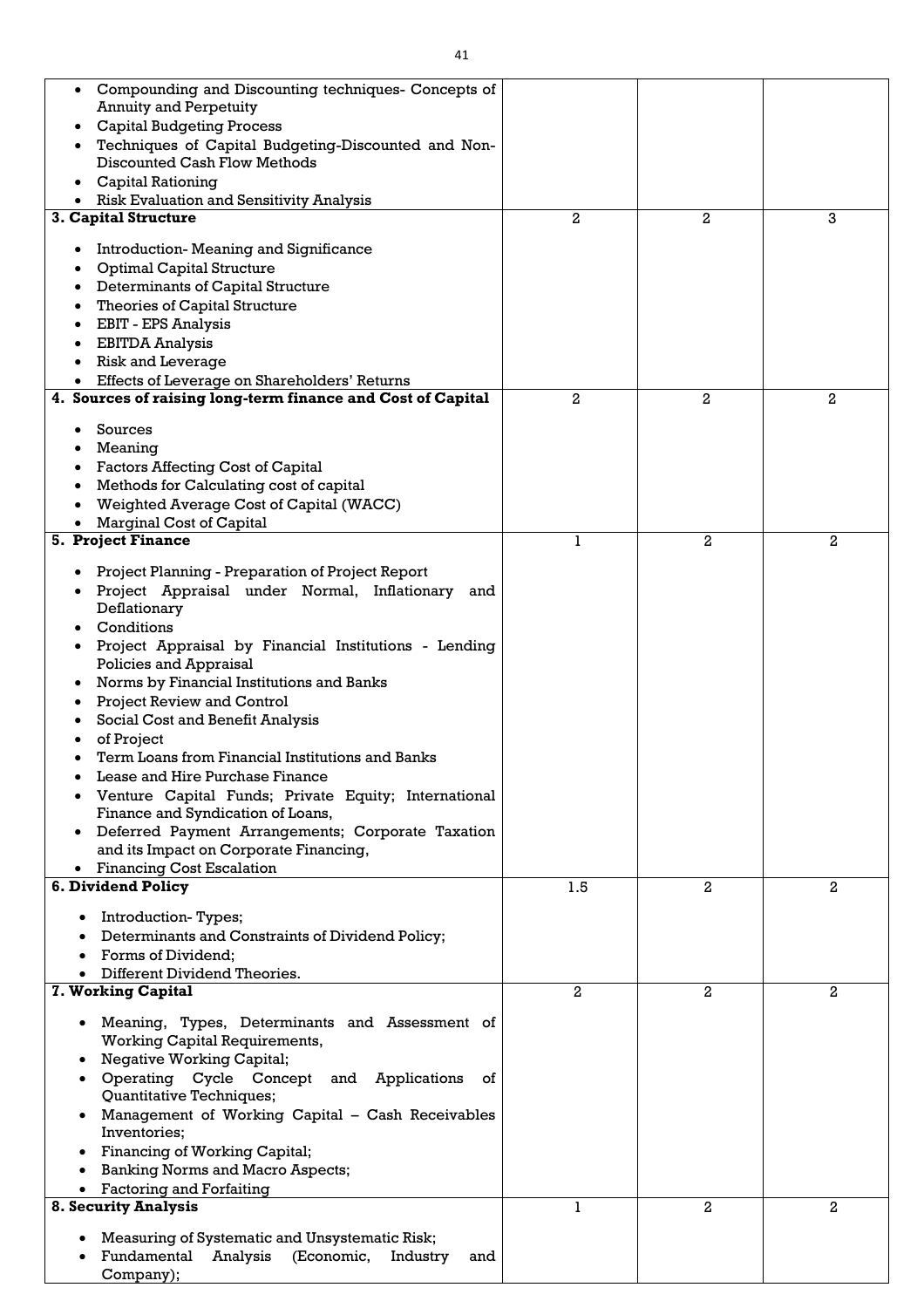| | | | |
|---|---|---|---|
| • Compounding and Discounting techniques- Concepts of Annuity and Perpetuity<br>• Capital Budgeting Process<br>• Techniques of Capital Budgeting-Discounted and Non-Discounted Cash Flow Methods<br>• Capital Rationing<br>• Risk Evaluation and Sensitivity Analysis | | | |
| **3. Capital Structure**<br><br>• Introduction- Meaning and Significance<br>• Optimal Capital Structure<br>• Determinants of Capital Structure<br>• Theories of Capital Structure<br>• EBIT - EPS Analysis<br>• EBITDA Analysis<br>• Risk and Leverage<br>• Effects of Leverage on Shareholders' Returns | 2 | 2 | 3 |
| **4. Sources of raising long-term finance and Cost of Capital**<br><br>• Sources<br>• Meaning<br>• Factors Affecting Cost of Capital<br>• Methods for Calculating cost of capital<br>• Weighted Average Cost of Capital (WACC)<br>• Marginal Cost of Capital | 2 | 2 | 2 |
| **5. Project Finance**<br><br>• Project Planning - Preparation of Project Report<br>• Project Appraisal under Normal, Inflationary and Deflationary<br>• Conditions<br>• Project Appraisal by Financial Institutions - Lending Policies and Appraisal<br>• Norms by Financial Institutions and Banks<br>• Project Review and Control<br>• Social Cost and Benefit Analysis<br>• of Project<br>• Term Loans from Financial Institutions and Banks<br>• Lease and Hire Purchase Finance<br>• Venture Capital Funds; Private Equity; International Finance and Syndication of Loans,<br>• Deferred Payment Arrangements; Corporate Taxation and its Impact on Corporate Financing,<br>• Financing Cost Escalation | 1 | 2 | 2 |
| **6. Dividend Policy**<br><br>• Introduction- Types;<br>• Determinants and Constraints of Dividend Policy;<br>• Forms of Dividend;<br>• Different Dividend Theories. | 1.5 | 2 | 2 |
| **7. Working Capital**<br><br>• Meaning, Types, Determinants and Assessment of Working Capital Requirements,<br>• Negative Working Capital;<br>• Operating Cycle Concept and Applications of Quantitative Techniques;<br>• Management of Working Capital – Cash Receivables Inventories;<br>• Financing of Working Capital;<br>• Banking Norms and Macro Aspects;<br>• Factoring and Forfaiting | 2 | 2 | 2 |
| **8. Security Analysis**<br><br>• Measuring of Systematic and Unsystematic Risk;<br>• Fundamental Analysis (Economic, Industry and Company); | 1 | 2 | 2 |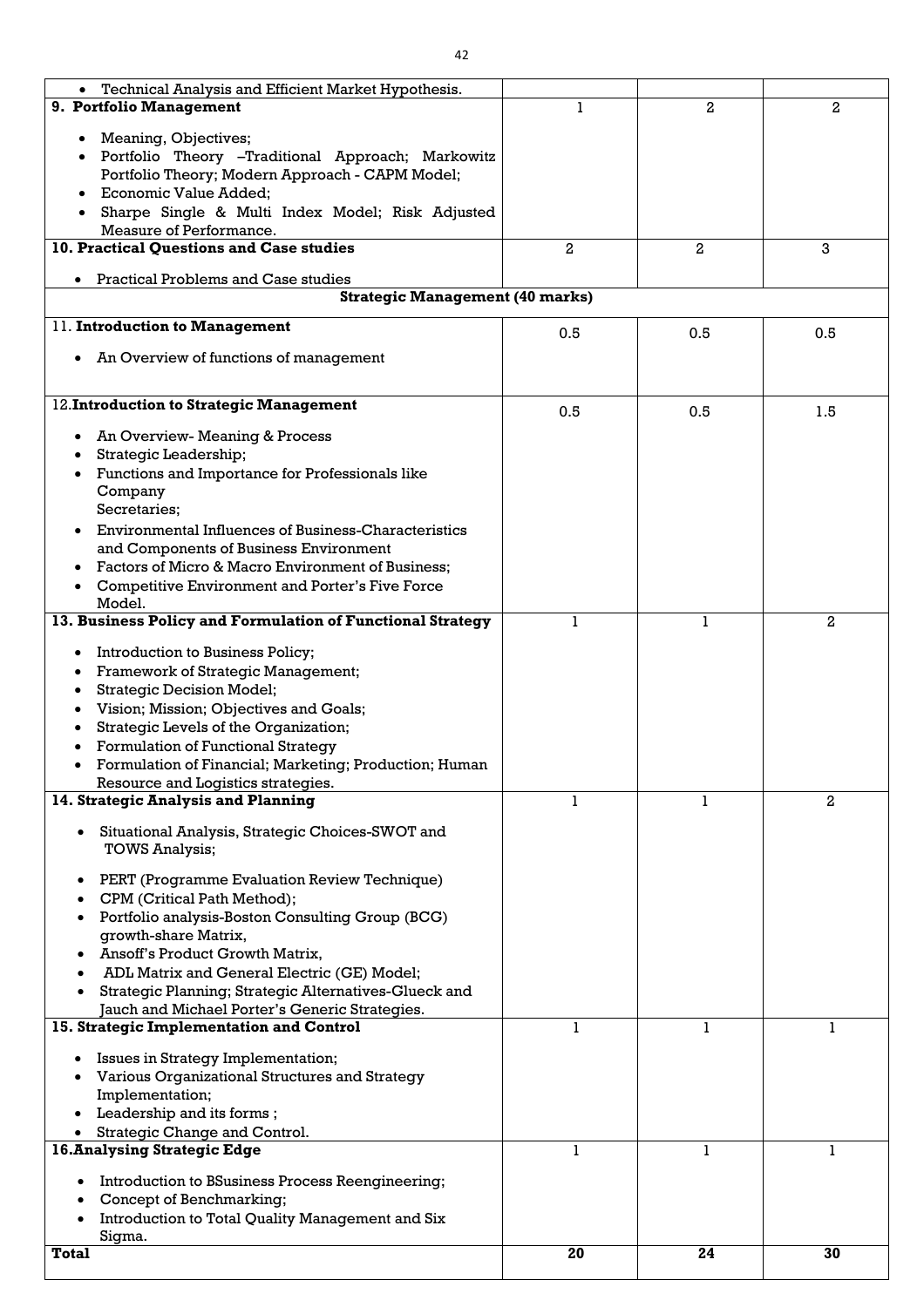| | | | |
|---|---|---|---|
| • Technical Analysis and Efficient Market Hypothesis. | | | |
| **9. Portfolio Management**<br><br>• Meaning, Objectives;<br>• Portfolio Theory –Traditional Approach; Markowitz Portfolio Theory; Modern Approach - CAPM Model;<br>• Economic Value Added;<br>• Sharpe Single & Multi Index Model; Risk Adjusted Measure of Performance. | 1 | 2 | 2 |
| **10. Practical Questions and Case studies**<br><br>• Practical Problems and Case studies | 2 | 2 | 3 |
| **Strategic Management (40 marks)** | | | |
| 11. **Introduction to Management**<br><br>• An Overview of functions of management | 0.5 | 0.5 | 0.5 |
| 12.**Introduction to Strategic Management**<br><br>• An Overview- Meaning & Process<br>• Strategic Leadership;<br>• Functions and Importance for Professionals like Company Secretaries;<br>• Environmental Influences of Business-Characteristics and Components of Business Environment<br>• Factors of Micro & Macro Environment of Business;<br>• Competitive Environment and Porter's Five Force Model. | 0.5 | 0.5 | 1.5 |
| **13. Business Policy and Formulation of Functional Strategy**<br><br>• Introduction to Business Policy;<br>• Framework of Strategic Management;<br>• Strategic Decision Model;<br>• Vision; Mission; Objectives and Goals;<br>• Strategic Levels of the Organization;<br>• Formulation of Functional Strategy<br>• Formulation of Financial; Marketing; Production; Human Resource and Logistics strategies. | 1 | 1 | 2 |
| **14. Strategic Analysis and Planning**<br><br>• Situational Analysis, Strategic Choices-SWOT and TOWS Analysis;<br>• PERT (Programme Evaluation Review Technique)<br>• CPM (Critical Path Method);<br>• Portfolio analysis-Boston Consulting Group (BCG) growth-share Matrix,<br>• Ansoff's Product Growth Matrix,<br>• ADL Matrix and General Electric (GE) Model;<br>• Strategic Planning; Strategic Alternatives-Glueck and Jauch and Michael Porter's Generic Strategies. | 1 | 1 | 2 |
| **15. Strategic Implementation and Control**<br><br>• Issues in Strategy Implementation;<br>• Various Organizational Structures and Strategy Implementation;<br>• Leadership and its forms ;<br>• Strategic Change and Control. | 1 | 1 | 1 |
| **16.Analysing Strategic Edge**<br><br>• Introduction to BSusiness Process Reengineering;<br>• Concept of Benchmarking;<br>• Introduction to Total Quality Management and Six Sigma. | 1 | 1 | 1 |
| **Total** | **20** | **24** | **30** |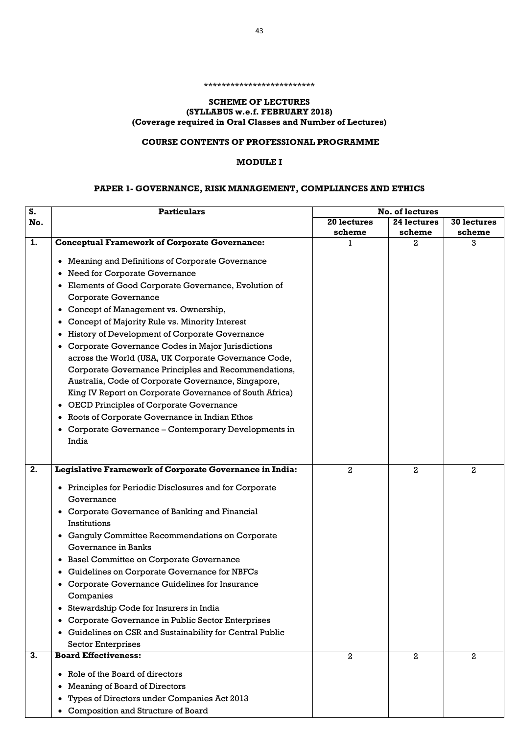\*\*\*\*\*\*\*\*\*\*\*\*\*\*\*\*\*\*\*\*\*\*\*\*\*

**SCHEME OF LECTURES**
**(SYLLABUS w.e.f. FEBRUARY 2018)**
**(Coverage required in Oral Classes and Number of Lectures)**

**COURSE CONTENTS OF PROFESSIONAL PROGRAMME**

**MODULE I**

**PAPER 1- GOVERNANCE, RISK MANAGEMENT, COMPLIANCES AND ETHICS**

| S. No. | Particulars | No. of lectures | | |
|---|---|---|---|---|
| | | 20 lectures scheme | 24 lectures scheme | 30 lectures scheme |
| 1. | **Conceptual Framework of Corporate Governance:**<br>• Meaning and Definitions of Corporate Governance<br>• Need for Corporate Governance<br>• Elements of Good Corporate Governance, Evolution of Corporate Governance<br>• Concept of Management vs. Ownership,<br>• Concept of Majority Rule vs. Minority Interest<br>• History of Development of Corporate Governance<br>• Corporate Governance Codes in Major Jurisdictions across the World (USA, UK Corporate Governance Code, Corporate Governance Principles and Recommendations, Australia, Code of Corporate Governance, Singapore, King IV Report on Corporate Governance of South Africa)<br>• OECD Principles of Corporate Governance<br>• Roots of Corporate Governance in Indian Ethos<br>• Corporate Governance – Contemporary Developments in India | 1 | 2 | 3 |
| 2. | **Legislative Framework of Corporate Governance in India:**<br>• Principles for Periodic Disclosures and for Corporate Governance<br>• Corporate Governance of Banking and Financial Institutions<br>• Ganguly Committee Recommendations on Corporate Governance in Banks<br>• Basel Committee on Corporate Governance<br>• Guidelines on Corporate Governance for NBFCs<br>• Corporate Governance Guidelines for Insurance Companies<br>• Stewardship Code for Insurers in India<br>• Corporate Governance in Public Sector Enterprises<br>• Guidelines on CSR and Sustainability for Central Public Sector Enterprises | 2 | 2 | 2 |
| 3. | **Board Effectiveness:**<br>• Role of the Board of directors<br>• Meaning of Board of Directors<br>• Types of Directors under Companies Act 2013<br>• Composition and Structure of Board | 2 | 2 | 2 |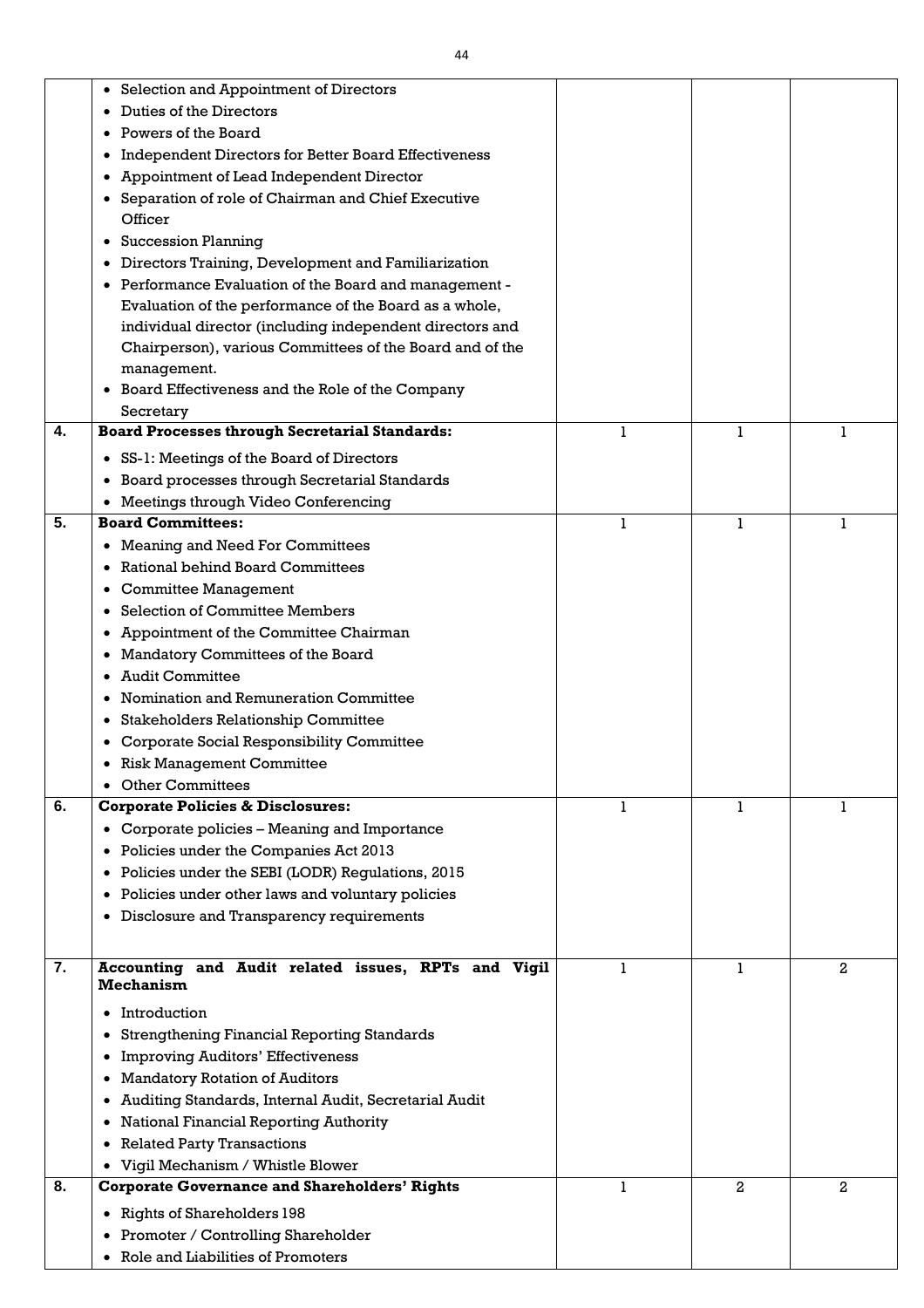|  |  |  |  |  |
|---|---|---|---|---|
|  | • Selection and Appointment of Directors<br>• Duties of the Directors<br>• Powers of the Board<br>• Independent Directors for Better Board Effectiveness<br>• Appointment of Lead Independent Director<br>• Separation of role of Chairman and Chief Executive Officer<br>• Succession Planning<br>• Directors Training, Development and Familiarization<br>• Performance Evaluation of the Board and management - Evaluation of the performance of the Board as a whole, individual director (including independent directors and Chairperson), various Committees of the Board and of the management.<br>• Board Effectiveness and the Role of the Company Secretary |  |  |  |
| **4.** | **Board Processes through Secretarial Standards:**<br>• SS-1: Meetings of the Board of Directors<br>• Board processes through Secretarial Standards<br>• Meetings through Video Conferencing | 1 | 1 | 1 |
| **5.** | **Board Committees:**<br>• Meaning and Need For Committees<br>• Rational behind Board Committees<br>• Committee Management<br>• Selection of Committee Members<br>• Appointment of the Committee Chairman<br>• Mandatory Committees of the Board<br>• Audit Committee<br>• Nomination and Remuneration Committee<br>• Stakeholders Relationship Committee<br>• Corporate Social Responsibility Committee<br>• Risk Management Committee<br>• Other Committees | 1 | 1 | 1 |
| **6.** | **Corporate Policies & Disclosures:**<br>• Corporate policies – Meaning and Importance<br>• Policies under the Companies Act 2013<br>• Policies under the SEBI (LODR) Regulations, 2015<br>• Policies under other laws and voluntary policies<br>• Disclosure and Transparency requirements | 1 | 1 | 1 |
| **7.** | **Accounting and Audit related issues, RPTs and Vigil Mechanism**<br>• Introduction<br>• Strengthening Financial Reporting Standards<br>• Improving Auditors' Effectiveness<br>• Mandatory Rotation of Auditors<br>• Auditing Standards, Internal Audit, Secretarial Audit<br>• National Financial Reporting Authority<br>• Related Party Transactions<br>• Vigil Mechanism / Whistle Blower | 1 | 1 | 2 |
| **8.** | **Corporate Governance and Shareholders' Rights**<br>• Rights of Shareholders 198<br>• Promoter / Controlling Shareholder<br>• Role and Liabilities of Promoters | 1 | 2 | 2 |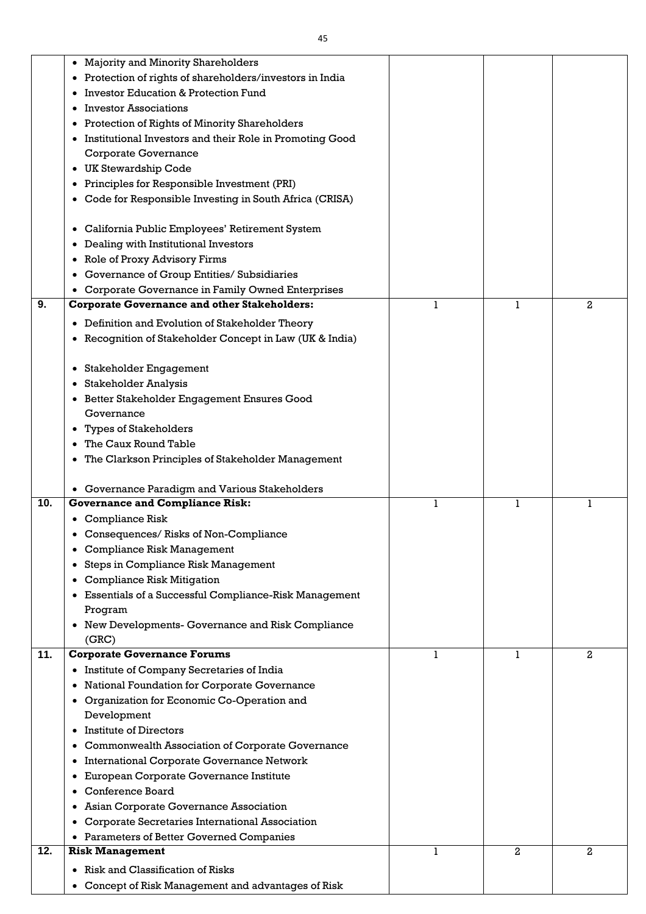| | | | | |
|---|---|---|---|---|
| | • Majority and Minority Shareholders<br>• Protection of rights of shareholders/investors in India<br>• Investor Education & Protection Fund<br>• Investor Associations<br>• Protection of Rights of Minority Shareholders<br>• Institutional Investors and their Role in Promoting Good Corporate Governance<br>• UK Stewardship Code<br>• Principles for Responsible Investment (PRI)<br>• Code for Responsible Investing in South Africa (CRISA)<br><br>• California Public Employees' Retirement System<br>• Dealing with Institutional Investors<br>• Role of Proxy Advisory Firms<br>• Governance of Group Entities/ Subsidiaries<br>• Corporate Governance in Family Owned Enterprises | | | |
| **9.** | **Corporate Governance and other Stakeholders:**<br>• Definition and Evolution of Stakeholder Theory<br>• Recognition of Stakeholder Concept in Law (UK & India)<br><br>• Stakeholder Engagement<br>• Stakeholder Analysis<br>• Better Stakeholder Engagement Ensures Good Governance<br>• Types of Stakeholders<br>• The Caux Round Table<br>• The Clarkson Principles of Stakeholder Management<br><br>• Governance Paradigm and Various Stakeholders | 1 | 1 | 2 |
| **10.** | **Governance and Compliance Risk:**<br>• Compliance Risk<br>• Consequences/ Risks of Non-Compliance<br>• Compliance Risk Management<br>• Steps in Compliance Risk Management<br>• Compliance Risk Mitigation<br>• Essentials of a Successful Compliance-Risk Management Program<br>• New Developments- Governance and Risk Compliance (GRC) | 1 | 1 | 1 |
| **11.** | **Corporate Governance Forums**<br>• Institute of Company Secretaries of India<br>• National Foundation for Corporate Governance<br>• Organization for Economic Co-Operation and Development<br>• Institute of Directors<br>• Commonwealth Association of Corporate Governance<br>• International Corporate Governance Network<br>• European Corporate Governance Institute<br>• Conference Board<br>• Asian Corporate Governance Association<br>• Corporate Secretaries International Association<br>• Parameters of Better Governed Companies | 1 | 1 | 2 |
| **12.** | **Risk Management**<br>• Risk and Classification of Risks<br>• Concept of Risk Management and advantages of Risk | 1 | 2 | 2 |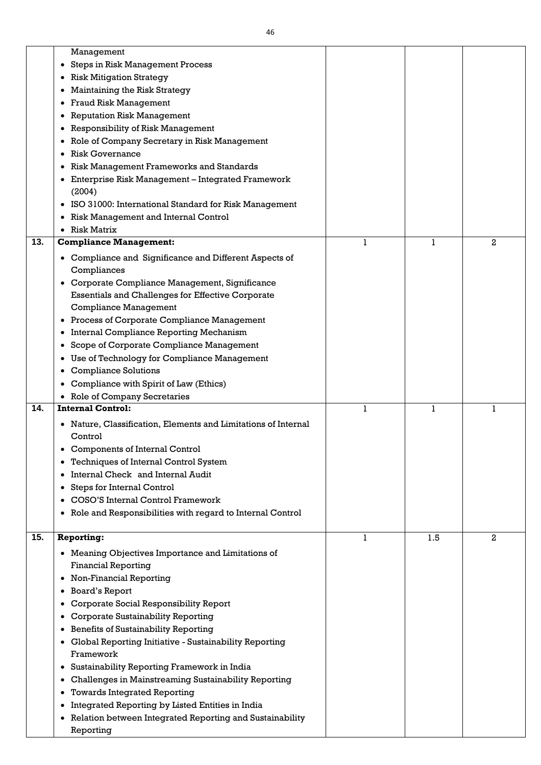|  |  |  |  |  |
|---|---|---|---|---|
|  | Management<br>• Steps in Risk Management Process<br>• Risk Mitigation Strategy<br>• Maintaining the Risk Strategy<br>• Fraud Risk Management<br>• Reputation Risk Management<br>• Responsibility of Risk Management<br>• Role of Company Secretary in Risk Management<br>• Risk Governance<br>• Risk Management Frameworks and Standards<br>• Enterprise Risk Management – Integrated Framework (2004)<br>• ISO 31000: International Standard for Risk Management<br>• Risk Management and Internal Control<br>• Risk Matrix |  |  |  |
| **13.** | **Compliance Management:**<br>• Compliance and Significance and Different Aspects of Compliances<br>• Corporate Compliance Management, Significance Essentials and Challenges for Effective Corporate Compliance Management<br>• Process of Corporate Compliance Management<br>• Internal Compliance Reporting Mechanism<br>• Scope of Corporate Compliance Management<br>• Use of Technology for Compliance Management<br>• Compliance Solutions<br>• Compliance with Spirit of Law (Ethics)<br>• Role of Company Secretaries | 1 | 1 | 2 |
| **14.** | **Internal Control:**<br>• Nature, Classification, Elements and Limitations of Internal Control<br>• Components of Internal Control<br>• Techniques of Internal Control System<br>• Internal Check and Internal Audit<br>• Steps for Internal Control<br>• COSO'S Internal Control Framework<br>• Role and Responsibilities with regard to Internal Control | 1 | 1 | 1 |
| **15.** | **Reporting:**<br>• Meaning Objectives Importance and Limitations of Financial Reporting<br>• Non-Financial Reporting<br>• Board's Report<br>• Corporate Social Responsibility Report<br>• Corporate Sustainability Reporting<br>• Benefits of Sustainability Reporting<br>• Global Reporting Initiative - Sustainability Reporting Framework<br>• Sustainability Reporting Framework in India<br>• Challenges in Mainstreaming Sustainability Reporting<br>• Towards Integrated Reporting<br>• Integrated Reporting by Listed Entities in India<br>• Relation between Integrated Reporting and Sustainability Reporting | 1 | 1.5 | 2 |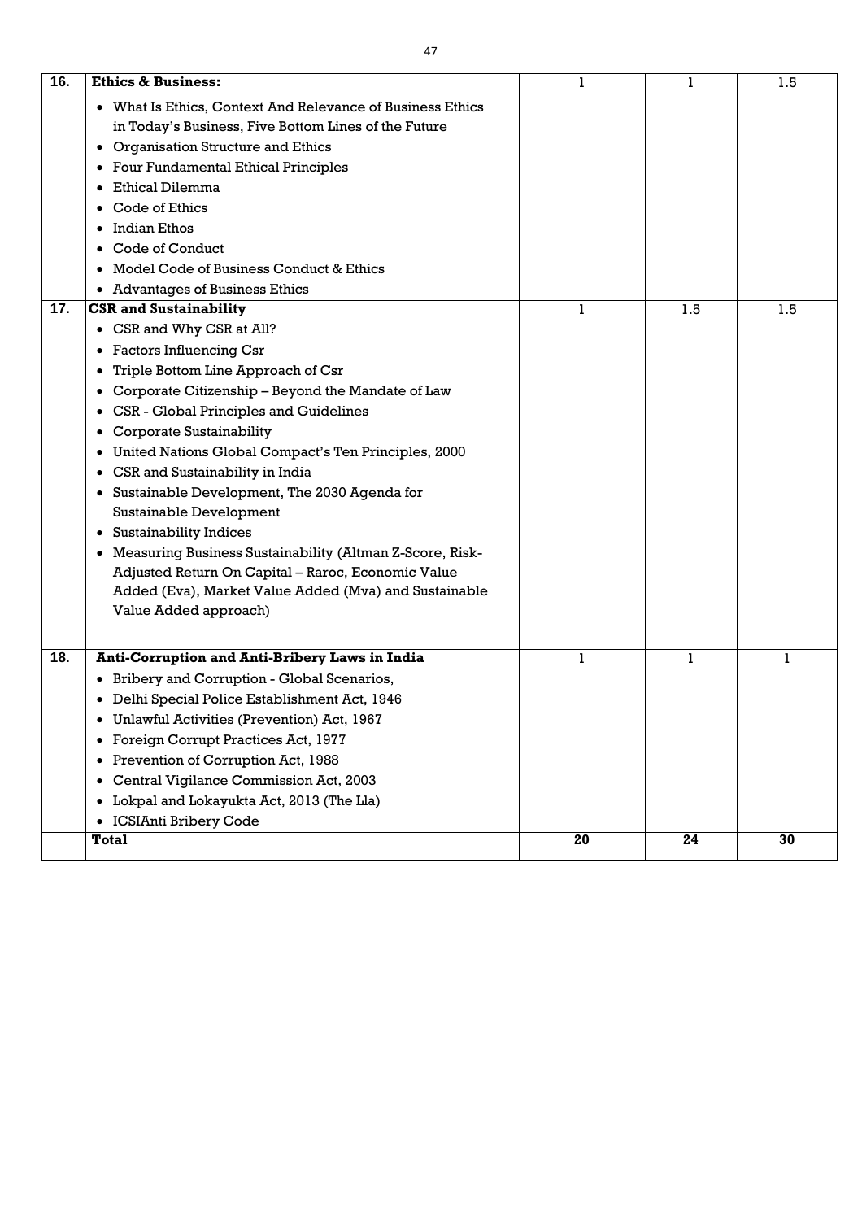| 16. | **Ethics & Business:**<br>• What Is Ethics, Context And Relevance of Business Ethics in Today's Business, Five Bottom Lines of the Future<br>• Organisation Structure and Ethics<br>• Four Fundamental Ethical Principles<br>• Ethical Dilemma<br>• Code of Ethics<br>• Indian Ethos<br>• Code of Conduct<br>• Model Code of Business Conduct & Ethics<br>• Advantages of Business Ethics | 1 | 1 | 1.5 |
|---|---|---|---|---|
| 17. | **CSR and Sustainability**<br>• CSR and Why CSR at All?<br>• Factors Influencing Csr<br>• Triple Bottom Line Approach of Csr<br>• Corporate Citizenship – Beyond the Mandate of Law<br>• CSR - Global Principles and Guidelines<br>• Corporate Sustainability<br>• United Nations Global Compact's Ten Principles, 2000<br>• CSR and Sustainability in India<br>• Sustainable Development, The 2030 Agenda for Sustainable Development<br>• Sustainability Indices<br>• Measuring Business Sustainability (Altman Z-Score, Risk-Adjusted Return On Capital – Raroc, Economic Value Added (Eva), Market Value Added (Mva) and Sustainable Value Added approach) | 1 | 1.5 | 1.5 |
| 18. | **Anti-Corruption and Anti-Bribery Laws in India**<br>• Bribery and Corruption - Global Scenarios,<br>• Delhi Special Police Establishment Act, 1946<br>• Unlawful Activities (Prevention) Act, 1967<br>• Foreign Corrupt Practices Act, 1977<br>• Prevention of Corruption Act, 1988<br>• Central Vigilance Commission Act, 2003<br>• Lokpal and Lokayukta Act, 2013 (The Lla)<br>• ICSIAnti Bribery Code | 1 | 1 | 1 |
| | **Total** | **20** | **24** | **30** |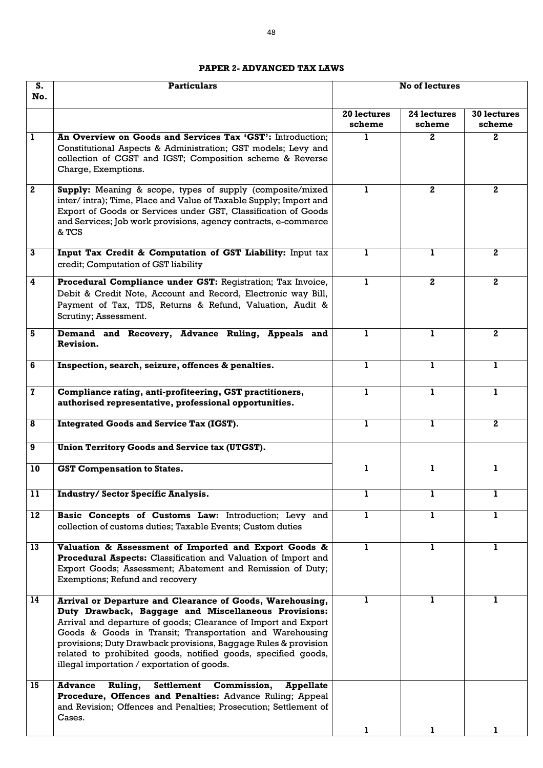**PAPER 2- ADVANCED TAX LAWS**

| S. No. | Particulars | No of lectures | | |
|---|---|---|---|---|
| | | 20 lectures scheme | 24 lectures scheme | 30 lectures scheme |
| 1 | **An Overview on Goods and Services Tax 'GST':** Introduction; Constitutional Aspects & Administration; GST models; Levy and collection of CGST and IGST; Composition scheme & Reverse Charge, Exemptions. | 1 | 2 | 2 |
| 2 | **Supply:** Meaning & scope, types of supply (composite/mixed inter/ intra); Time, Place and Value of Taxable Supply; Import and Export of Goods or Services under GST, Classification of Goods and Services; Job work provisions, agency contracts, e-commerce & TCS | 1 | 2 | 2 |
| 3 | **Input Tax Credit & Computation of GST Liability:** Input tax credit; Computation of GST liability | 1 | 1 | 2 |
| 4 | **Procedural Compliance under GST:** Registration; Tax Invoice, Debit & Credit Note, Account and Record, Electronic way Bill, Payment of Tax, TDS, Returns & Refund, Valuation, Audit & Scrutiny; Assessment. | 1 | 2 | 2 |
| 5 | **Demand and Recovery, Advance Ruling, Appeals and Revision.** | 1 | 1 | 2 |
| 6 | **Inspection, search, seizure, offences & penalties.** | 1 | 1 | 1 |
| 7 | **Compliance rating, anti-profiteering, GST practitioners, authorised representative, professional opportunities.** | 1 | 1 | 1 |
| 8 | **Integrated Goods and Service Tax (IGST).** | 1 | 1 | 2 |
| 9 | **Union Territory Goods and Service tax (UTGST).** | 1 | 1 | 1 |
| 10 | **GST Compensation to States.** | | | |
| 11 | **Industry/ Sector Specific Analysis.** | 1 | 1 | 1 |
| 12 | **Basic Concepts of Customs Law:** Introduction; Levy and collection of customs duties; Taxable Events; Custom duties | 1 | 1 | 1 |
| 13 | **Valuation & Assessment of Imported and Export Goods & Procedural Aspects:** Classification and Valuation of Import and Export Goods; Assessment; Abatement and Remission of Duty; Exemptions; Refund and recovery | 1 | 1 | 1 |
| 14 | **Arrival or Departure and Clearance of Goods, Warehousing, Duty Drawback, Baggage and Miscellaneous Provisions:** Arrival and departure of goods; Clearance of Import and Export Goods & Goods in Transit; Transportation and Warehousing provisions; Duty Drawback provisions, Baggage Rules & provision related to prohibited goods, notified goods, specified goods, illegal importation / exportation of goods. | 1 | 1 | 1 |
| 15 | **Advance Ruling, Settlement Commission, Appellate Procedure, Offences and Penalties:** Advance Ruling; Appeal and Revision; Offences and Penalties; Prosecution; Settlement of Cases. | 1 | 1 | 1 |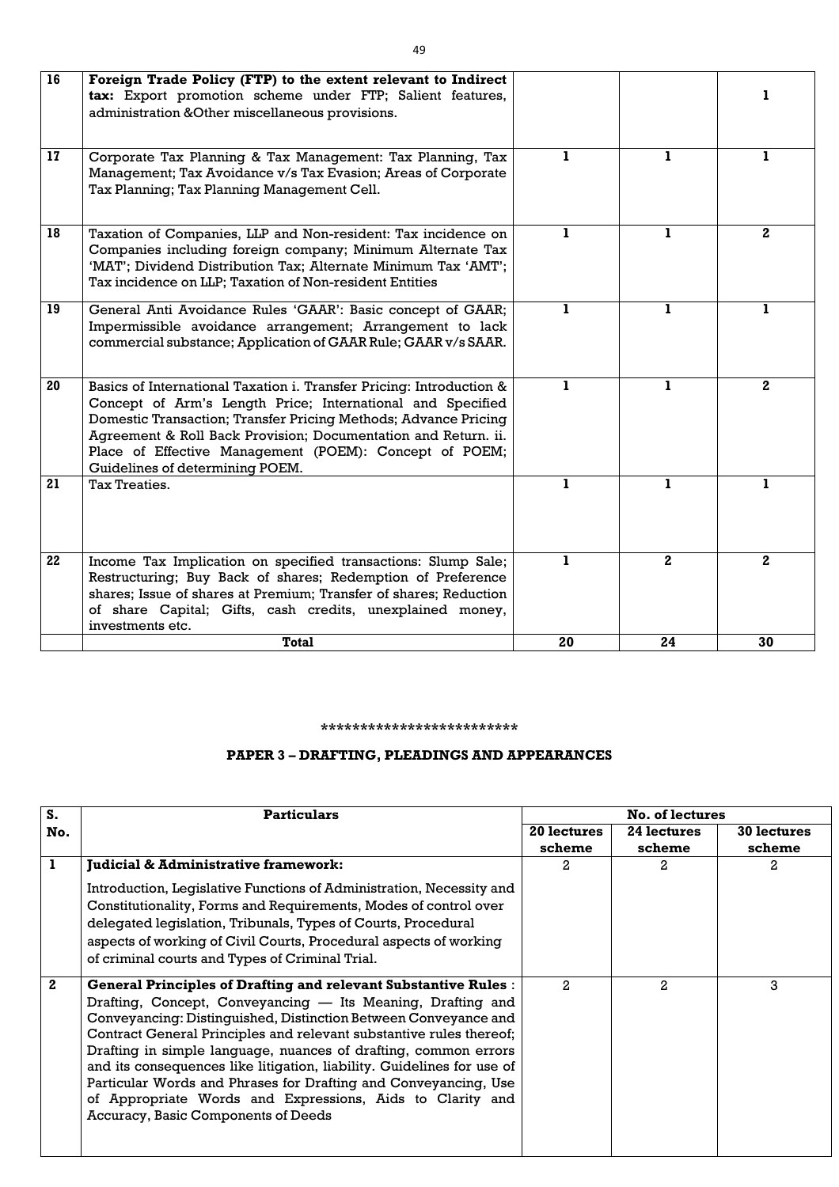| 16 | **Foreign Trade Policy (FTP) to the extent relevant to Indirect tax:** Export promotion scheme under FTP; Salient features, administration &Other miscellaneous provisions. | | | 1 |
|---|---|---|---|---|
| 17 | Corporate Tax Planning & Tax Management: Tax Planning, Tax Management; Tax Avoidance v/s Tax Evasion; Areas of Corporate Tax Planning; Tax Planning Management Cell. | 1 | 1 | 1 |
| 18 | Taxation of Companies, LLP and Non-resident: Tax incidence on Companies including foreign company; Minimum Alternate Tax 'MAT'; Dividend Distribution Tax; Alternate Minimum Tax 'AMT'; Tax incidence on LLP; Taxation of Non-resident Entities | 1 | 1 | 2 |
| 19 | General Anti Avoidance Rules 'GAAR': Basic concept of GAAR; Impermissible avoidance arrangement; Arrangement to lack commercial substance; Application of GAAR Rule; GAAR v/s SAAR. | 1 | 1 | 1 |
| 20 | Basics of International Taxation i. Transfer Pricing: Introduction & Concept of Arm's Length Price; International and Specified Domestic Transaction; Transfer Pricing Methods; Advance Pricing Agreement & Roll Back Provision; Documentation and Return. ii. Place of Effective Management (POEM): Concept of POEM; Guidelines of determining POEM. | 1 | 1 | 2 |
| 21 | Tax Treaties. | 1 | 1 | 1 |
| 22 | Income Tax Implication on specified transactions: Slump Sale; Restructuring; Buy Back of shares; Redemption of Preference shares; Issue of shares at Premium; Transfer of shares; Reduction of share Capital; Gifts, cash credits, unexplained money, investments etc. | 1 | 2 | 2 |
| | **Total** | **20** | **24** | **30** |

*************************

## PAPER 3 – DRAFTING, PLEADINGS AND APPEARANCES

| S. No. | Particulars | No. of lectures | | |
|---|---|---|---|---|
| | | 20 lectures scheme | 24 lectures scheme | 30 lectures scheme |
| 1 | **Judicial & Administrative framework:** Introduction, Legislative Functions of Administration, Necessity and Constitutionality, Forms and Requirements, Modes of control over delegated legislation, Tribunals, Types of Courts, Procedural aspects of working of Civil Courts, Procedural aspects of working of criminal courts and Types of Criminal Trial. | 2 | 2 | 2 |
| 2 | **General Principles of Drafting and relevant Substantive Rules** : Drafting, Concept, Conveyancing — Its Meaning, Drafting and Conveyancing: Distinguished, Distinction Between Conveyance and Contract General Principles and relevant substantive rules thereof; Drafting in simple language, nuances of drafting, common errors and its consequences like litigation, liability. Guidelines for use of Particular Words and Phrases for Drafting and Conveyancing, Use of Appropriate Words and Expressions, Aids to Clarity and Accuracy, Basic Components of Deeds | 2 | 2 | 3 |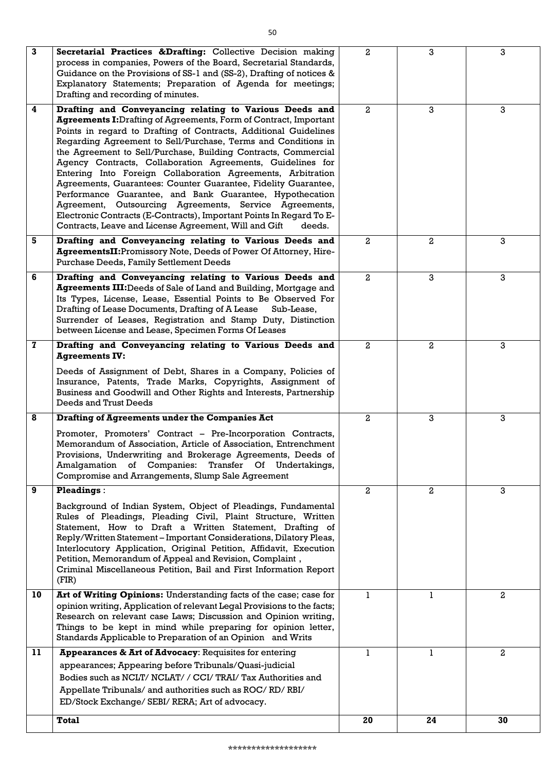| 3 | **Secretarial Practices &Drafting:** Collective Decision making process in companies, Powers of the Board, Secretarial Standards, Guidance on the Provisions of SS-1 and (SS-2), Drafting of notices & Explanatory Statements; Preparation of Agenda for meetings; Drafting and recording of minutes. | 2 | 3 | 3 |
|---|---|---|---|---|
| 4 | **Drafting and Conveyancing relating to Various Deeds and Agreements I:**Drafting of Agreements, Form of Contract, Important Points in regard to Drafting of Contracts, Additional Guidelines Regarding Agreement to Sell/Purchase, Terms and Conditions in the Agreement to Sell/Purchase, Building Contracts, Commercial Agency Contracts, Collaboration Agreements, Guidelines for Entering Into Foreign Collaboration Agreements, Arbitration Agreements, Guarantees: Counter Guarantee, Fidelity Guarantee, Performance Guarantee, and Bank Guarantee, Hypothecation Agreement, Outsourcing Agreements, Service Agreements, Electronic Contracts (E-Contracts), Important Points In Regard To E-Contracts, Leave and License Agreement, Will and Gift deeds. | 2 | 3 | 3 |
| 5 | **Drafting and Conveyancing relating to Various Deeds and AgreementsII:**Promissory Note, Deeds of Power Of Attorney, Hire-Purchase Deeds, Family Settlement Deeds | 2 | 2 | 3 |
| 6 | **Drafting and Conveyancing relating to Various Deeds and Agreements III:**Deeds of Sale of Land and Building, Mortgage and Its Types, License, Lease, Essential Points to Be Observed For Drafting of Lease Documents, Drafting of A Lease Sub-Lease, Surrender of Leases, Registration and Stamp Duty, Distinction between License and Lease, Specimen Forms Of Leases | 2 | 3 | 3 |
| 7 | **Drafting and Conveyancing relating to Various Deeds and Agreements IV:** Deeds of Assignment of Debt, Shares in a Company, Policies of Insurance, Patents, Trade Marks, Copyrights, Assignment of Business and Goodwill and Other Rights and Interests, Partnership Deeds and Trust Deeds | 2 | 2 | 3 |
| 8 | **Drafting of Agreements under the Companies Act** Promoter, Promoters' Contract – Pre-Incorporation Contracts, Memorandum of Association, Article of Association, Entrenchment Provisions, Underwriting and Brokerage Agreements, Deeds of Amalgamation of Companies: Transfer Of Undertakings, Compromise and Arrangements, Slump Sale Agreement | 2 | 3 | 3 |
| 9 | **Pleadings** : Background of Indian System, Object of Pleadings, Fundamental Rules of Pleadings, Pleading Civil, Plaint Structure, Written Statement, How to Draft a Written Statement, Drafting of Reply/Written Statement – Important Considerations, Dilatory Pleas, Interlocutory Application, Original Petition, Affidavit, Execution Petition, Memorandum of Appeal and Revision, Complaint , Criminal Miscellaneous Petition, Bail and First Information Report (FIR) | 2 | 2 | 3 |
| 10 | **Art of Writing Opinions:** Understanding facts of the case; case for opinion writing, Application of relevant Legal Provisions to the facts; Research on relevant case Laws; Discussion and Opinion writing, Things to be kept in mind while preparing for opinion letter, Standards Applicable to Preparation of an Opinion and Writs | 1 | 1 | 2 |
| 11 | **Appearances & Art of Advocacy**: Requisites for entering appearances; Appearing before Tribunals/Quasi-judicial Bodies such as NCLT/ NCLAT/ / CCI/ TRAI/ Tax Authorities and Appellate Tribunals/ and authorities such as ROC/ RD/ RBI/ ED/Stock Exchange/ SEBI/ RERA; Art of advocacy. | 1 | 1 | 2 |
| | **Total** | **20** | **24** | **30** |

\*\*\*\*\*\*\*\*\*\*\*\*\*\*\*\*\*\*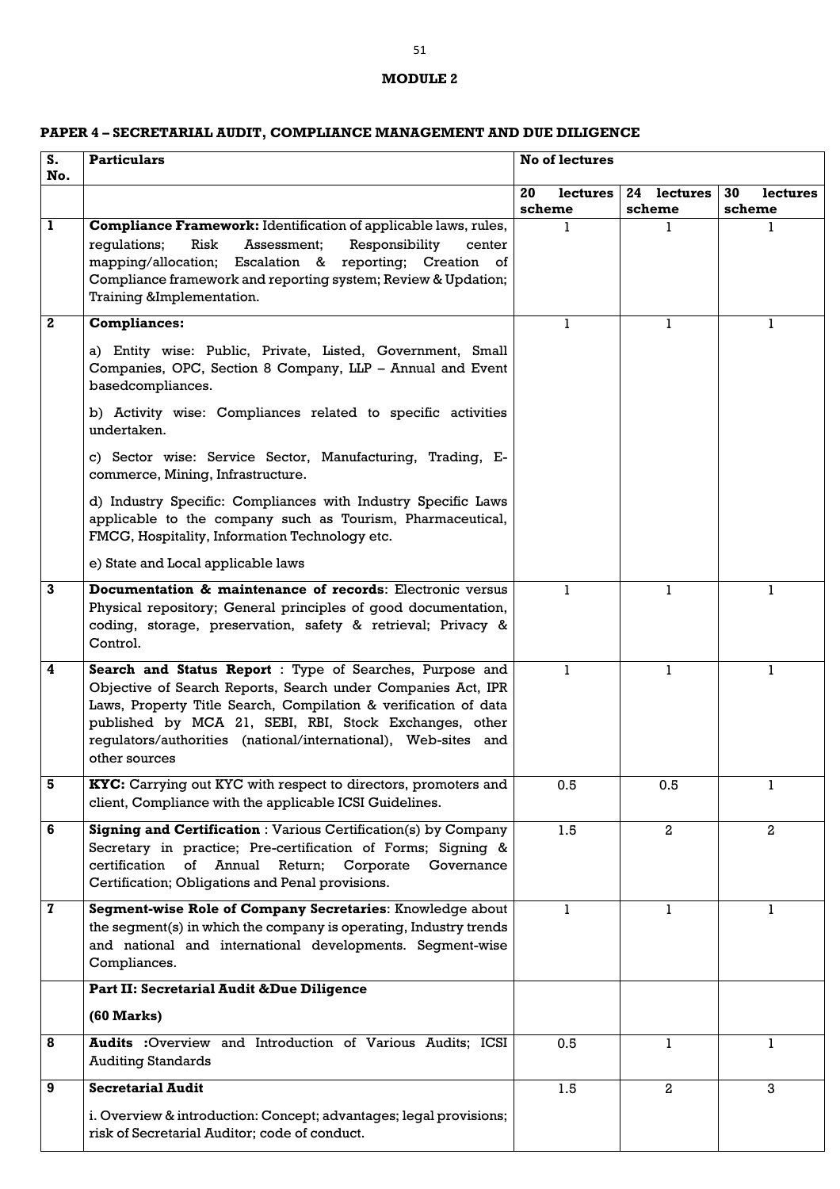**MODULE 2**

**PAPER 4 – SECRETARIAL AUDIT, COMPLIANCE MANAGEMENT AND DUE DILIGENCE**

| S. No. | Particulars | No of lectures | | |
|---|---|---|---|---|
| | | 20 lectures scheme | 24 lectures scheme | 30 lectures scheme |
| 1 | **Compliance Framework:** Identification of applicable laws, rules, regulations; Risk Assessment; Responsibility center mapping/allocation; Escalation & reporting; Creation of Compliance framework and reporting system; Review & Updation; Training &Implementation. | 1 | 1 | 1 |
| 2 | **Compliances:**<br><br>a) Entity wise: Public, Private, Listed, Government, Small Companies, OPC, Section 8 Company, LLP – Annual and Event basedcompliances.<br><br>b) Activity wise: Compliances related to specific activities undertaken.<br><br>c) Sector wise: Service Sector, Manufacturing, Trading, E-commerce, Mining, Infrastructure.<br><br>d) Industry Specific: Compliances with Industry Specific Laws applicable to the company such as Tourism, Pharmaceutical, FMCG, Hospitality, Information Technology etc.<br><br>e) State and Local applicable laws | 1 | 1 | 1 |
| 3 | **Documentation & maintenance of records**: Electronic versus Physical repository; General principles of good documentation, coding, storage, preservation, safety & retrieval; Privacy & Control. | 1 | 1 | 1 |
| 4 | **Search and Status Report** : Type of Searches, Purpose and Objective of Search Reports, Search under Companies Act, IPR Laws, Property Title Search, Compilation & verification of data published by MCA 21, SEBI, RBI, Stock Exchanges, other regulators/authorities (national/international), Web-sites and other sources | 1 | 1 | 1 |
| 5 | **KYC:** Carrying out KYC with respect to directors, promoters and client, Compliance with the applicable ICSI Guidelines. | 0.5 | 0.5 | 1 |
| 6 | **Signing and Certification** : Various Certification(s) by Company Secretary in practice; Pre-certification of Forms; Signing & certification of Annual Return; Corporate Governance Certification; Obligations and Penal provisions. | 1.5 | 2 | 2 |
| 7 | **Segment-wise Role of Company Secretaries**: Knowledge about the segment(s) in which the company is operating, Industry trends and national and international developments. Segment-wise Compliances. | 1 | 1 | 1 |
| | **Part II: Secretarial Audit &Due Diligence**<br><br>**(60 Marks)** | | | |
| 8 | **Audits :**Overview and Introduction of Various Audits; ICSI Auditing Standards | 0.5 | 1 | 1 |
| 9 | **Secretarial Audit**<br><br>i. Overview & introduction: Concept; advantages; legal provisions; risk of Secretarial Auditor; code of conduct. | 1.5 | 2 | 3 |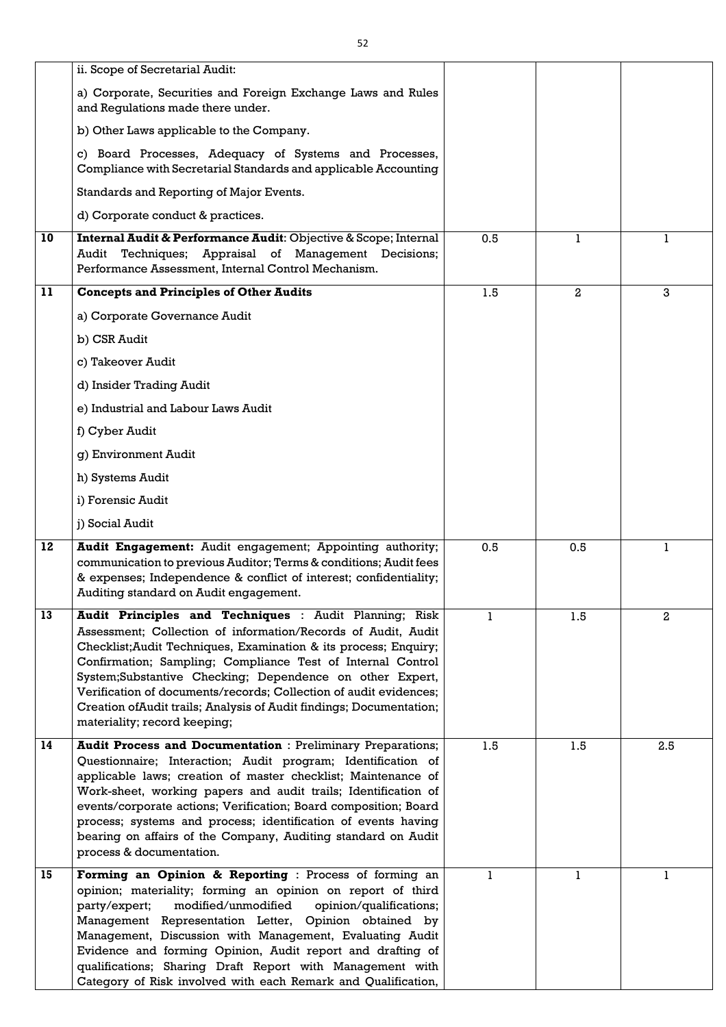| | | | | |
|---|---|---|---|---|
| | ii. Scope of Secretarial Audit:<br><br>a) Corporate, Securities and Foreign Exchange Laws and Rules and Regulations made there under.<br><br>b) Other Laws applicable to the Company.<br><br>c) Board Processes, Adequacy of Systems and Processes, Compliance with Secretarial Standards and applicable Accounting<br><br>Standards and Reporting of Major Events.<br><br>d) Corporate conduct & practices. | | | |
| **10** | **Internal Audit & Performance Audit**: Objective & Scope; Internal Audit Techniques; Appraisal of Management Decisions; Performance Assessment, Internal Control Mechanism. | 0.5 | 1 | 1 |
| **11** | **Concepts and Principles of Other Audits**<br><br>a) Corporate Governance Audit<br><br>b) CSR Audit<br><br>c) Takeover Audit<br><br>d) Insider Trading Audit<br><br>e) Industrial and Labour Laws Audit<br><br>f) Cyber Audit<br><br>g) Environment Audit<br><br>h) Systems Audit<br><br>i) Forensic Audit<br><br>j) Social Audit | 1.5 | 2 | 3 |
| **12** | **Audit Engagement:** Audit engagement; Appointing authority; communication to previous Auditor; Terms & conditions; Audit fees & expenses; Independence & conflict of interest; confidentiality; Auditing standard on Audit engagement. | 0.5 | 0.5 | 1 |
| **13** | **Audit Principles and Techniques** : Audit Planning; Risk Assessment; Collection of information/Records of Audit, Audit Checklist;Audit Techniques, Examination & its process; Enquiry; Confirmation; Sampling; Compliance Test of Internal Control System;Substantive Checking; Dependence on other Expert, Verification of documents/records; Collection of audit evidences; Creation ofAudit trails; Analysis of Audit findings; Documentation; materiality; record keeping; | 1 | 1.5 | 2 |
| **14** | **Audit Process and Documentation** : Preliminary Preparations; Questionnaire; Interaction; Audit program; Identification of applicable laws; creation of master checklist; Maintenance of Work-sheet, working papers and audit trails; Identification of events/corporate actions; Verification; Board composition; Board process; systems and process; identification of events having bearing on affairs of the Company, Auditing standard on Audit process & documentation. | 1.5 | 1.5 | 2.5 |
| **15** | **Forming an Opinion & Reporting** : Process of forming an opinion; materiality; forming an opinion on report of third party/expert; modified/unmodified opinion/qualifications; Management Representation Letter, Opinion obtained by Management, Discussion with Management, Evaluating Audit Evidence and forming Opinion, Audit report and drafting of qualifications; Sharing Draft Report with Management with Category of Risk involved with each Remark and Qualification, | 1 | 1 | 1 |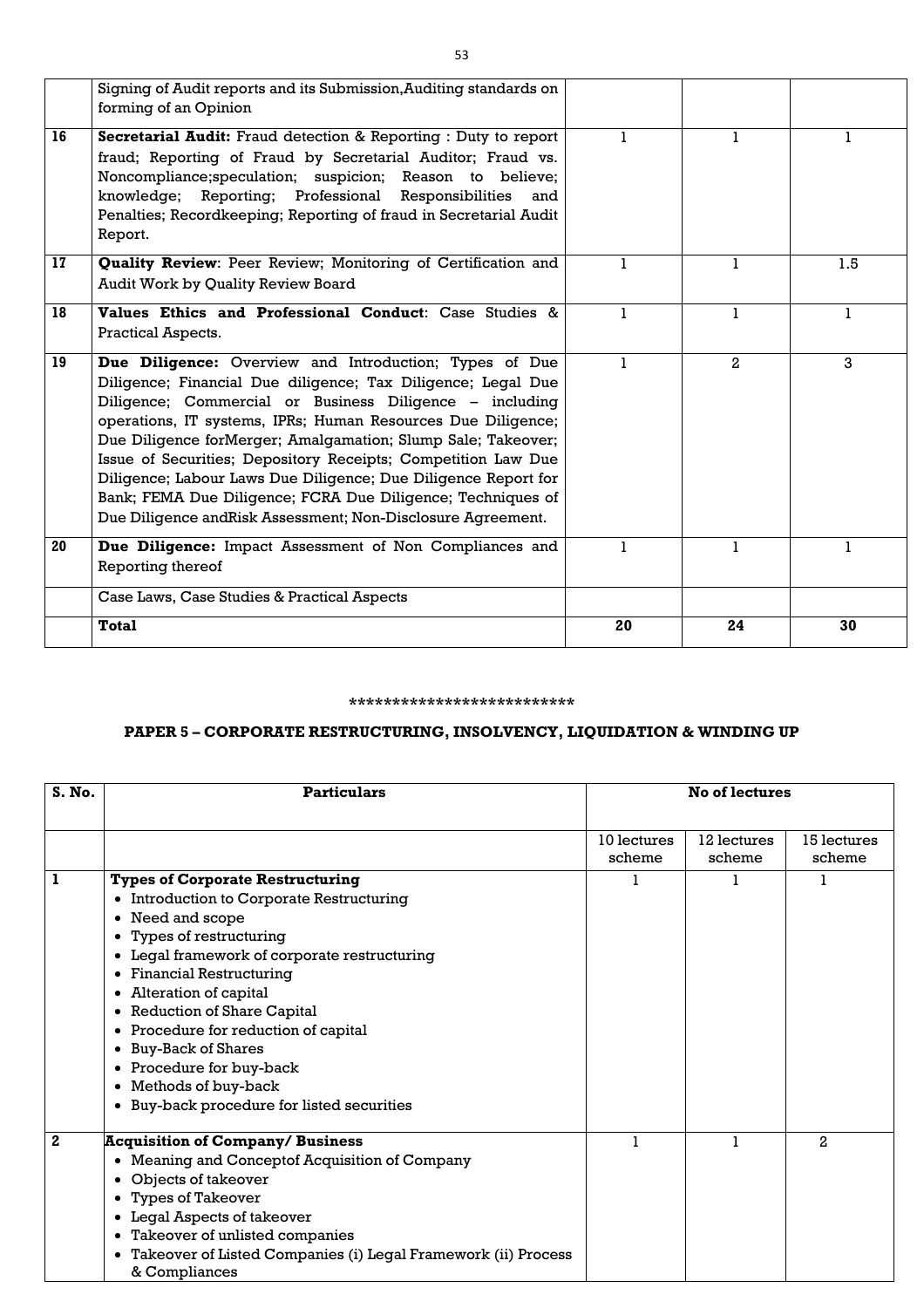| | | | | |
|---|---|---|---|---|
| | Signing of Audit reports and its Submission,Auditing standards on forming of an Opinion | | | |
| 16 | **Secretarial Audit:** Fraud detection & Reporting : Duty to report fraud; Reporting of Fraud by Secretarial Auditor; Fraud vs. Noncompliance;speculation; suspicion; Reason to believe; knowledge; Reporting; Professional Responsibilities and Penalties; Recordkeeping; Reporting of fraud in Secretarial Audit Report. | 1 | 1 | 1 |
| 17 | **Quality Review**: Peer Review; Monitoring of Certification and Audit Work by Quality Review Board | 1 | 1 | 1.5 |
| 18 | **Values Ethics and Professional Conduct**: Case Studies & Practical Aspects. | 1 | 1 | 1 |
| 19 | **Due Diligence:** Overview and Introduction; Types of Due Diligence; Financial Due diligence; Tax Diligence; Legal Due Diligence; Commercial or Business Diligence – including operations, IT systems, IPRs; Human Resources Due Diligence; Due Diligence forMerger; Amalgamation; Slump Sale; Takeover; Issue of Securities; Depository Receipts; Competition Law Due Diligence; Labour Laws Due Diligence; Due Diligence Report for Bank; FEMA Due Diligence; FCRA Due Diligence; Techniques of Due Diligence andRisk Assessment; Non-Disclosure Agreement. | 1 | 2 | 3 |
| 20 | **Due Diligence:** Impact Assessment of Non Compliances and Reporting thereof | 1 | 1 | 1 |
| | Case Laws, Case Studies & Practical Aspects | | | |
| | **Total** | **20** | **24** | **30** |

**************************

## PAPER 5 – CORPORATE RESTRUCTURING, INSOLVENCY, LIQUIDATION & WINDING UP

| S. No. | Particulars | No of lectures | | |
|---|---|---|---|---|
| | | 10 lectures scheme | 12 lectures scheme | 15 lectures scheme |
| 1 | **Types of Corporate Restructuring**<br>• Introduction to Corporate Restructuring<br>• Need and scope<br>• Types of restructuring<br>• Legal framework of corporate restructuring<br>• Financial Restructuring<br>• Alteration of capital<br>• Reduction of Share Capital<br>• Procedure for reduction of capital<br>• Buy-Back of Shares<br>• Procedure for buy-back<br>• Methods of buy-back<br>• Buy-back procedure for listed securities | 1 | 1 | 1 |
| 2 | **Acquisition of Company/ Business**<br>• Meaning and Conceptof Acquisition of Company<br>• Objects of takeover<br>• Types of Takeover<br>• Legal Aspects of takeover<br>• Takeover of unlisted companies<br>• Takeover of Listed Companies (i) Legal Framework (ii) Process & Compliances | 1 | 1 | 2 |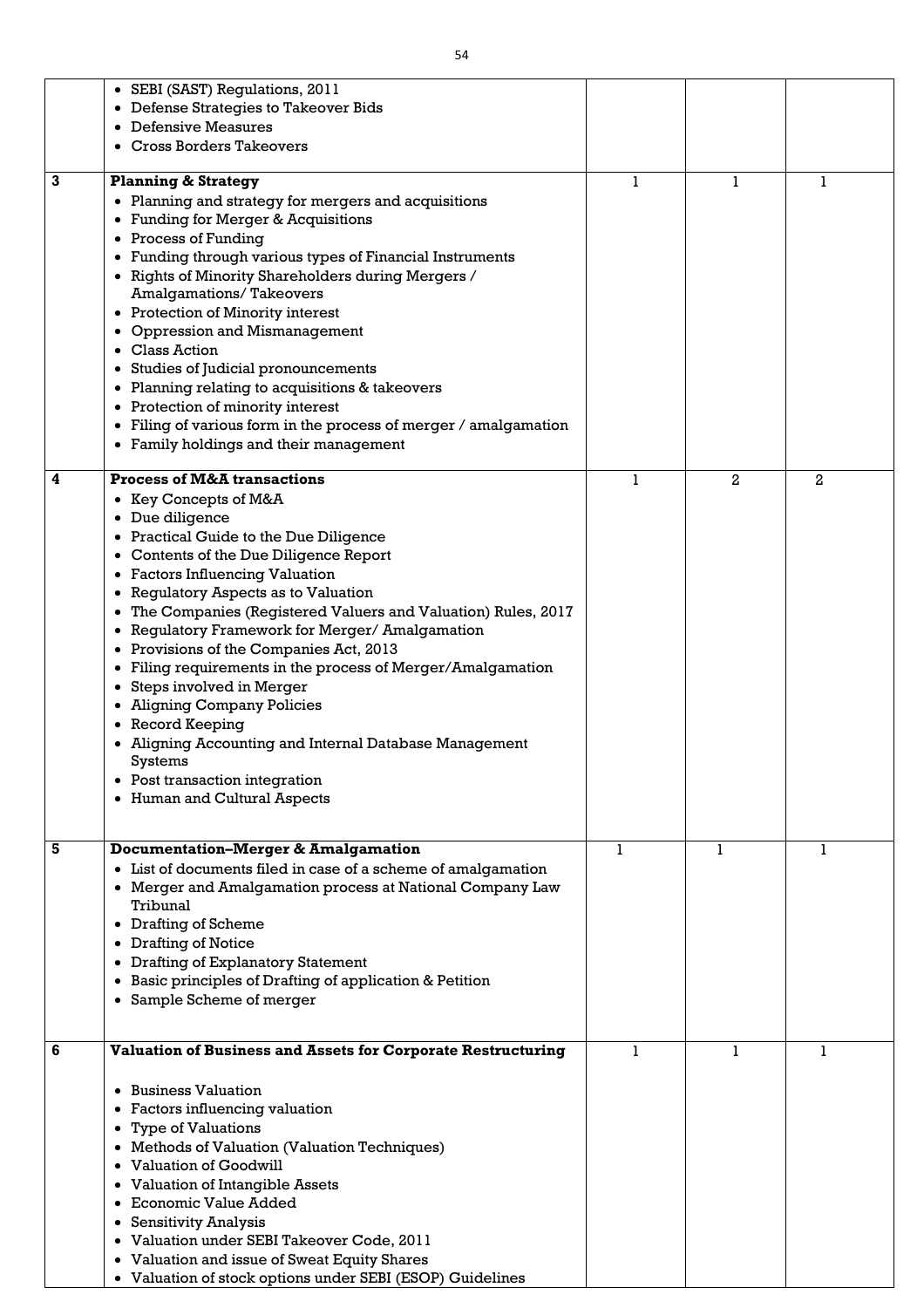| | | | | |
|---|---|---|---|---|
| | • SEBI (SAST) Regulations, 2011<br>• Defense Strategies to Takeover Bids<br>• Defensive Measures<br>• Cross Borders Takeovers | | | |
| **3** | **Planning & Strategy**<br>• Planning and strategy for mergers and acquisitions<br>• Funding for Merger & Acquisitions<br>• Process of Funding<br>• Funding through various types of Financial Instruments<br>• Rights of Minority Shareholders during Mergers / Amalgamations/ Takeovers<br>• Protection of Minority interest<br>• Oppression and Mismanagement<br>• Class Action<br>• Studies of Judicial pronouncements<br>• Planning relating to acquisitions & takeovers<br>• Protection of minority interest<br>• Filing of various form in the process of merger / amalgamation<br>• Family holdings and their management | 1 | 1 | 1 |
| **4** | **Process of M&A transactions**<br>• Key Concepts of M&A<br>• Due diligence<br>• Practical Guide to the Due Diligence<br>• Contents of the Due Diligence Report<br>• Factors Influencing Valuation<br>• Regulatory Aspects as to Valuation<br>• The Companies (Registered Valuers and Valuation) Rules, 2017<br>• Regulatory Framework for Merger/ Amalgamation<br>• Provisions of the Companies Act, 2013<br>• Filing requirements in the process of Merger/Amalgamation<br>• Steps involved in Merger<br>• Aligning Company Policies<br>• Record Keeping<br>• Aligning Accounting and Internal Database Management Systems<br>• Post transaction integration<br>• Human and Cultural Aspects | 1 | 2 | 2 |
| **5** | **Documentation–Merger & Amalgamation**<br>• List of documents filed in case of a scheme of amalgamation<br>• Merger and Amalgamation process at National Company Law Tribunal<br>• Drafting of Scheme<br>• Drafting of Notice<br>• Drafting of Explanatory Statement<br>• Basic principles of Drafting of application & Petition<br>• Sample Scheme of merger | 1 | 1 | 1 |
| **6** | **Valuation of Business and Assets for Corporate Restructuring**<br>• Business Valuation<br>• Factors influencing valuation<br>• Type of Valuations<br>• Methods of Valuation (Valuation Techniques)<br>• Valuation of Goodwill<br>• Valuation of Intangible Assets<br>• Economic Value Added<br>• Sensitivity Analysis<br>• Valuation under SEBI Takeover Code, 2011<br>• Valuation and issue of Sweat Equity Shares<br>• Valuation of stock options under SEBI (ESOP) Guidelines | 1 | 1 | 1 |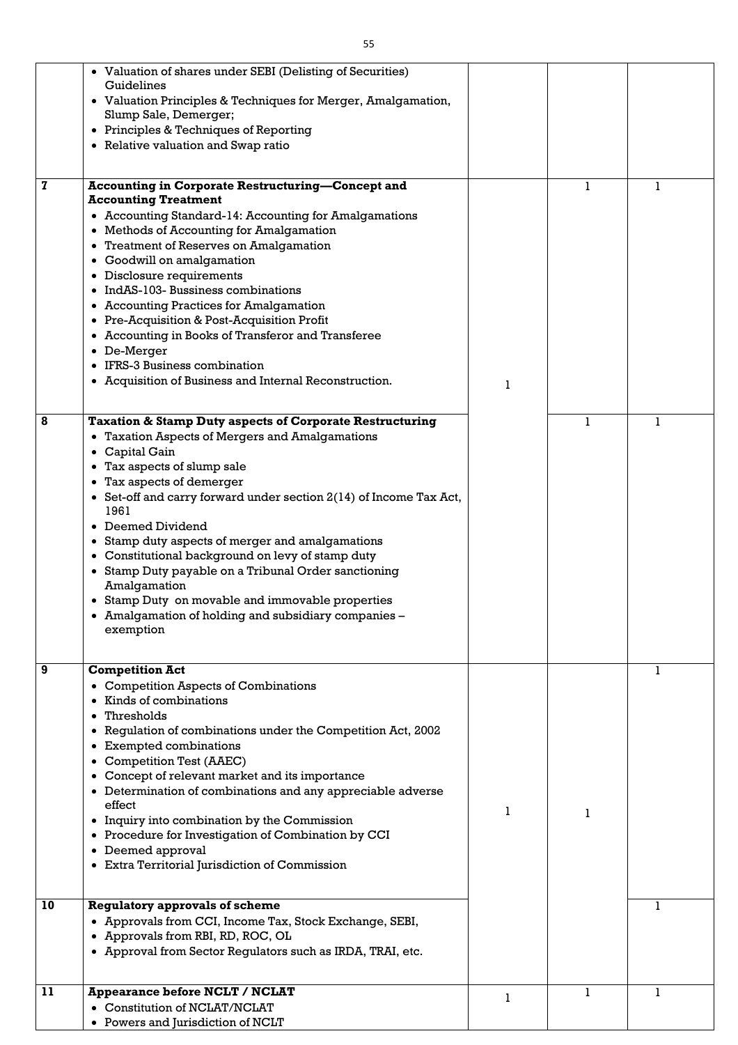| | | | | |
|---|---|---|---|---|
| | • Valuation of shares under SEBI (Delisting of Securities) Guidelines<br>• Valuation Principles & Techniques for Merger, Amalgamation, Slump Sale, Demerger;<br>• Principles & Techniques of Reporting<br>• Relative valuation and Swap ratio | | | |
| **7** | **Accounting in Corporate Restructuring—Concept and Accounting Treatment**<br>• Accounting Standard-14: Accounting for Amalgamations<br>• Methods of Accounting for Amalgamation<br>• Treatment of Reserves on Amalgamation<br>• Goodwill on amalgamation<br>• Disclosure requirements<br>• IndAS-103- Bussiness combinations<br>• Accounting Practices for Amalgamation<br>• Pre-Acquisition & Post-Acquisition Profit<br>• Accounting in Books of Transferor and Transferee<br>• De-Merger<br>• IFRS-3 Business combination<br>• Acquisition of Business and Internal Reconstruction. | 1 | 1 | 1 |
| **8** | **Taxation & Stamp Duty aspects of Corporate Restructuring**<br>• Taxation Aspects of Mergers and Amalgamations<br>• Capital Gain<br>• Tax aspects of slump sale<br>• Tax aspects of demerger<br>• Set-off and carry forward under section 2(14) of Income Tax Act, 1961<br>• Deemed Dividend<br>• Stamp duty aspects of merger and amalgamations<br>• Constitutional background on levy of stamp duty<br>• Stamp Duty payable on a Tribunal Order sanctioning Amalgamation<br>• Stamp Duty on movable and immovable properties<br>• Amalgamation of holding and subsidiary companies – exemption | | 1 | 1 |
| **9** | **Competition Act**<br>• Competition Aspects of Combinations<br>• Kinds of combinations<br>• Thresholds<br>• Regulation of combinations under the Competition Act, 2002<br>• Exempted combinations<br>• Competition Test (AAEC)<br>• Concept of relevant market and its importance<br>• Determination of combinations and any appreciable adverse effect<br>• Inquiry into combination by the Commission<br>• Procedure for Investigation of Combination by CCI<br>• Deemed approval<br>• Extra Territorial Jurisdiction of Commission | 1 | 1 | 1 |
| **10** | **Regulatory approvals of scheme**<br>• Approvals from CCI, Income Tax, Stock Exchange, SEBI,<br>• Approvals from RBI, RD, ROC, OL<br>• Approval from Sector Regulators such as IRDA, TRAI, etc. | | | 1 |
| **11** | **Appearance before NCLT / NCLAT**<br>• Constitution of NCLAT/NCLAT<br>• Powers and Jurisdiction of NCLT | 1 | 1 | 1 |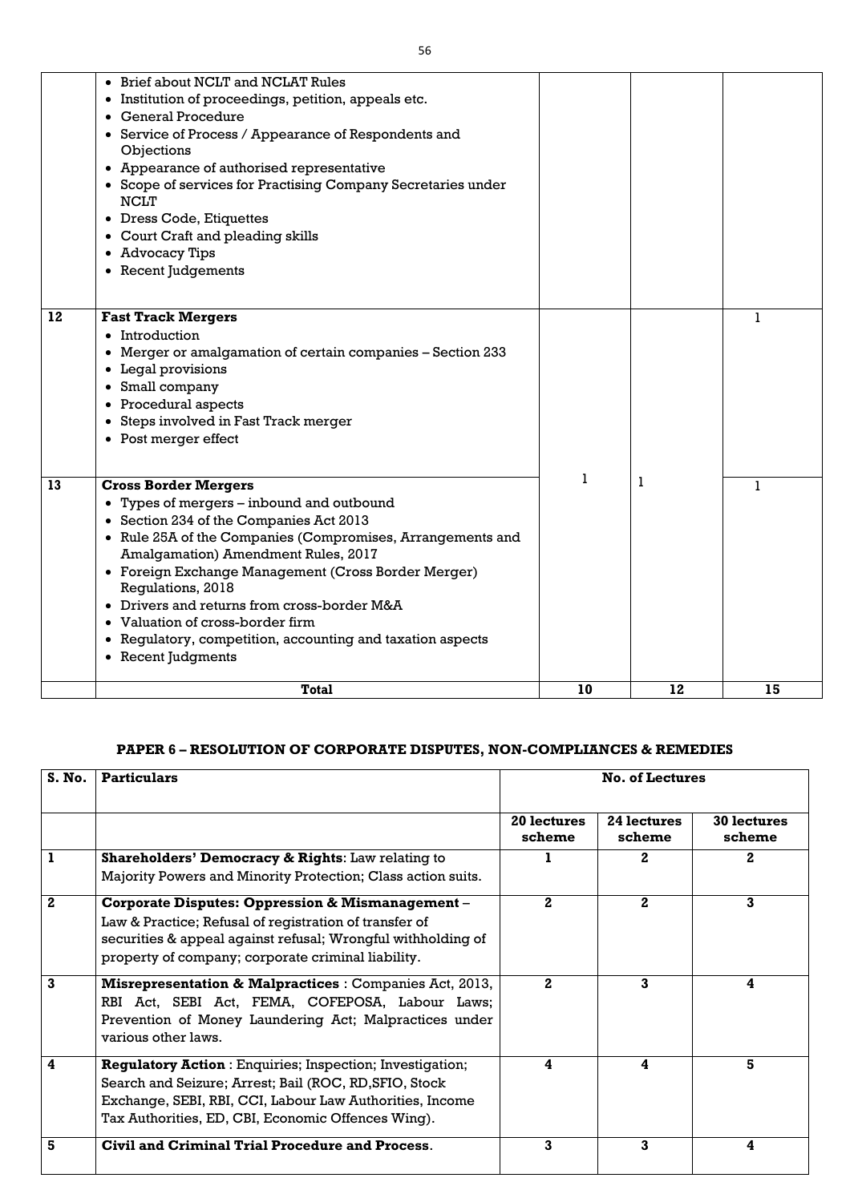| | | | | |
|---|---|---|---|---|
| | • Brief about NCLT and NCLAT Rules<br>• Institution of proceedings, petition, appeals etc.<br>• General Procedure<br>• Service of Process / Appearance of Respondents and Objections<br>• Appearance of authorised representative<br>• Scope of services for Practising Company Secretaries under NCLT<br>• Dress Code, Etiquettes<br>• Court Craft and pleading skills<br>• Advocacy Tips<br>• Recent Judgements | | | |
| 12 | **Fast Track Mergers**<br>• Introduction<br>• Merger or amalgamation of certain companies – Section 233<br>• Legal provisions<br>• Small company<br>• Procedural aspects<br>• Steps involved in Fast Track merger<br>• Post merger effect | 1 | 1 | 1 |
| 13 | **Cross Border Mergers**<br>• Types of mergers – inbound and outbound<br>• Section 234 of the Companies Act 2013<br>• Rule 25A of the Companies (Compromises, Arrangements and Amalgamation) Amendment Rules, 2017<br>• Foreign Exchange Management (Cross Border Merger) Regulations, 2018<br>• Drivers and returns from cross-border M&A<br>• Valuation of cross-border firm<br>• Regulatory, competition, accounting and taxation aspects<br>• Recent Judgments | | | 1 |
| | **Total** | **10** | **12** | **15** |

## PAPER 6 – RESOLUTION OF CORPORATE DISPUTES, NON-COMPLIANCES & REMEDIES

| S. No. | Particulars | No. of Lectures | | |
|---|---|---|---|---|
| | | **20 lectures scheme** | **24 lectures scheme** | **30 lectures scheme** |
| **1** | **Shareholders' Democracy & Rights**: Law relating to Majority Powers and Minority Protection; Class action suits. | **1** | **2** | **2** |
| **2** | **Corporate Disputes: Oppression & Mismanagement** – Law & Practice; Refusal of registration of transfer of securities & appeal against refusal; Wrongful withholding of property of company; corporate criminal liability. | **2** | **2** | **3** |
| **3** | **Misrepresentation & Malpractices** : Companies Act, 2013, RBI Act, SEBI Act, FEMA, COFEPOSA, Labour Laws; Prevention of Money Laundering Act; Malpractices under various other laws. | **2** | **3** | **4** |
| **4** | **Regulatory Action** : Enquiries; Inspection; Investigation; Search and Seizure; Arrest; Bail (ROC, RD,SFIO, Stock Exchange, SEBI, RBI, CCI, Labour Law Authorities, Income Tax Authorities, ED, CBI, Economic Offences Wing). | **4** | **4** | **5** |
| **5** | **Civil and Criminal Trial Procedure and Process**. | **3** | **3** | **4** |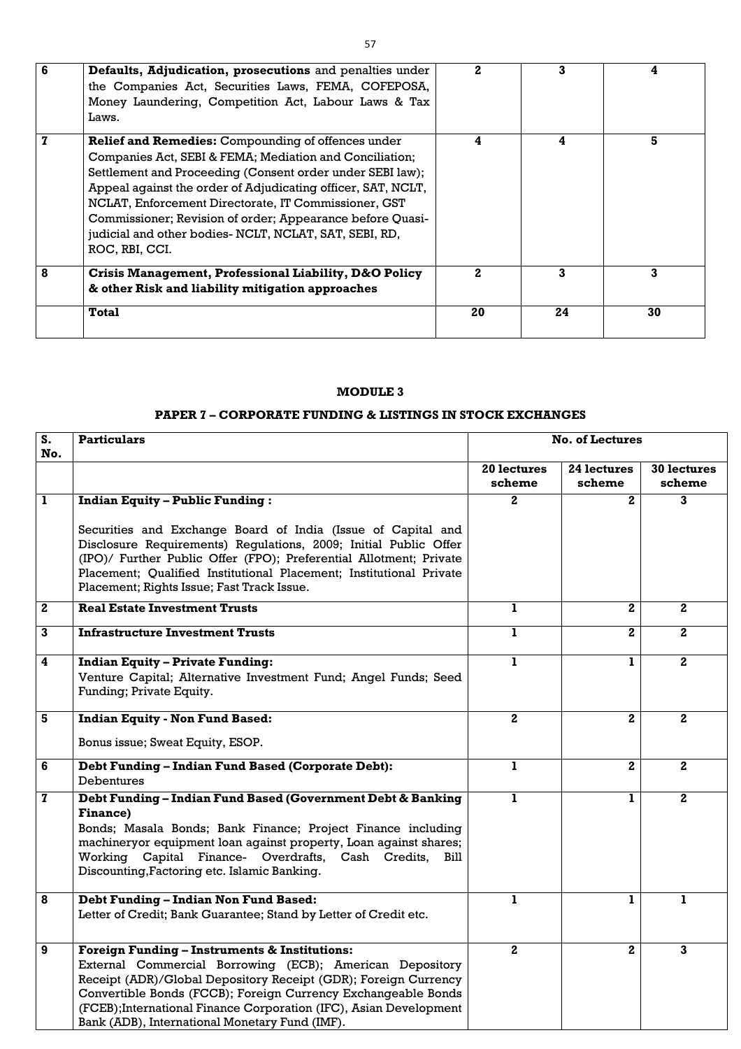| 6 | **Defaults, Adjudication, prosecutions** and penalties under the Companies Act, Securities Laws, FEMA, COFEPOSA, Money Laundering, Competition Act, Labour Laws & Tax Laws. | 2 | 3 | 4 |
|---|---|---|---|---|
| 7 | **Relief and Remedies:** Compounding of offences under Companies Act, SEBI & FEMA; Mediation and Conciliation; Settlement and Proceeding (Consent order under SEBI law); Appeal against the order of Adjudicating officer, SAT, NCLT, NCLAT, Enforcement Directorate, IT Commissioner, GST Commissioner; Revision of order; Appearance before Quasi-judicial and other bodies- NCLT, NCLAT, SAT, SEBI, RD, ROC, RBI, CCI. | 4 | 4 | 5 |
| 8 | **Crisis Management, Professional Liability, D&O Policy & other Risk and liability mitigation approaches** | 2 | 3 | 3 |
| | **Total** | **20** | **24** | **30** |

## MODULE 3

### PAPER 7 – CORPORATE FUNDING & LISTINGS IN STOCK EXCHANGES

| S. No. | Particulars | No. of Lectures | | |
|---|---|---|---|---|
| | | **20 lectures scheme** | **24 lectures scheme** | **30 lectures scheme** |
| 1 | **Indian Equity – Public Funding :** Securities and Exchange Board of India (Issue of Capital and Disclosure Requirements) Regulations, 2009; Initial Public Offer (IPO)/ Further Public Offer (FPO); Preferential Allotment; Private Placement; Qualified Institutional Placement; Institutional Private Placement; Rights Issue; Fast Track Issue. | 2 | 2 | 3 |
| 2 | **Real Estate Investment Trusts** | 1 | 2 | 2 |
| 3 | **Infrastructure Investment Trusts** | 1 | 2 | 2 |
| 4 | **Indian Equity – Private Funding:** Venture Capital; Alternative Investment Fund; Angel Funds; Seed Funding; Private Equity. | 1 | 1 | 2 |
| 5 | **Indian Equity - Non Fund Based:** Bonus issue; Sweat Equity, ESOP. | 2 | 2 | 2 |
| 6 | **Debt Funding – Indian Fund Based (Corporate Debt):** Debentures | 1 | 2 | 2 |
| 7 | **Debt Funding – Indian Fund Based (Government Debt & Banking Finance)** Bonds; Masala Bonds; Bank Finance; Project Finance including machineryor equipment loan against property, Loan against shares; Working Capital Finance- Overdrafts, Cash Credits, Bill Discounting,Factoring etc. Islamic Banking. | 1 | 1 | 2 |
| 8 | **Debt Funding – Indian Non Fund Based:** Letter of Credit; Bank Guarantee; Stand by Letter of Credit etc. | 1 | 1 | 1 |
| 9 | **Foreign Funding – Instruments & Institutions:** External Commercial Borrowing (ECB); American Depository Receipt (ADR)/Global Depository Receipt (GDR); Foreign Currency Convertible Bonds (FCCB); Foreign Currency Exchangeable Bonds (FCEB);International Finance Corporation (IFC), Asian Development Bank (ADB), International Monetary Fund (IMF). | 2 | 2 | 3 |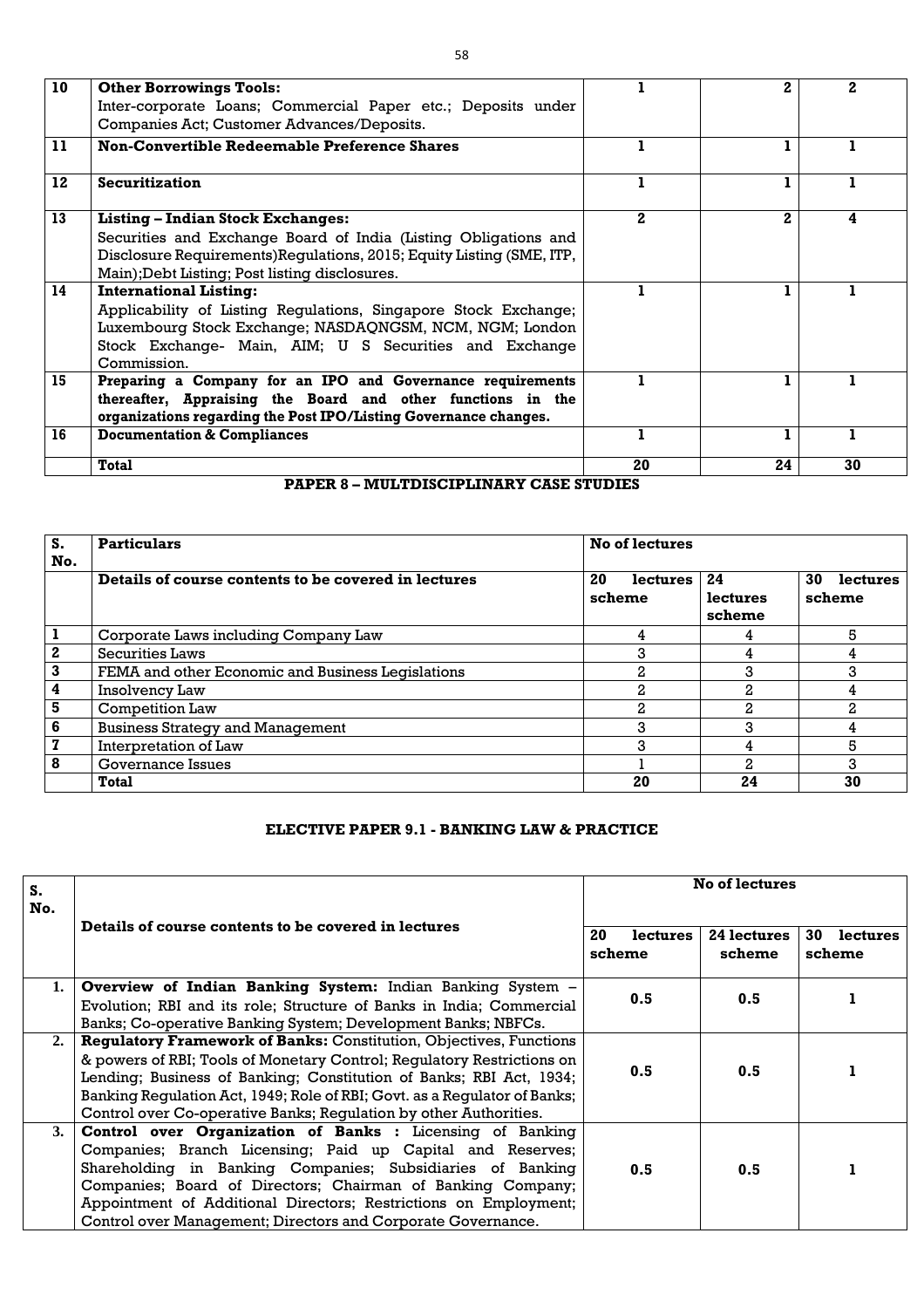| 10 | **Other Borrowings Tools:** Inter-corporate Loans; Commercial Paper etc.; Deposits under Companies Act; Customer Advances/Deposits. | 1 | 2 | 2 |
|---|---|---|---|---|
| 11 | **Non-Convertible Redeemable Preference Shares** | 1 | 1 | 1 |
| 12 | **Securitization** | 1 | 1 | 1 |
| 13 | **Listing – Indian Stock Exchanges:** Securities and Exchange Board of India (Listing Obligations and Disclosure Requirements)Regulations, 2015; Equity Listing (SME, ITP, Main);Debt Listing; Post listing disclosures. | 2 | 2 | 4 |
| 14 | **International Listing:** Applicability of Listing Regulations, Singapore Stock Exchange; Luxembourg Stock Exchange; NASDAQNGSM, NCM, NGM; London Stock Exchange- Main, AIM; U S Securities and Exchange Commission. | 1 | 1 | 1 |
| 15 | **Preparing a Company for an IPO and Governance requirements thereafter, Appraising the Board and other functions in the organizations regarding the Post IPO/Listing Governance changes.** | 1 | 1 | 1 |
| 16 | **Documentation & Compliances** | 1 | 1 | 1 |
| | **Total** | **20** | **24** | **30** |

## PAPER 8 – MULTDISCIPLINARY CASE STUDIES

| S. No. | Particulars | No of lectures | | |
|---|---|---|---|---|
| | **Details of course contents to be covered in lectures** | **20 lectures scheme** | **24 lectures scheme** | **30 lectures scheme** |
| 1 | Corporate Laws including Company Law | 4 | 4 | 5 |
| 2 | Securities Laws | 3 | 4 | 4 |
| 3 | FEMA and other Economic and Business Legislations | 2 | 3 | 3 |
| 4 | Insolvency Law | 2 | 2 | 4 |
| 5 | Competition Law | 2 | 2 | 2 |
| 6 | Business Strategy and Management | 3 | 3 | 4 |
| 7 | Interpretation of Law | 3 | 4 | 5 |
| 8 | Governance Issues | 1 | 2 | 3 |
| | **Total** | **20** | **24** | **30** |

## ELECTIVE PAPER 9.1 - BANKING LAW & PRACTICE

| S. No. | Details of course contents to be covered in lectures | No of lectures | | |
|---|---|---|---|---|
| | | **20 lectures scheme** | **24 lectures scheme** | **30 lectures scheme** |
| 1. | **Overview of Indian Banking System:** Indian Banking System – Evolution; RBI and its role; Structure of Banks in India; Commercial Banks; Co-operative Banking System; Development Banks; NBFCs. | 0.5 | 0.5 | 1 |
| 2. | **Regulatory Framework of Banks:** Constitution, Objectives, Functions & powers of RBI; Tools of Monetary Control; Regulatory Restrictions on Lending; Business of Banking; Constitution of Banks; RBI Act, 1934; Banking Regulation Act, 1949; Role of RBI; Govt. as a Regulator of Banks; Control over Co-operative Banks; Regulation by other Authorities. | 0.5 | 0.5 | 1 |
| 3. | **Control over Organization of Banks :** Licensing of Banking Companies; Branch Licensing; Paid up Capital and Reserves; Shareholding in Banking Companies; Subsidiaries of Banking Companies; Board of Directors; Chairman of Banking Company; Appointment of Additional Directors; Restrictions on Employment; Control over Management; Directors and Corporate Governance. | 0.5 | 0.5 | 1 |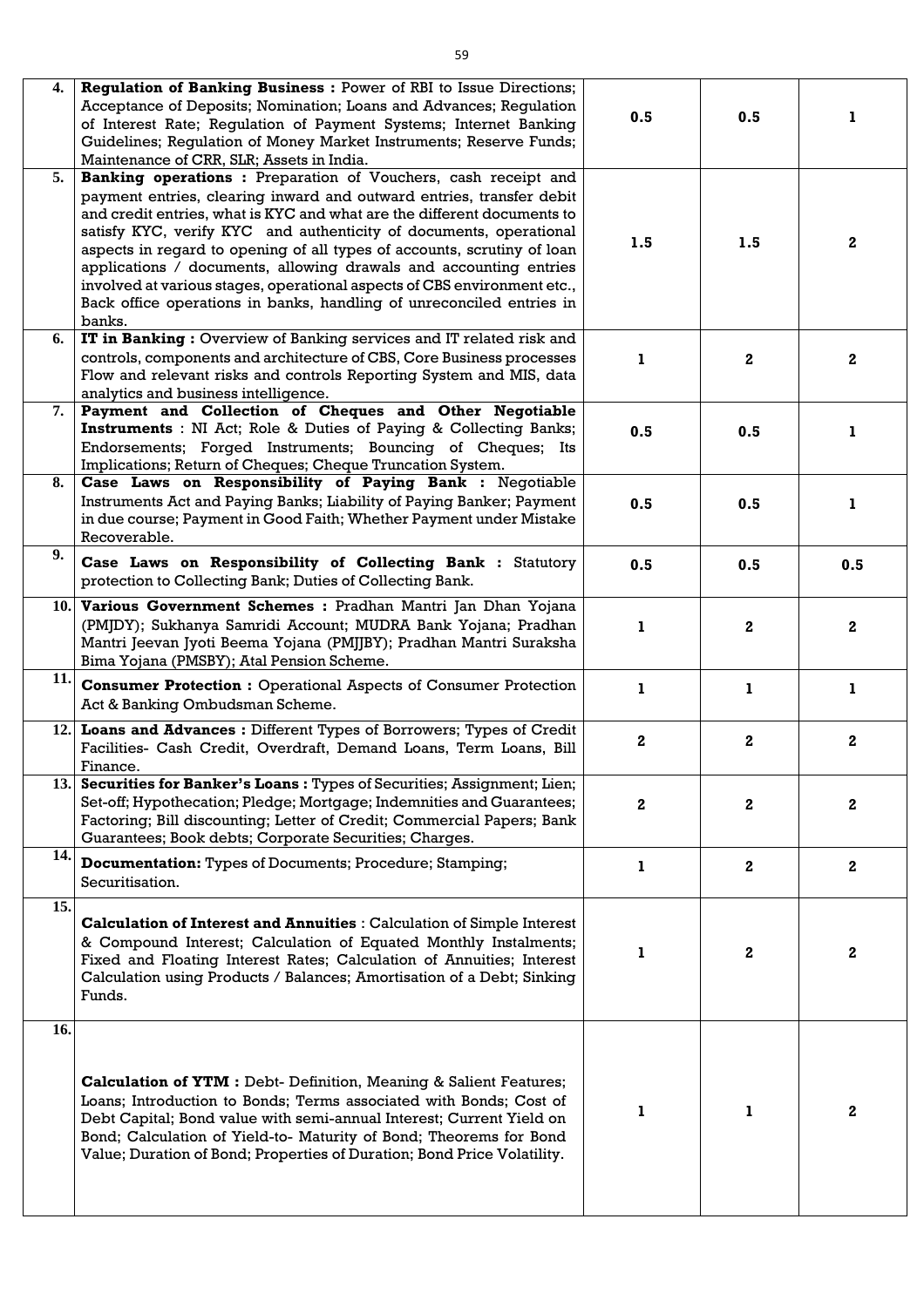| | | | | |
|---|---|---|---|---|
| 4. | **Regulation of Banking Business :** Power of RBI to Issue Directions; Acceptance of Deposits; Nomination; Loans and Advances; Regulation of Interest Rate; Regulation of Payment Systems; Internet Banking Guidelines; Regulation of Money Market Instruments; Reserve Funds; Maintenance of CRR, SLR; Assets in India. | 0.5 | 0.5 | 1 |
| 5. | **Banking operations :** Preparation of Vouchers, cash receipt and payment entries, clearing inward and outward entries, transfer debit and credit entries, what is KYC and what are the different documents to satisfy KYC, verify KYC and authenticity of documents, operational aspects in regard to opening of all types of accounts, scrutiny of loan applications / documents, allowing drawals and accounting entries involved at various stages, operational aspects of CBS environment etc., Back office operations in banks, handling of unreconciled entries in banks. | 1.5 | 1.5 | 2 |
| 6. | **IT in Banking :** Overview of Banking services and IT related risk and controls, components and architecture of CBS, Core Business processes Flow and relevant risks and controls Reporting System and MIS, data analytics and business intelligence. | 1 | 2 | 2 |
| 7. | **Payment and Collection of Cheques and Other Negotiable Instruments** : NI Act; Role & Duties of Paying & Collecting Banks; Endorsements; Forged Instruments; Bouncing of Cheques; Its Implications; Return of Cheques; Cheque Truncation System. | 0.5 | 0.5 | 1 |
| 8. | **Case Laws on Responsibility of Paying Bank :** Negotiable Instruments Act and Paying Banks; Liability of Paying Banker; Payment in due course; Payment in Good Faith; Whether Payment under Mistake Recoverable. | 0.5 | 0.5 | 1 |
| 9. | **Case Laws on Responsibility of Collecting Bank :** Statutory protection to Collecting Bank; Duties of Collecting Bank. | 0.5 | 0.5 | 0.5 |
| 10. | **Various Government Schemes :** Pradhan Mantri Jan Dhan Yojana (PMJDY); Sukhanya Samridi Account; MUDRA Bank Yojana; Pradhan Mantri Jeevan Jyoti Beema Yojana (PMJJBY); Pradhan Mantri Suraksha Bima Yojana (PMSBY); Atal Pension Scheme. | 1 | 2 | 2 |
| 11. | **Consumer Protection :** Operational Aspects of Consumer Protection Act & Banking Ombudsman Scheme. | 1 | 1 | 1 |
| 12. | **Loans and Advances :** Different Types of Borrowers; Types of Credit Facilities- Cash Credit, Overdraft, Demand Loans, Term Loans, Bill Finance. | 2 | 2 | 2 |
| 13. | **Securities for Banker's Loans :** Types of Securities; Assignment; Lien; Set-off; Hypothecation; Pledge; Mortgage; Indemnities and Guarantees; Factoring; Bill discounting; Letter of Credit; Commercial Papers; Bank Guarantees; Book debts; Corporate Securities; Charges. | 2 | 2 | 2 |
| 14. | **Documentation:** Types of Documents; Procedure; Stamping; Securitisation. | 1 | 2 | 2 |
| 15. | **Calculation of Interest and Annuities** : Calculation of Simple Interest & Compound Interest; Calculation of Equated Monthly Instalments; Fixed and Floating Interest Rates; Calculation of Annuities; Interest Calculation using Products / Balances; Amortisation of a Debt; Sinking Funds. | 1 | 2 | 2 |
| 16. | **Calculation of YTM :** Debt- Definition, Meaning & Salient Features; Loans; Introduction to Bonds; Terms associated with Bonds; Cost of Debt Capital; Bond value with semi-annual Interest; Current Yield on Bond; Calculation of Yield-to- Maturity of Bond; Theorems for Bond Value; Duration of Bond; Properties of Duration; Bond Price Volatility. | 1 | 1 | 2 |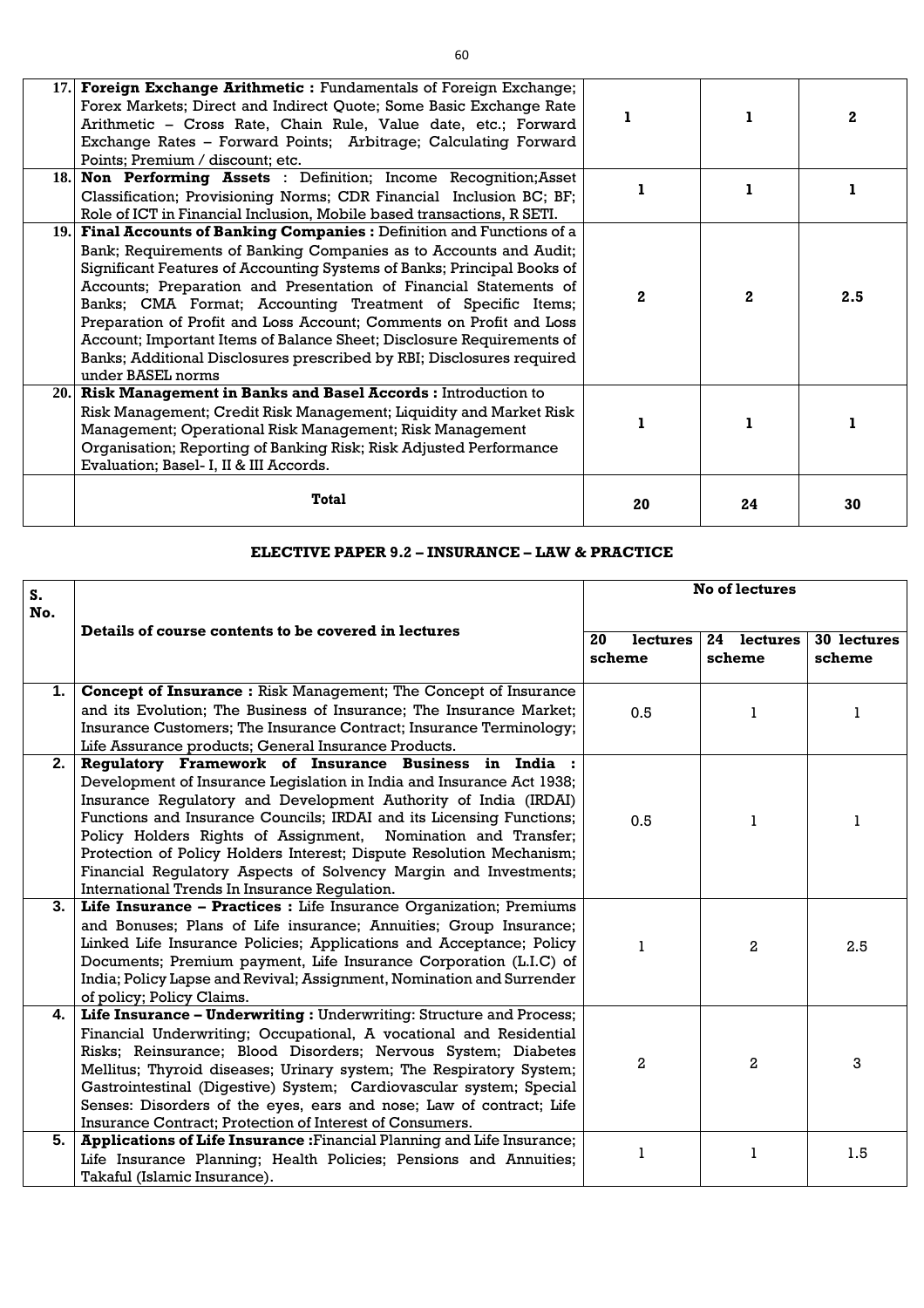| 17. | **Foreign Exchange Arithmetic :** Fundamentals of Foreign Exchange; Forex Markets; Direct and Indirect Quote; Some Basic Exchange Rate Arithmetic – Cross Rate, Chain Rule, Value date, etc.; Forward Exchange Rates – Forward Points; Arbitrage; Calculating Forward Points; Premium / discount; etc. | 1 | 1 | 2 |
|---|---|---|---|---|
| 18. | **Non Performing Assets** : Definition; Income Recognition;Asset Classification; Provisioning Norms; CDR Financial Inclusion BC; BF; Role of ICT in Financial Inclusion, Mobile based transactions, R SETI. | 1 | 1 | 1 |
| 19. | **Final Accounts of Banking Companies :** Definition and Functions of a Bank; Requirements of Banking Companies as to Accounts and Audit; Significant Features of Accounting Systems of Banks; Principal Books of Accounts; Preparation and Presentation of Financial Statements of Banks; CMA Format; Accounting Treatment of Specific Items; Preparation of Profit and Loss Account; Comments on Profit and Loss Account; Important Items of Balance Sheet; Disclosure Requirements of Banks; Additional Disclosures prescribed by RBI; Disclosures required under BASEL norms | 2 | 2 | 2.5 |
| 20. | **Risk Management in Banks and Basel Accords :** Introduction to Risk Management; Credit Risk Management; Liquidity and Market Risk Management; Operational Risk Management; Risk Management Organisation; Reporting of Banking Risk; Risk Adjusted Performance Evaluation; Basel- I, II & III Accords. | 1 | 1 | 1 |
| | **Total** | **20** | **24** | **30** |

## ELECTIVE PAPER 9.2 – INSURANCE – LAW & PRACTICE

| S. No. | Details of course contents to be covered in lectures | No of lectures | | |
|---|---|---|---|---|
| | | 20 lectures scheme | 24 lectures scheme | 30 lectures scheme |
| 1. | **Concept of Insurance :** Risk Management; The Concept of Insurance and its Evolution; The Business of Insurance; The Insurance Market; Insurance Customers; The Insurance Contract; Insurance Terminology; Life Assurance products; General Insurance Products. | 0.5 | 1 | 1 |
| 2. | **Regulatory Framework of Insurance Business in India :** Development of Insurance Legislation in India and Insurance Act 1938; Insurance Regulatory and Development Authority of India (IRDAI) Functions and Insurance Councils; IRDAI and its Licensing Functions; Policy Holders Rights of Assignment, Nomination and Transfer; Protection of Policy Holders Interest; Dispute Resolution Mechanism; Financial Regulatory Aspects of Solvency Margin and Investments; International Trends In Insurance Regulation. | 0.5 | 1 | 1 |
| 3. | **Life Insurance – Practices :** Life Insurance Organization; Premiums and Bonuses; Plans of Life insurance; Annuities; Group Insurance; Linked Life Insurance Policies; Applications and Acceptance; Policy Documents; Premium payment, Life Insurance Corporation (L.I.C) of India; Policy Lapse and Revival; Assignment, Nomination and Surrender of policy; Policy Claims. | 1 | 2 | 2.5 |
| 4. | **Life Insurance – Underwriting :** Underwriting: Structure and Process; Financial Underwriting; Occupational, A vocational and Residential Risks; Reinsurance; Blood Disorders; Nervous System; Diabetes Mellitus; Thyroid diseases; Urinary system; The Respiratory System; Gastrointestinal (Digestive) System; Cardiovascular system; Special Senses: Disorders of the eyes, ears and nose; Law of contract; Life Insurance Contract; Protection of Interest of Consumers. | 2 | 2 | 3 |
| 5. | **Applications of Life Insurance :**Financial Planning and Life Insurance; Life Insurance Planning; Health Policies; Pensions and Annuities; Takaful (Islamic Insurance). | 1 | 1 | 1.5 |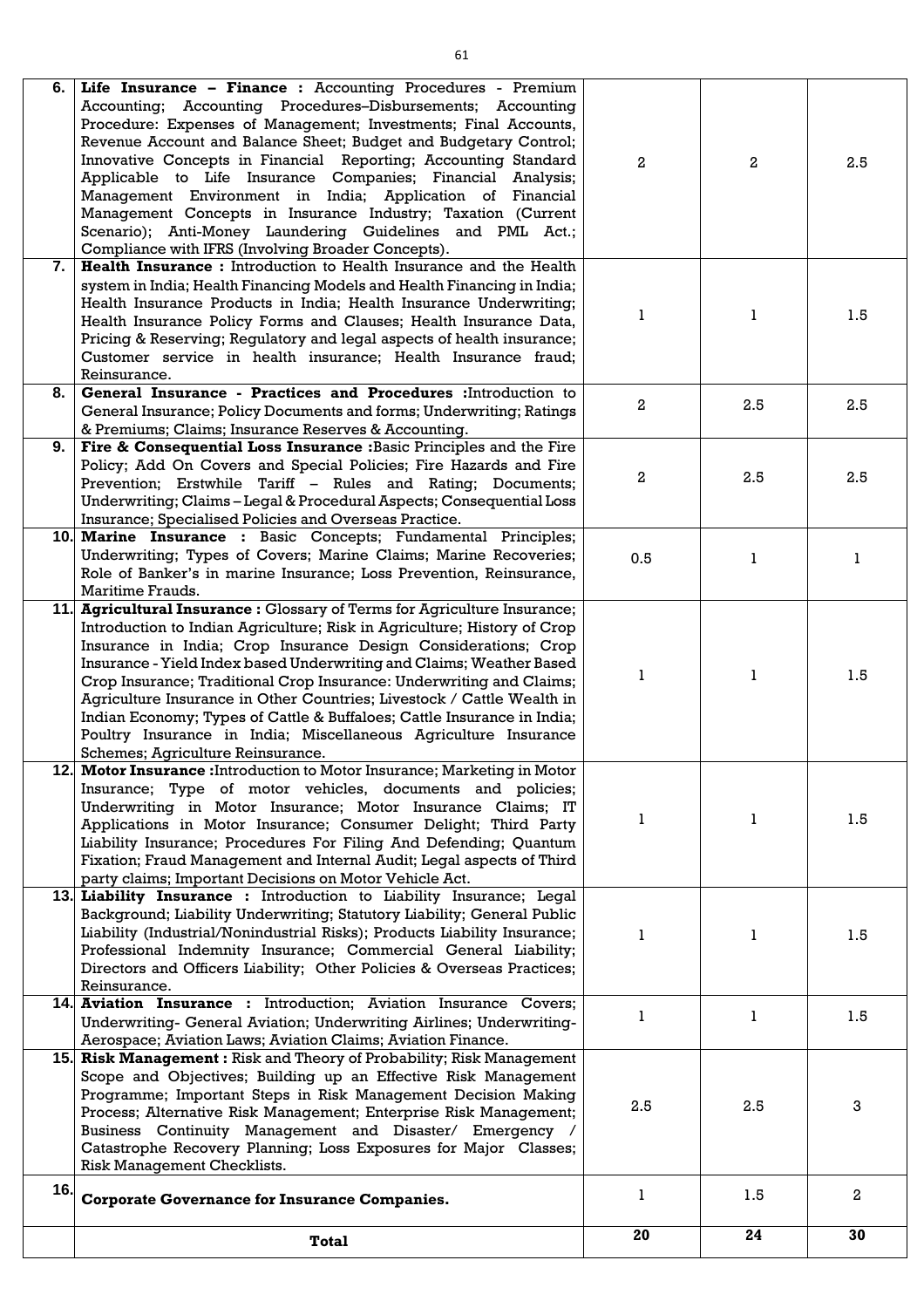| | | | | |
|---|---|---|---|---|
| 6. | **Life Insurance – Finance :** Accounting Procedures - Premium Accounting; Accounting Procedures–Disbursements; Accounting Procedure: Expenses of Management; Investments; Final Accounts, Revenue Account and Balance Sheet; Budget and Budgetary Control; Innovative Concepts in Financial Reporting; Accounting Standard Applicable to Life Insurance Companies; Financial Analysis; Management Environment in India; Application of Financial Management Concepts in Insurance Industry; Taxation (Current Scenario); Anti-Money Laundering Guidelines and PML Act.; Compliance with IFRS (Involving Broader Concepts). | 2 | 2 | 2.5 |
| 7. | **Health Insurance :** Introduction to Health Insurance and the Health system in India; Health Financing Models and Health Financing in India; Health Insurance Products in India; Health Insurance Underwriting; Health Insurance Policy Forms and Clauses; Health Insurance Data, Pricing & Reserving; Regulatory and legal aspects of health insurance; Customer service in health insurance; Health Insurance fraud; Reinsurance. | 1 | 1 | 1.5 |
| 8. | **General Insurance - Practices and Procedures :**Introduction to General Insurance; Policy Documents and forms; Underwriting; Ratings & Premiums; Claims; Insurance Reserves & Accounting. | 2 | 2.5 | 2.5 |
| 9. | **Fire & Consequential Loss Insurance :**Basic Principles and the Fire Policy; Add On Covers and Special Policies; Fire Hazards and Fire Prevention; Erstwhile Tariff – Rules and Rating; Documents; Underwriting; Claims – Legal & Procedural Aspects; Consequential Loss Insurance; Specialised Policies and Overseas Practice. | 2 | 2.5 | 2.5 |
| 10. | **Marine Insurance :** Basic Concepts; Fundamental Principles; Underwriting; Types of Covers; Marine Claims; Marine Recoveries; Role of Banker's in marine Insurance; Loss Prevention, Reinsurance, Maritime Frauds. | 0.5 | 1 | 1 |
| 11. | **Agricultural Insurance :** Glossary of Terms for Agriculture Insurance; Introduction to Indian Agriculture; Risk in Agriculture; History of Crop Insurance in India; Crop Insurance Design Considerations; Crop Insurance - Yield Index based Underwriting and Claims; Weather Based Crop Insurance; Traditional Crop Insurance: Underwriting and Claims; Agriculture Insurance in Other Countries; Livestock / Cattle Wealth in Indian Economy; Types of Cattle & Buffaloes; Cattle Insurance in India; Poultry Insurance in India; Miscellaneous Agriculture Insurance Schemes; Agriculture Reinsurance. | 1 | 1 | 1.5 |
| 12. | **Motor Insurance :**Introduction to Motor Insurance; Marketing in Motor Insurance; Type of motor vehicles, documents and policies; Underwriting in Motor Insurance; Motor Insurance Claims; IT Applications in Motor Insurance; Consumer Delight; Third Party Liability Insurance; Procedures For Filing And Defending; Quantum Fixation; Fraud Management and Internal Audit; Legal aspects of Third party claims; Important Decisions on Motor Vehicle Act. | 1 | 1 | 1.5 |
| 13. | **Liability Insurance :** Introduction to Liability Insurance; Legal Background; Liability Underwriting; Statutory Liability; General Public Liability (Industrial/Nonindustrial Risks); Products Liability Insurance; Professional Indemnity Insurance; Commercial General Liability; Directors and Officers Liability; Other Policies & Overseas Practices; Reinsurance. | 1 | 1 | 1.5 |
| 14. | **Aviation Insurance :** Introduction; Aviation Insurance Covers; Underwriting- General Aviation; Underwriting Airlines; Underwriting-Aerospace; Aviation Laws; Aviation Claims; Aviation Finance. | 1 | 1 | 1.5 |
| 15. | **Risk Management :** Risk and Theory of Probability; Risk Management Scope and Objectives; Building up an Effective Risk Management Programme; Important Steps in Risk Management Decision Making Process; Alternative Risk Management; Enterprise Risk Management; Business Continuity Management and Disaster/ Emergency / Catastrophe Recovery Planning; Loss Exposures for Major Classes; Risk Management Checklists. | 2.5 | 2.5 | 3 |
| 16. | **Corporate Governance for Insurance Companies.** | 1 | 1.5 | 2 |
| | **Total** | **20** | **24** | **30** |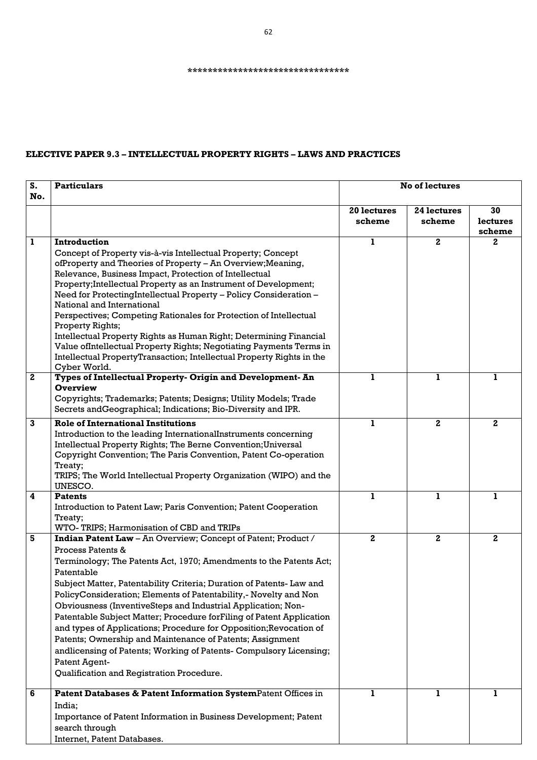********************************

**ELECTIVE PAPER 9.3 – INTELLECTUAL PROPERTY RIGHTS – LAWS AND PRACTICES**

| S. No. | Particulars | No of lectures | | |
|---|---|---|---|---|
| | | 20 lectures scheme | 24 lectures scheme | 30 lectures scheme |
| 1 | **Introduction**<br>Concept of Property vis-à-vis Intellectual Property; Concept ofProperty and Theories of Property – An Overview;Meaning, Relevance, Business Impact, Protection of Intellectual Property;Intellectual Property as an Instrument of Development; Need for ProtectingIntellectual Property – Policy Consideration – National and International<br>Perspectives; Competing Rationales for Protection of Intellectual Property Rights;<br>Intellectual Property Rights as Human Right; Determining Financial Value ofIntellectual Property Rights; Negotiating Payments Terms in Intellectual PropertyTransaction; Intellectual Property Rights in the Cyber World. | 1 | 2 | 2 |
| 2 | **Types of Intellectual Property- Origin and Development- An Overview**<br>Copyrights; Trademarks; Patents; Designs; Utility Models; Trade Secrets andGeographical; Indications; Bio-Diversity and IPR. | 1 | 1 | 1 |
| 3 | **Role of International Institutions**<br>Introduction to the leading InternationalInstruments concerning Intellectual Property Rights; The Berne Convention;Universal Copyright Convention; The Paris Convention, Patent Co-operation Treaty;<br>TRIPS; The World Intellectual Property Organization (WIPO) and the UNESCO. | 1 | 2 | 2 |
| 4 | **Patents**<br>Introduction to Patent Law; Paris Convention; Patent Cooperation Treaty;<br>WTO- TRIPS; Harmonisation of CBD and TRIPs | 1 | 1 | 1 |
| 5 | **Indian Patent Law** – An Overview; Concept of Patent; Product / Process Patents &<br>Terminology; The Patents Act, 1970; Amendments to the Patents Act; Patentable<br>Subject Matter, Patentability Criteria; Duration of Patents- Law and PolicyConsideration; Elements of Patentability,- Novelty and Non Obviousness (InventiveSteps and Industrial Application; Non-Patentable Subject Matter; Procedure forFiling of Patent Application and types of Applications; Procedure for Opposition;Revocation of Patents; Ownership and Maintenance of Patents; Assignment andlicensing of Patents; Working of Patents- Compulsory Licensing; Patent Agent-<br>Qualification and Registration Procedure. | 2 | 2 | 2 |
| 6 | **Patent Databases & Patent Information System**Patent Offices in India;<br>Importance of Patent Information in Business Development; Patent search through<br>Internet, Patent Databases. | 1 | 1 | 1 |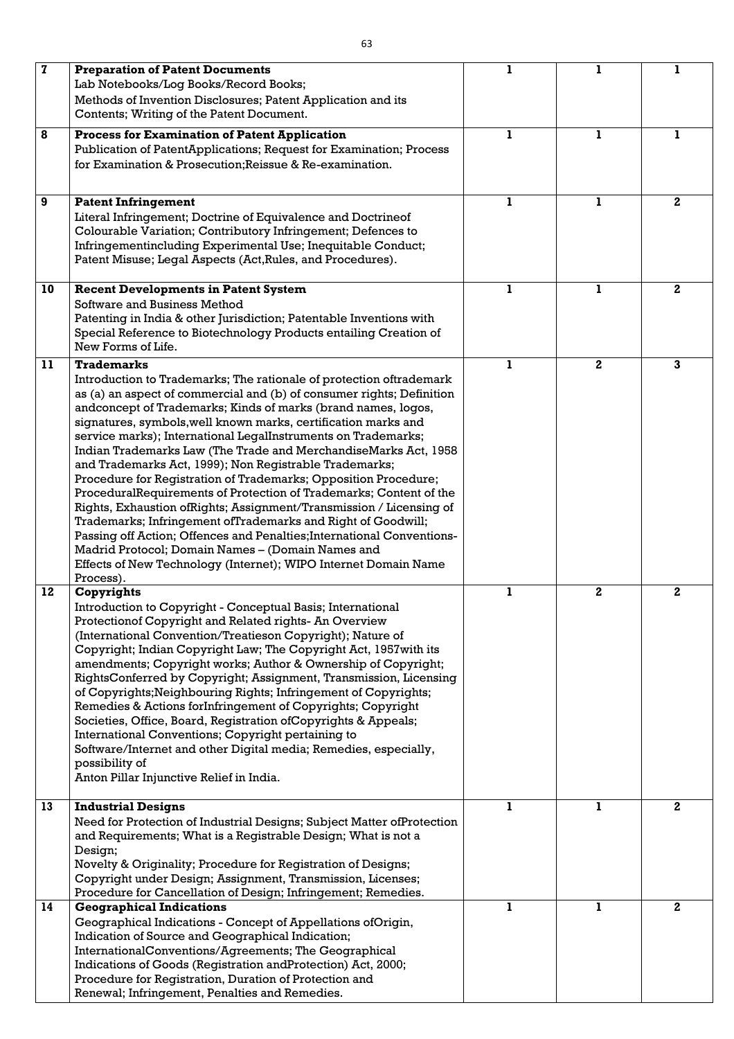| | | | | |
|---|---|---|---|---|
| 7 | **Preparation of Patent Documents**<br>Lab Notebooks/Log Books/Record Books;<br>Methods of Invention Disclosures; Patent Application and its Contents; Writing of the Patent Document. | 1 | 1 | 1 |
| 8 | **Process for Examination of Patent Application**<br>Publication of PatentApplications; Request for Examination; Process for Examination & Prosecution;Reissue & Re-examination. | 1 | 1 | 1 |
| 9 | **Patent Infringement**<br>Literal Infringement; Doctrine of Equivalence and Doctrineof Colourable Variation; Contributory Infringement; Defences to Infringementincluding Experimental Use; Inequitable Conduct; Patent Misuse; Legal Aspects (Act,Rules, and Procedures). | 1 | 1 | 2 |
| 10 | **Recent Developments in Patent System**<br>Software and Business Method<br>Patenting in India & other Jurisdiction; Patentable Inventions with Special Reference to Biotechnology Products entailing Creation of New Forms of Life. | 1 | 1 | 2 |
| 11 | **Trademarks**<br>Introduction to Trademarks; The rationale of protection oftrademark as (a) an aspect of commercial and (b) of consumer rights; Definition andconcept of Trademarks; Kinds of marks (brand names, logos, signatures, symbols,well known marks, certification marks and service marks); International LegalInstruments on Trademarks; Indian Trademarks Law (The Trade and MerchandiseMarks Act, 1958 and Trademarks Act, 1999); Non Registrable Trademarks; Procedure for Registration of Trademarks; Opposition Procedure; ProceduralRequirements of Protection of Trademarks; Content of the Rights, Exhaustion ofRights; Assignment/Transmission / Licensing of Trademarks; Infringement ofTrademarks and Right of Goodwill; Passing off Action; Offences and Penalties;International Conventions- Madrid Protocol; Domain Names – (Domain Names and Effects of New Technology (Internet); WIPO Internet Domain Name Process). | 1 | 2 | 3 |
| 12 | **Copyrights**<br>Introduction to Copyright - Conceptual Basis; International Protectionof Copyright and Related rights- An Overview (International Convention/Treatieson Copyright); Nature of Copyright; Indian Copyright Law; The Copyright Act, 1957with its amendments; Copyright works; Author & Ownership of Copyright; RightsConferred by Copyright; Assignment, Transmission, Licensing of Copyrights;Neighbouring Rights; Infringement of Copyrights; Remedies & Actions forInfringement of Copyrights; Copyright Societies, Office, Board, Registration ofCopyrights & Appeals; International Conventions; Copyright pertaining to Software/Internet and other Digital media; Remedies, especially, possibility of<br>Anton Pillar Injunctive Relief in India. | 1 | 2 | 2 |
| 13 | **Industrial Designs**<br>Need for Protection of Industrial Designs; Subject Matter ofProtection and Requirements; What is a Registrable Design; What is not a Design;<br>Novelty & Originality; Procedure for Registration of Designs; Copyright under Design; Assignment, Transmission, Licenses; Procedure for Cancellation of Design; Infringement; Remedies. | 1 | 1 | 2 |
| 14 | **Geographical Indications**<br>Geographical Indications - Concept of Appellations ofOrigin, Indication of Source and Geographical Indication; InternationalConventions/Agreements; The Geographical Indications of Goods (Registration andProtection) Act, 2000; Procedure for Registration, Duration of Protection and Renewal; Infringement, Penalties and Remedies. | 1 | 1 | 2 |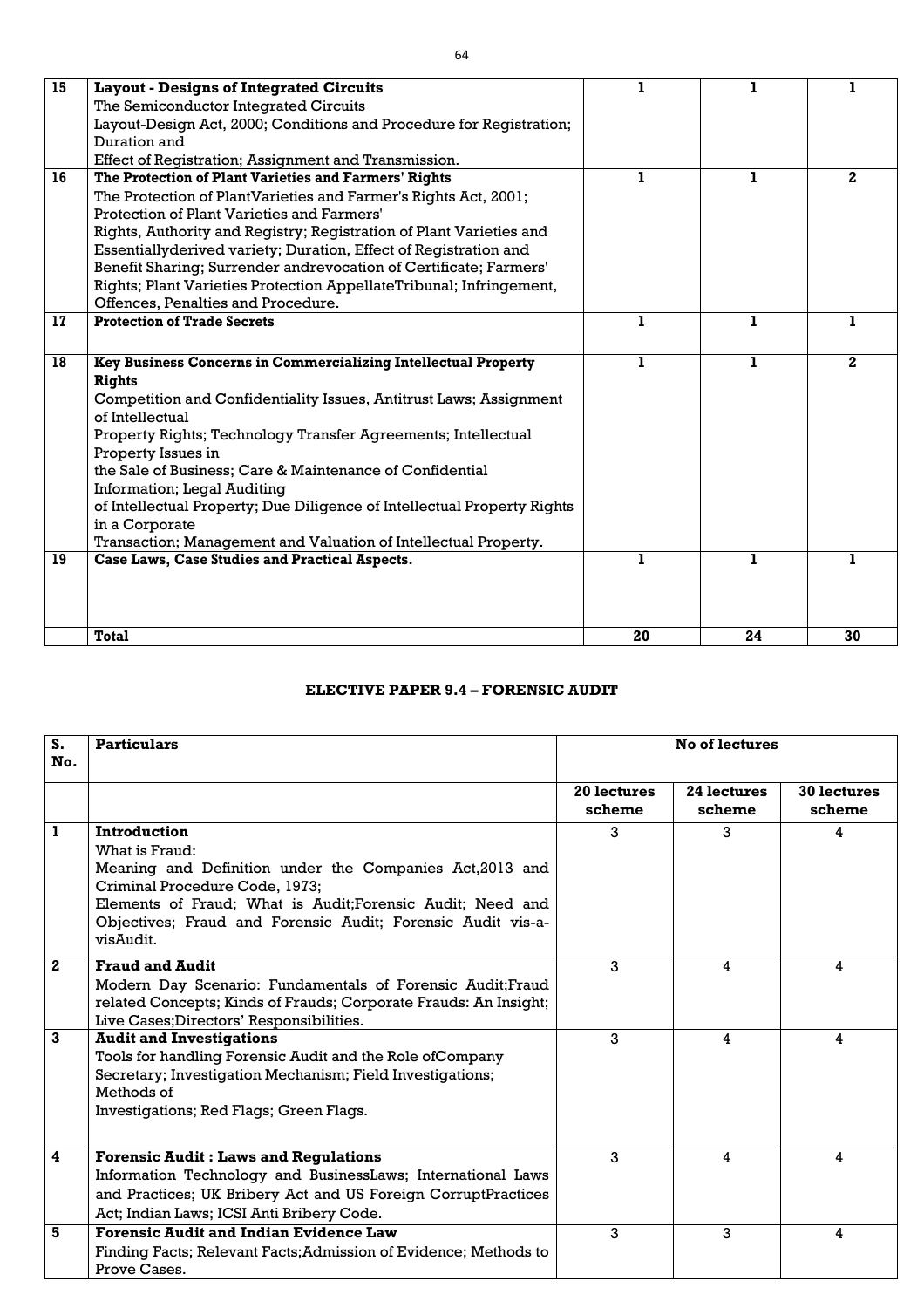| 15 | **Layout - Designs of Integrated Circuits**<br>The Semiconductor Integrated Circuits<br>Layout-Design Act, 2000; Conditions and Procedure for Registration; Duration and<br>Effect of Registration; Assignment and Transmission. | 1 | 1 | 1 |
|---|---|---|---|---|
| 16 | **The Protection of Plant Varieties and Farmers' Rights**<br>The Protection of PlantVarieties and Farmer's Rights Act, 2001; Protection of Plant Varieties and Farmers'<br>Rights, Authority and Registry; Registration of Plant Varieties and Essentiallyderived variety; Duration, Effect of Registration and Benefit Sharing; Surrender andrevocation of Certificate; Farmers' Rights; Plant Varieties Protection AppellateTribunal; Infringement, Offences, Penalties and Procedure. | 1 | 1 | 2 |
| 17 | **Protection of Trade Secrets** | 1 | 1 | 1 |
| 18 | **Key Business Concerns in Commercializing Intellectual Property Rights**<br>Competition and Confidentiality Issues, Antitrust Laws; Assignment of Intellectual<br>Property Rights; Technology Transfer Agreements; Intellectual Property Issues in<br>the Sale of Business; Care & Maintenance of Confidential Information; Legal Auditing<br>of Intellectual Property; Due Diligence of Intellectual Property Rights in a Corporate<br>Transaction; Management and Valuation of Intellectual Property. | 1 | 1 | 2 |
| 19 | **Case Laws, Case Studies and Practical Aspects.** | 1 | 1 | 1 |
| | **Total** | 20 | 24 | 30 |

## ELECTIVE PAPER 9.4 – FORENSIC AUDIT

| S. No. | Particulars | No of lectures | | |
|---|---|---|---|---|
| | | **20 lectures scheme** | **24 lectures scheme** | **30 lectures scheme** |
| 1 | **Introduction**<br>What is Fraud:<br>Meaning and Definition under the Companies Act,2013 and Criminal Procedure Code, 1973;<br>Elements of Fraud; What is Audit;Forensic Audit; Need and Objectives; Fraud and Forensic Audit; Forensic Audit vis-a-visAudit. | 3 | 3 | 4 |
| 2 | **Fraud and Audit**<br>Modern Day Scenario: Fundamentals of Forensic Audit;Fraud related Concepts; Kinds of Frauds; Corporate Frauds: An Insight; Live Cases;Directors' Responsibilities. | 3 | 4 | 4 |
| 3 | **Audit and Investigations**<br>Tools for handling Forensic Audit and the Role ofCompany Secretary; Investigation Mechanism; Field Investigations; Methods of<br>Investigations; Red Flags; Green Flags. | 3 | 4 | 4 |
| 4 | **Forensic Audit : Laws and Regulations**<br>Information Technology and BusinessLaws; International Laws and Practices; UK Bribery Act and US Foreign CorruptPractices Act; Indian Laws; ICSI Anti Bribery Code. | 3 | 4 | 4 |
| 5 | **Forensic Audit and Indian Evidence Law**<br>Finding Facts; Relevant Facts;Admission of Evidence; Methods to Prove Cases. | 3 | 3 | 4 |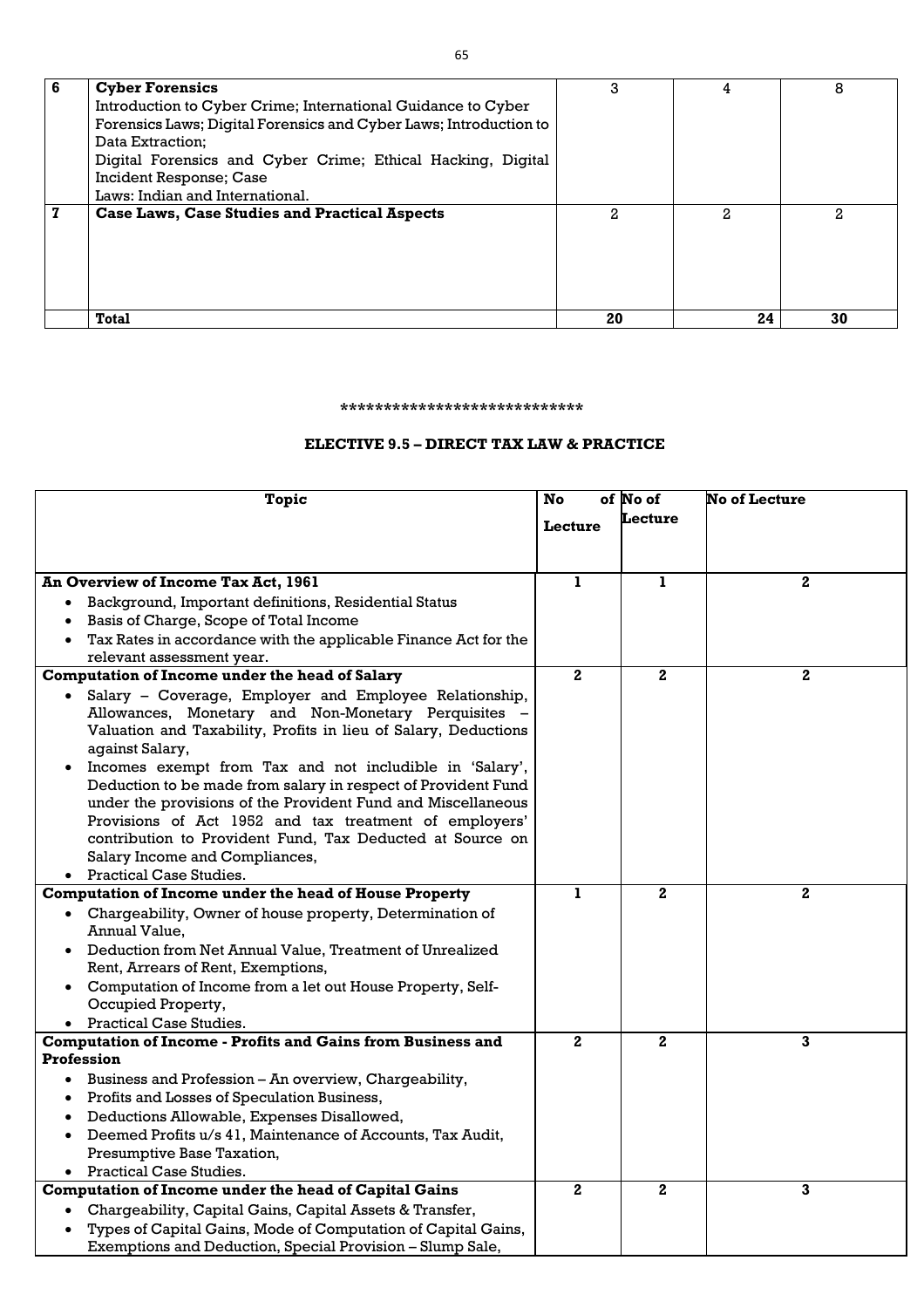| 6 | **Cyber Forensics**<br>Introduction to Cyber Crime; International Guidance to Cyber Forensics Laws; Digital Forensics and Cyber Laws; Introduction to Data Extraction;<br>Digital Forensics and Cyber Crime; Ethical Hacking, Digital Incident Response; Case<br>Laws: Indian and International. | 3 | 4 | 8 |
|---|---|---|---|---|
| 7 | **Case Laws, Case Studies and Practical Aspects** | 2 | 2 | 2 |
| | **Total** | **20** | **24** | **30** |

****************************

## ELECTIVE 9.5 – DIRECT TAX LAW & PRACTICE

| Topic | No of Lecture | No of Lecture | No of Lecture |
|---|---|---|---|
| **An Overview of Income Tax Act, 1961**<br>• Background, Important definitions, Residential Status<br>• Basis of Charge, Scope of Total Income<br>• Tax Rates in accordance with the applicable Finance Act for the relevant assessment year. | 1 | 1 | 2 |
| **Computation of Income under the head of Salary**<br>• Salary – Coverage, Employer and Employee Relationship, Allowances, Monetary and Non-Monetary Perquisites – Valuation and Taxability, Profits in lieu of Salary, Deductions against Salary,<br>• Incomes exempt from Tax and not includible in 'Salary', Deduction to be made from salary in respect of Provident Fund under the provisions of the Provident Fund and Miscellaneous Provisions of Act 1952 and tax treatment of employers' contribution to Provident Fund, Tax Deducted at Source on Salary Income and Compliances,<br>• Practical Case Studies. | 2 | 2 | 2 |
| **Computation of Income under the head of House Property**<br>• Chargeability, Owner of house property, Determination of Annual Value,<br>• Deduction from Net Annual Value, Treatment of Unrealized Rent, Arrears of Rent, Exemptions,<br>• Computation of Income from a let out House Property, Self-Occupied Property,<br>• Practical Case Studies. | 1 | 2 | 2 |
| **Computation of Income - Profits and Gains from Business and Profession**<br>• Business and Profession – An overview, Chargeability,<br>• Profits and Losses of Speculation Business,<br>• Deductions Allowable, Expenses Disallowed,<br>• Deemed Profits u/s 41, Maintenance of Accounts, Tax Audit, Presumptive Base Taxation,<br>• Practical Case Studies. | 2 | 2 | 3 |
| **Computation of Income under the head of Capital Gains**<br>• Chargeability, Capital Gains, Capital Assets & Transfer,<br>• Types of Capital Gains, Mode of Computation of Capital Gains, Exemptions and Deduction, Special Provision – Slump Sale, | 2 | 2 | 3 |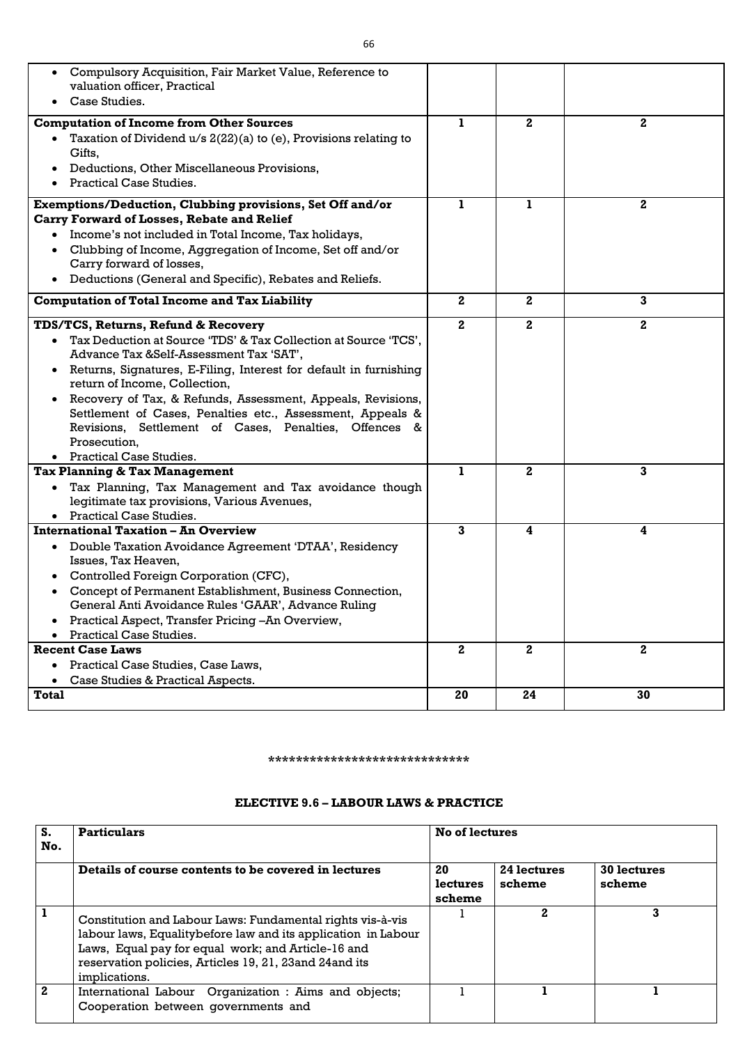| | | | |
|---|---|---|---|
| • Compulsory Acquisition, Fair Market Value, Reference to valuation officer, Practical<br>• Case Studies. | | | |
| **Computation of Income from Other Sources**<br>• Taxation of Dividend u/s 2(22)(a) to (e), Provisions relating to Gifts,<br>• Deductions, Other Miscellaneous Provisions,<br>• Practical Case Studies. | 1 | 2 | 2 |
| **Exemptions/Deduction, Clubbing provisions, Set Off and/or Carry Forward of Losses, Rebate and Relief**<br>• Income's not included in Total Income, Tax holidays,<br>• Clubbing of Income, Aggregation of Income, Set off and/or Carry forward of losses,<br>• Deductions (General and Specific), Rebates and Reliefs. | 1 | 1 | 2 |
| **Computation of Total Income and Tax Liability** | 2 | 2 | 3 |
| **TDS/TCS, Returns, Refund & Recovery**<br>• Tax Deduction at Source 'TDS' & Tax Collection at Source 'TCS', Advance Tax &Self-Assessment Tax 'SAT',<br>• Returns, Signatures, E-Filing, Interest for default in furnishing return of Income, Collection,<br>• Recovery of Tax, & Refunds, Assessment, Appeals, Revisions, Settlement of Cases, Penalties etc., Assessment, Appeals & Revisions, Settlement of Cases, Penalties, Offences & Prosecution,<br>• Practical Case Studies. | 2 | 2 | 2 |
| **Tax Planning & Tax Management**<br>• Tax Planning, Tax Management and Tax avoidance though legitimate tax provisions, Various Avenues,<br>• Practical Case Studies. | 1 | 2 | 3 |
| **International Taxation – An Overview**<br>• Double Taxation Avoidance Agreement 'DTAA', Residency Issues, Tax Heaven,<br>• Controlled Foreign Corporation (CFC),<br>• Concept of Permanent Establishment, Business Connection, General Anti Avoidance Rules 'GAAR', Advance Ruling<br>• Practical Aspect, Transfer Pricing –An Overview,<br>• Practical Case Studies. | 3 | 4 | 4 |
| **Recent Case Laws**<br>• Practical Case Studies, Case Laws,<br>• Case Studies & Practical Aspects. | 2 | 2 | 2 |
| **Total** | **20** | **24** | **30** |

*****************************

## ELECTIVE 9.6 – LABOUR LAWS & PRACTICE

| S. No. | Particulars | No of lectures | | |
|---|---|---|---|---|
| | **Details of course contents to be covered in lectures** | **20 lectures scheme** | **24 lectures scheme** | **30 lectures scheme** |
| 1 | Constitution and Labour Laws: Fundamental rights vis-à-vis labour laws, Equalitybefore law and its application in Labour Laws, Equal pay for equal work; and Article-16 and reservation policies, Articles 19, 21, 23and 24and its implications. | 1 | 2 | 3 |
| 2 | International Labour Organization : Aims and objects; Cooperation between governments and | 1 | 1 | 1 |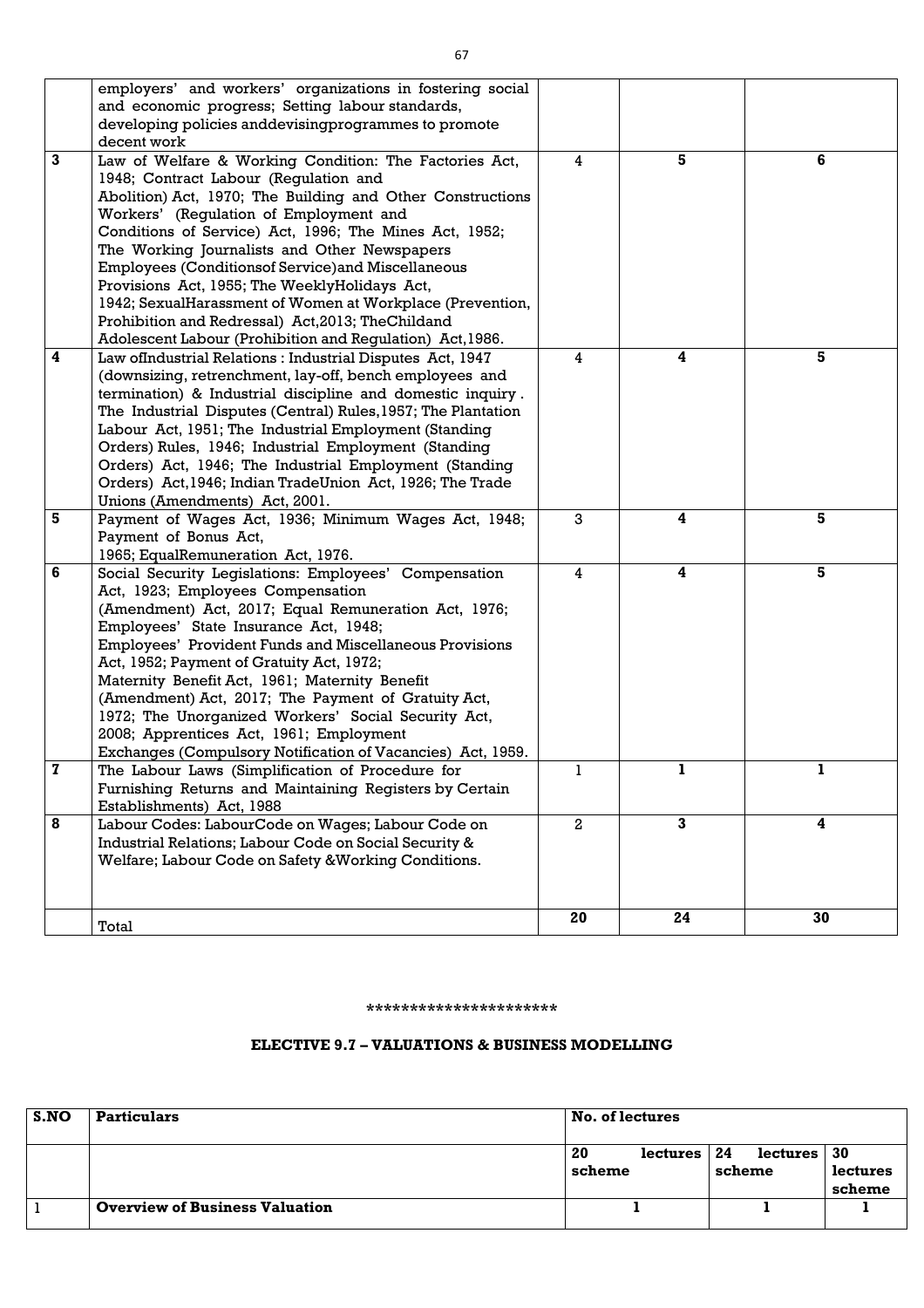|   |   |   |   |   |
|---|---|---|---|---|
|   | employers' and workers' organizations in fostering social and economic progress; Setting labour standards, developing policies anddevisingprogrammes to promote decent work |   |   |   |
| **3** | Law of Welfare & Working Condition: The Factories Act, 1948; Contract Labour (Regulation and Abolition) Act, 1970; The Building and Other Constructions Workers' (Regulation of Employment and Conditions of Service) Act, 1996; The Mines Act, 1952; The Working Journalists and Other Newspapers Employees (Conditionsof Service)and Miscellaneous Provisions Act, 1955; The WeeklyHolidays Act, 1942; SexualHarassment of Women at Workplace (Prevention, Prohibition and Redressal) Act,2013; TheChildand Adolescent Labour (Prohibition and Regulation) Act,1986. | 4 | **5** | **6** |
| **4** | Law ofIndustrial Relations : Industrial Disputes Act, 1947 (downsizing, retrenchment, lay-off, bench employees and termination) & Industrial discipline and domestic inquiry . The Industrial Disputes (Central) Rules,1957; The Plantation Labour Act, 1951; The Industrial Employment (Standing Orders) Rules, 1946; Industrial Employment (Standing Orders) Act, 1946; The Industrial Employment (Standing Orders) Act,1946; Indian TradeUnion Act, 1926; The Trade Unions (Amendments) Act, 2001. | 4 | **4** | **5** |
| **5** | Payment of Wages Act, 1936; Minimum Wages Act, 1948; Payment of Bonus Act, 1965; EqualRemuneration Act, 1976. | 3 | **4** | **5** |
| **6** | Social Security Legislations: Employees' Compensation Act, 1923; Employees Compensation (Amendment) Act, 2017; Equal Remuneration Act, 1976; Employees' State Insurance Act, 1948; Employees' Provident Funds and Miscellaneous Provisions Act, 1952; Payment of Gratuity Act, 1972; Maternity Benefit Act, 1961; Maternity Benefit (Amendment) Act, 2017; The Payment of Gratuity Act, 1972; The Unorganized Workers' Social Security Act, 2008; Apprentices Act, 1961; Employment Exchanges (Compulsory Notification of Vacancies) Act, 1959. | 4 | **4** | **5** |
| **7** | The Labour Laws (Simplification of Procedure for Furnishing Returns and Maintaining Registers by Certain Establishments) Act, 1988 | 1 | **1** | **1** |
| **8** | Labour Codes: LabourCode on Wages; Labour Code on Industrial Relations; Labour Code on Social Security & Welfare; Labour Code on Safety &Working Conditions. | 2 | **3** | **4** |
|   | Total | **20** | **24** | **30** |

**********************

## ELECTIVE 9.7 – VALUATIONS & BUSINESS MODELLING

| S.NO | Particulars | No. of lectures | | |
|---|---|---|---|---|
|   |   | 20 lectures scheme | 24 lectures scheme | 30 lectures scheme |
| 1 | **Overview of Business Valuation** | **1** | **1** | **1** |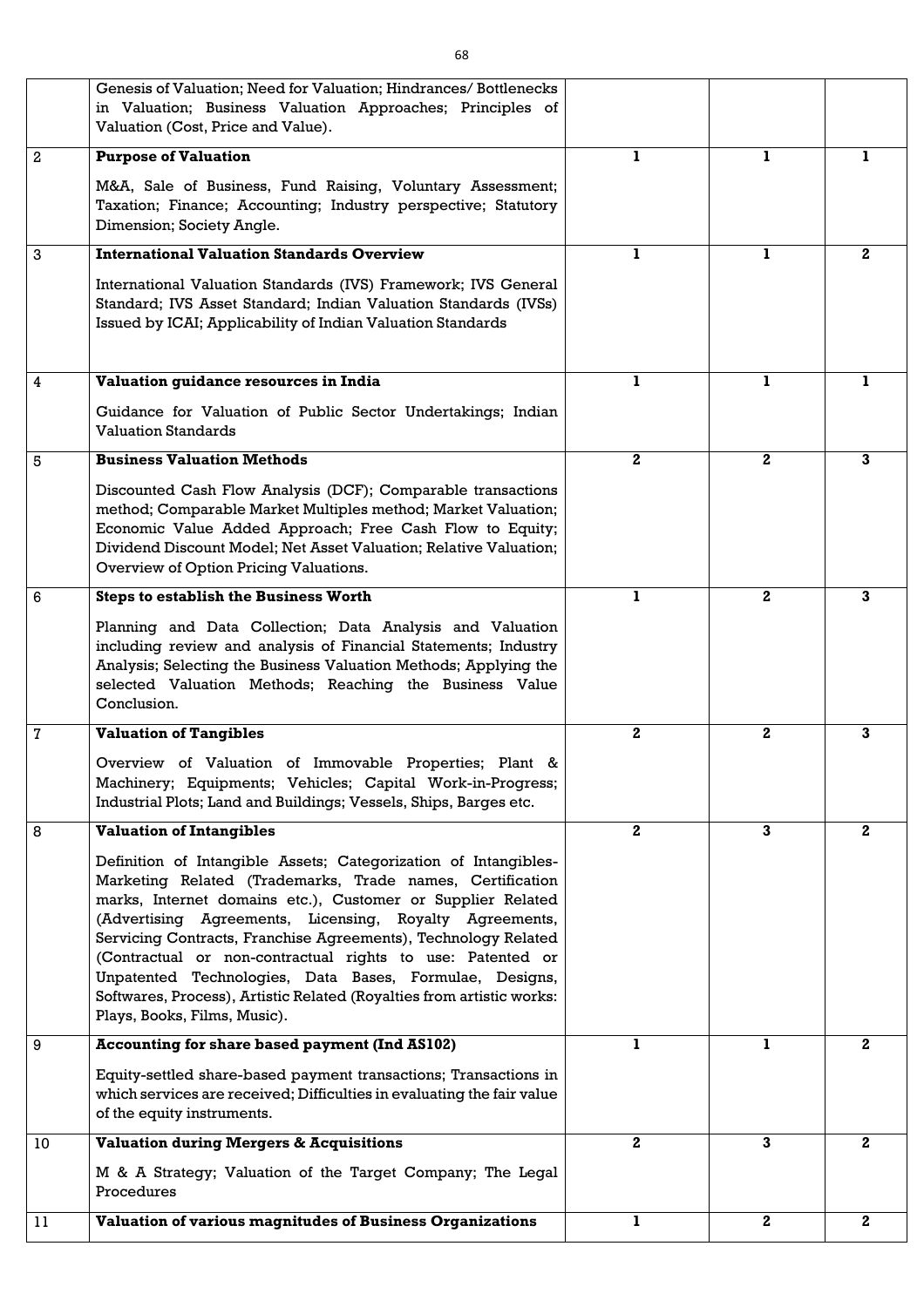|  |  |  |  |  |
|---|---|---|---|---|
|  | Genesis of Valuation; Need for Valuation; Hindrances/ Bottlenecks in Valuation; Business Valuation Approaches; Principles of Valuation (Cost, Price and Value). |  |  |  |
| 2 | **Purpose of Valuation**<br><br>M&A, Sale of Business, Fund Raising, Voluntary Assessment; Taxation; Finance; Accounting; Industry perspective; Statutory Dimension; Society Angle. | **1** | **1** | **1** |
| 3 | **International Valuation Standards Overview**<br><br>International Valuation Standards (IVS) Framework; IVS General Standard; IVS Asset Standard; Indian Valuation Standards (IVSs) Issued by ICAI; Applicability of Indian Valuation Standards | **1** | **1** | **2** |
| 4 | **Valuation guidance resources in India**<br><br>Guidance for Valuation of Public Sector Undertakings; Indian Valuation Standards | **1** | **1** | **1** |
| 5 | **Business Valuation Methods**<br><br>Discounted Cash Flow Analysis (DCF); Comparable transactions method; Comparable Market Multiples method; Market Valuation; Economic Value Added Approach; Free Cash Flow to Equity; Dividend Discount Model; Net Asset Valuation; Relative Valuation; Overview of Option Pricing Valuations. | **2** | **2** | **3** |
| 6 | **Steps to establish the Business Worth**<br><br>Planning and Data Collection; Data Analysis and Valuation including review and analysis of Financial Statements; Industry Analysis; Selecting the Business Valuation Methods; Applying the selected Valuation Methods; Reaching the Business Value Conclusion. | **1** | **2** | **3** |
| 7 | **Valuation of Tangibles**<br><br>Overview of Valuation of Immovable Properties; Plant & Machinery; Equipments; Vehicles; Capital Work-in-Progress; Industrial Plots; Land and Buildings; Vessels, Ships, Barges etc. | **2** | **2** | **3** |
| 8 | **Valuation of Intangibles**<br><br>Definition of Intangible Assets; Categorization of Intangibles-Marketing Related (Trademarks, Trade names, Certification marks, Internet domains etc.), Customer or Supplier Related (Advertising Agreements, Licensing, Royalty Agreements, Servicing Contracts, Franchise Agreements), Technology Related (Contractual or non-contractual rights to use: Patented or Unpatented Technologies, Data Bases, Formulae, Designs, Softwares, Process), Artistic Related (Royalties from artistic works: Plays, Books, Films, Music). | **2** | **3** | **2** |
| 9 | **Accounting for share based payment (Ind AS102)**<br><br>Equity-settled share-based payment transactions; Transactions in which services are received; Difficulties in evaluating the fair value of the equity instruments. | **1** | **1** | **2** |
| 10 | **Valuation during Mergers & Acquisitions**<br><br>M & A Strategy; Valuation of the Target Company; The Legal Procedures | **2** | **3** | **2** |
| 11 | **Valuation of various magnitudes of Business Organizations** | **1** | **2** | **2** |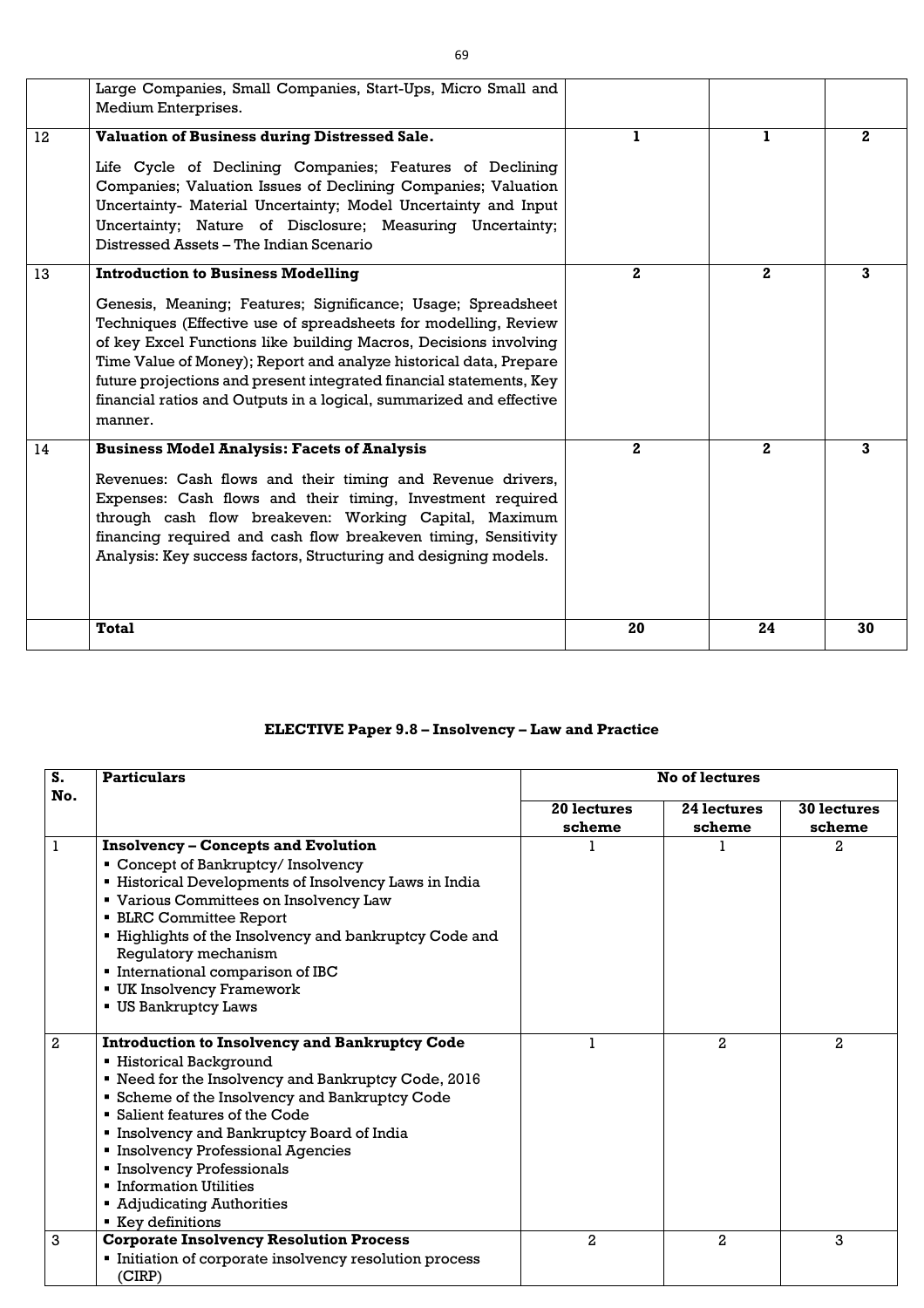| | | | | |
|---|---|---|---|---|
| | Large Companies, Small Companies, Start-Ups, Micro Small and Medium Enterprises. | | | |
| 12 | **Valuation of Business during Distressed Sale.**<br><br>Life Cycle of Declining Companies; Features of Declining Companies; Valuation Issues of Declining Companies; Valuation Uncertainty- Material Uncertainty; Model Uncertainty and Input Uncertainty; Nature of Disclosure; Measuring Uncertainty; Distressed Assets – The Indian Scenario | 1 | 1 | 2 |
| 13 | **Introduction to Business Modelling**<br><br>Genesis, Meaning; Features; Significance; Usage; Spreadsheet Techniques (Effective use of spreadsheets for modelling, Review of key Excel Functions like building Macros, Decisions involving Time Value of Money); Report and analyze historical data, Prepare future projections and present integrated financial statements, Key financial ratios and Outputs in a logical, summarized and effective manner. | 2 | 2 | 3 |
| 14 | **Business Model Analysis: Facets of Analysis**<br><br>Revenues: Cash flows and their timing and Revenue drivers, Expenses: Cash flows and their timing, Investment required through cash flow breakeven: Working Capital, Maximum financing required and cash flow breakeven timing, Sensitivity Analysis: Key success factors, Structuring and designing models. | 2 | 2 | 3 |
| | **Total** | **20** | **24** | **30** |

## ELECTIVE Paper 9.8 – Insolvency – Law and Practice

| S. No. | Particulars | No of lectures | | |
|---|---|---|---|---|
| | | 20 lectures scheme | 24 lectures scheme | 30 lectures scheme |
| 1 | **Insolvency – Concepts and Evolution**<br>▪ Concept of Bankruptcy/ Insolvency<br>▪ Historical Developments of Insolvency Laws in India<br>▪ Various Committees on Insolvency Law<br>▪ BLRC Committee Report<br>▪ Highlights of the Insolvency and bankruptcy Code and Regulatory mechanism<br>▪ International comparison of IBC<br>▪ UK Insolvency Framework<br>▪ US Bankruptcy Laws | 1 | 1 | 2 |
| 2 | **Introduction to Insolvency and Bankruptcy Code**<br>▪ Historical Background<br>▪ Need for the Insolvency and Bankruptcy Code, 2016<br>▪ Scheme of the Insolvency and Bankruptcy Code<br>▪ Salient features of the Code<br>▪ Insolvency and Bankruptcy Board of India<br>▪ Insolvency Professional Agencies<br>▪ Insolvency Professionals<br>▪ Information Utilities<br>▪ Adjudicating Authorities<br>▪ Key definitions | 1 | 2 | 2 |
| 3 | **Corporate Insolvency Resolution Process**<br>▪ Initiation of corporate insolvency resolution process (CIRP) | 2 | 2 | 3 |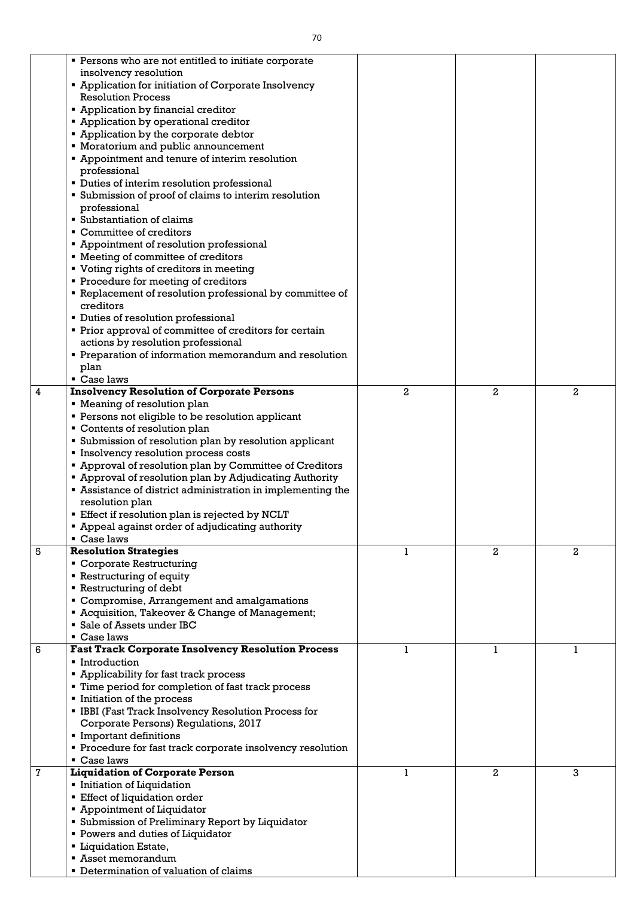| | | | | |
|---|---|---|---|---|
| | ▪ Persons who are not entitled to initiate corporate insolvency resolution<br>▪ Application for initiation of Corporate Insolvency Resolution Process<br>▪ Application by financial creditor<br>▪ Application by operational creditor<br>▪ Application by the corporate debtor<br>▪ Moratorium and public announcement<br>▪ Appointment and tenure of interim resolution professional<br>▪ Duties of interim resolution professional<br>▪ Submission of proof of claims to interim resolution professional<br>▪ Substantiation of claims<br>▪ Committee of creditors<br>▪ Appointment of resolution professional<br>▪ Meeting of committee of creditors<br>▪ Voting rights of creditors in meeting<br>▪ Procedure for meeting of creditors<br>▪ Replacement of resolution professional by committee of creditors<br>▪ Duties of resolution professional<br>▪ Prior approval of committee of creditors for certain actions by resolution professional<br>▪ Preparation of information memorandum and resolution plan<br>▪ Case laws | | | |
| 4 | **Insolvency Resolution of Corporate Persons**<br>▪ Meaning of resolution plan<br>▪ Persons not eligible to be resolution applicant<br>▪ Contents of resolution plan<br>▪ Submission of resolution plan by resolution applicant<br>▪ Insolvency resolution process costs<br>▪ Approval of resolution plan by Committee of Creditors<br>▪ Approval of resolution plan by Adjudicating Authority<br>▪ Assistance of district administration in implementing the resolution plan<br>▪ Effect if resolution plan is rejected by NCLT<br>▪ Appeal against order of adjudicating authority<br>▪ Case laws | 2 | 2 | 2 |
| 5 | **Resolution Strategies**<br>▪ Corporate Restructuring<br>▪ Restructuring of equity<br>▪ Restructuring of debt<br>▪ Compromise, Arrangement and amalgamations<br>▪ Acquisition, Takeover & Change of Management;<br>▪ Sale of Assets under IBC<br>▪ Case laws | 1 | 2 | 2 |
| 6 | **Fast Track Corporate Insolvency Resolution Process**<br>▪ Introduction<br>▪ Applicability for fast track process<br>▪ Time period for completion of fast track process<br>▪ Initiation of the process<br>▪ IBBI (Fast Track Insolvency Resolution Process for Corporate Persons) Regulations, 2017<br>▪ Important definitions<br>▪ Procedure for fast track corporate insolvency resolution<br>▪ Case laws | 1 | 1 | 1 |
| 7 | **Liquidation of Corporate Person**<br>▪ Initiation of Liquidation<br>▪ Effect of liquidation order<br>▪ Appointment of Liquidator<br>▪ Submission of Preliminary Report by Liquidator<br>▪ Powers and duties of Liquidator<br>▪ Liquidation Estate,<br>▪ Asset memorandum<br>▪ Determination of valuation of claims | 1 | 2 | 3 |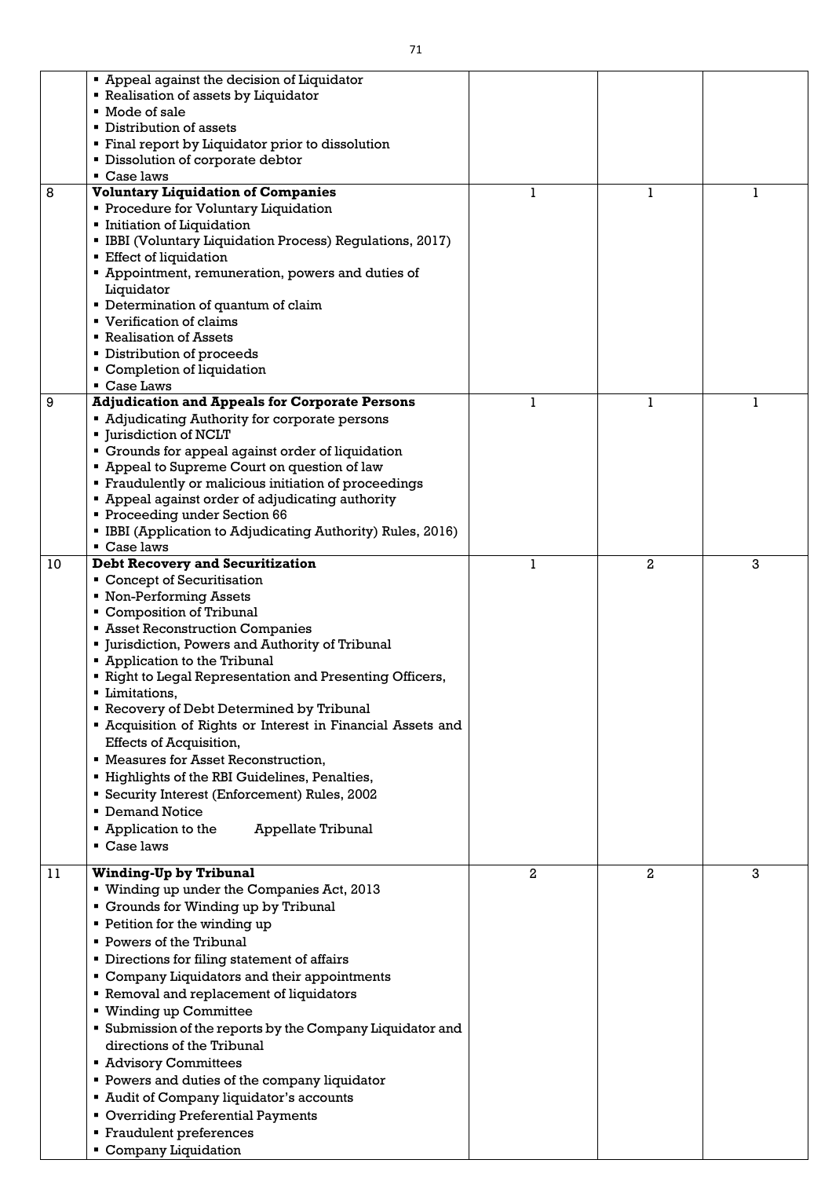| | | | | |
|---|---|---|---|---|
| | ▪ Appeal against the decision of Liquidator<br>▪ Realisation of assets by Liquidator<br>▪ Mode of sale<br>▪ Distribution of assets<br>▪ Final report by Liquidator prior to dissolution<br>▪ Dissolution of corporate debtor<br>▪ Case laws | | | |
| 8 | **Voluntary Liquidation of Companies**<br>▪ Procedure for Voluntary Liquidation<br>▪ Initiation of Liquidation<br>▪ IBBI (Voluntary Liquidation Process) Regulations, 2017)<br>▪ Effect of liquidation<br>▪ Appointment, remuneration, powers and duties of Liquidator<br>▪ Determination of quantum of claim<br>▪ Verification of claims<br>▪ Realisation of Assets<br>▪ Distribution of proceeds<br>▪ Completion of liquidation<br>▪ Case Laws | 1 | 1 | 1 |
| 9 | **Adjudication and Appeals for Corporate Persons**<br>▪ Adjudicating Authority for corporate persons<br>▪ Jurisdiction of NCLT<br>▪ Grounds for appeal against order of liquidation<br>▪ Appeal to Supreme Court on question of law<br>▪ Fraudulently or malicious initiation of proceedings<br>▪ Appeal against order of adjudicating authority<br>▪ Proceeding under Section 66<br>▪ IBBI (Application to Adjudicating Authority) Rules, 2016)<br>▪ Case laws | 1 | 1 | 1 |
| 10 | **Debt Recovery and Securitization**<br>▪ Concept of Securitisation<br>▪ Non-Performing Assets<br>▪ Composition of Tribunal<br>▪ Asset Reconstruction Companies<br>▪ Jurisdiction, Powers and Authority of Tribunal<br>▪ Application to the Tribunal<br>▪ Right to Legal Representation and Presenting Officers,<br>▪ Limitations,<br>▪ Recovery of Debt Determined by Tribunal<br>▪ Acquisition of Rights or Interest in Financial Assets and Effects of Acquisition,<br>▪ Measures for Asset Reconstruction,<br>▪ Highlights of the RBI Guidelines, Penalties,<br>▪ Security Interest (Enforcement) Rules, 2002<br>▪ Demand Notice<br>▪ Application to the Appellate Tribunal<br>▪ Case laws | 1 | 2 | 3 |
| 11 | **Winding-Up by Tribunal**<br>▪ Winding up under the Companies Act, 2013<br>▪ Grounds for Winding up by Tribunal<br>▪ Petition for the winding up<br>▪ Powers of the Tribunal<br>▪ Directions for filing statement of affairs<br>▪ Company Liquidators and their appointments<br>▪ Removal and replacement of liquidators<br>▪ Winding up Committee<br>▪ Submission of the reports by the Company Liquidator and directions of the Tribunal<br>▪ Advisory Committees<br>▪ Powers and duties of the company liquidator<br>▪ Audit of Company liquidator's accounts<br>▪ Overriding Preferential Payments<br>▪ Fraudulent preferences<br>▪ Company Liquidation | 2 | 2 | 3 |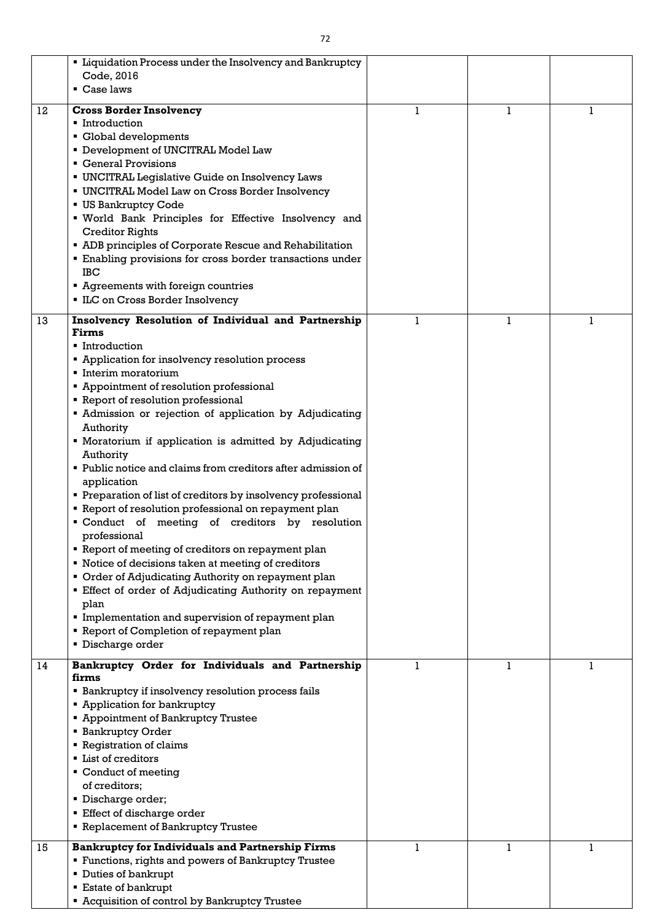| | | | | |
|---|---|---|---|---|
| | ▪ Liquidation Process under the Insolvency and Bankruptcy Code, 2016<br>▪ Case laws | | | |
| 12 | **Cross Border Insolvency**<br>▪ Introduction<br>▪ Global developments<br>▪ Development of UNCITRAL Model Law<br>▪ General Provisions<br>▪ UNCITRAL Legislative Guide on Insolvency Laws<br>▪ UNCITRAL Model Law on Cross Border Insolvency<br>▪ US Bankruptcy Code<br>▪ World Bank Principles for Effective Insolvency and Creditor Rights<br>▪ ADB principles of Corporate Rescue and Rehabilitation<br>▪ Enabling provisions for cross border transactions under IBC<br>▪ Agreements with foreign countries<br>▪ ILC on Cross Border Insolvency | 1 | 1 | 1 |
| 13 | **Insolvency Resolution of Individual and Partnership Firms**<br>▪ Introduction<br>▪ Application for insolvency resolution process<br>▪ Interim moratorium<br>▪ Appointment of resolution professional<br>▪ Report of resolution professional<br>▪ Admission or rejection of application by Adjudicating Authority<br>▪ Moratorium if application is admitted by Adjudicating Authority<br>▪ Public notice and claims from creditors after admission of application<br>▪ Preparation of list of creditors by insolvency professional<br>▪ Report of resolution professional on repayment plan<br>▪ Conduct of meeting of creditors by resolution professional<br>▪ Report of meeting of creditors on repayment plan<br>▪ Notice of decisions taken at meeting of creditors<br>▪ Order of Adjudicating Authority on repayment plan<br>▪ Effect of order of Adjudicating Authority on repayment plan<br>▪ Implementation and supervision of repayment plan<br>▪ Report of Completion of repayment plan<br>▪ Discharge order | 1 | 1 | 1 |
| 14 | **Bankruptcy Order for Individuals and Partnership firms**<br>▪ Bankruptcy if insolvency resolution process fails<br>▪ Application for bankruptcy<br>▪ Appointment of Bankruptcy Trustee<br>▪ Bankruptcy Order<br>▪ Registration of claims<br>▪ List of creditors<br>▪ Conduct of meeting of creditors;<br>▪ Discharge order;<br>▪ Effect of discharge order<br>▪ Replacement of Bankruptcy Trustee | 1 | 1 | 1 |
| 15 | **Bankruptcy for Individuals and Partnership Firms**<br>▪ Functions, rights and powers of Bankruptcy Trustee<br>▪ Duties of bankrupt<br>▪ Estate of bankrupt<br>▪ Acquisition of control by Bankruptcy Trustee | 1 | 1 | 1 |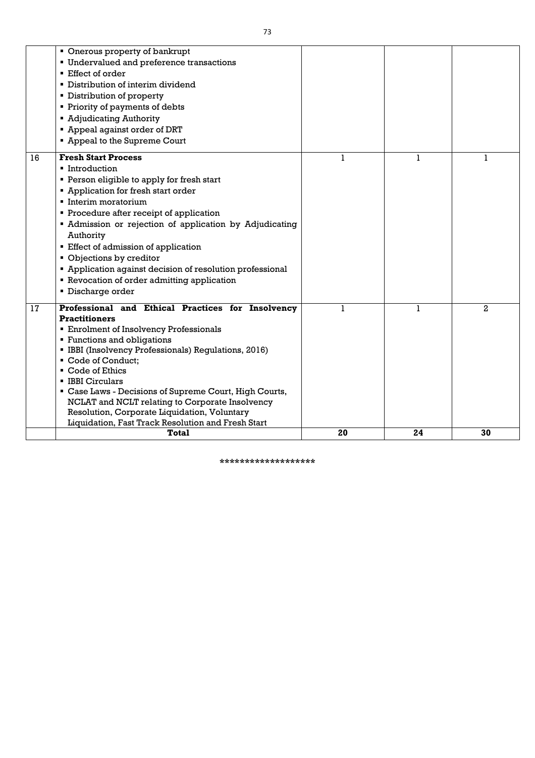| | | | | |
|---|---|---|---|---|
| | ▪ Onerous property of bankrupt<br>▪ Undervalued and preference transactions<br>▪ Effect of order<br>▪ Distribution of interim dividend<br>▪ Distribution of property<br>▪ Priority of payments of debts<br>▪ Adjudicating Authority<br>▪ Appeal against order of DRT<br>▪ Appeal to the Supreme Court | | | |
| 16 | **Fresh Start Process**<br>▪ Introduction<br>▪ Person eligible to apply for fresh start<br>▪ Application for fresh start order<br>▪ Interim moratorium<br>▪ Procedure after receipt of application<br>▪ Admission or rejection of application by Adjudicating Authority<br>▪ Effect of admission of application<br>▪ Objections by creditor<br>▪ Application against decision of resolution professional<br>▪ Revocation of order admitting application<br>▪ Discharge order | 1 | 1 | 1 |
| 17 | **Professional and Ethical Practices for Insolvency Practitioners**<br>▪ Enrolment of Insolvency Professionals<br>▪ Functions and obligations<br>▪ IBBI (Insolvency Professionals) Regulations, 2016)<br>▪ Code of Conduct;<br>▪ Code of Ethics<br>▪ IBBI Circulars<br>▪ Case Laws - Decisions of Supreme Court, High Courts, NCLAT and NCLT relating to Corporate Insolvency Resolution, Corporate Liquidation, Voluntary Liquidation, Fast Track Resolution and Fresh Start | 1 | 1 | 2 |
| | **Total** | **20** | **24** | **30** |

******************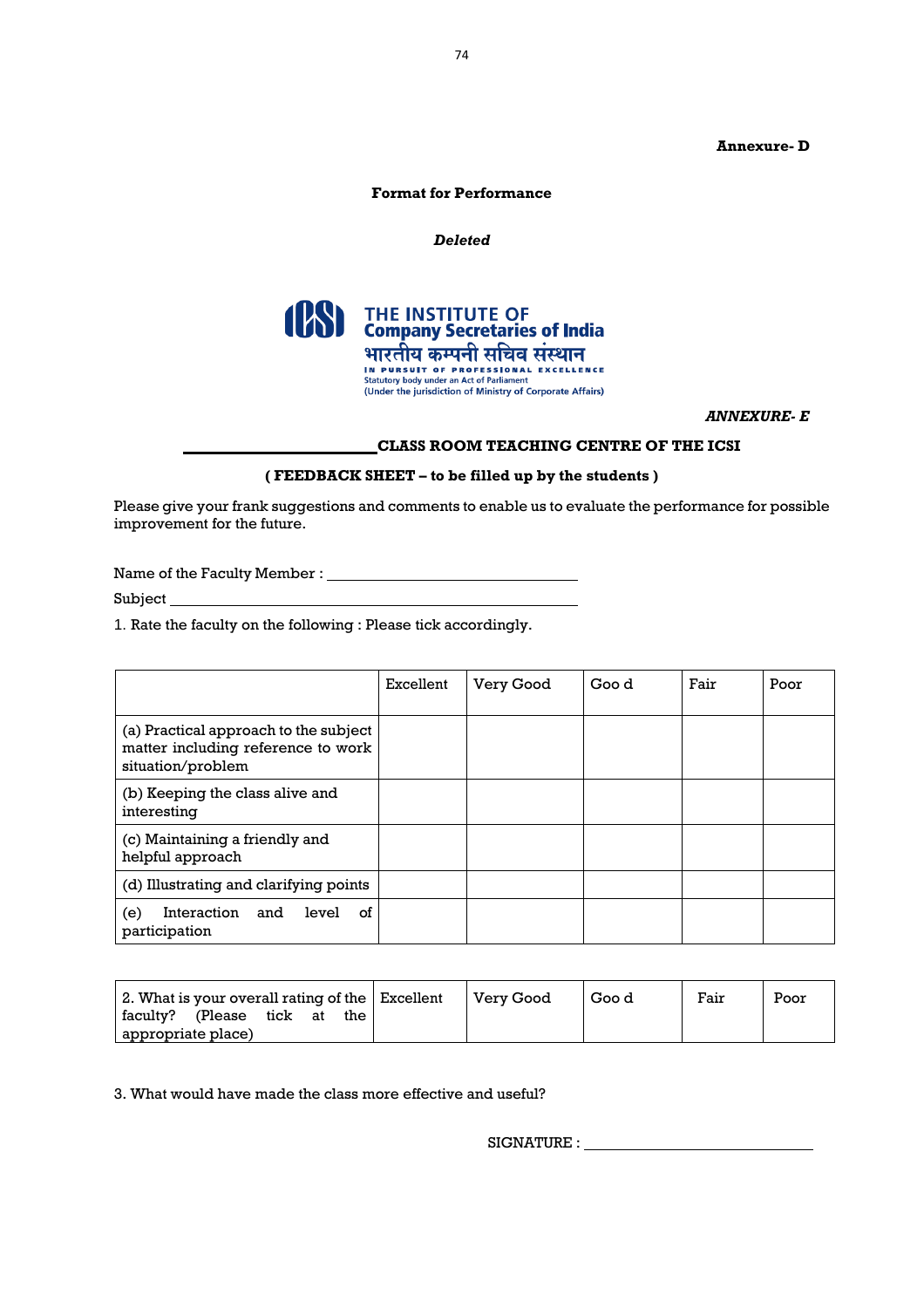**Annexure- D**

**Format for Performance**

***Deleted***

THE INSTITUTE OF
Company Secretaries of India
भारतीय कम्पनी सचिव संस्थान
IN PURSUIT OF PROFESSIONAL EXCELLENCE
Statutory body under an Act of Parliament
(Under the jurisdiction of Ministry of Corporate Affairs)

***ANNEXURE- E***

**\_\_\_\_\_\_\_\_\_\_\_\_\_\_\_\_\_\_\_\_\_\_\_\_ CLASS ROOM TEACHING CENTRE OF THE ICSI**

**( FEEDBACK SHEET – to be filled up by the students )**

Please give your frank suggestions and comments to enable us to evaluate the performance for possible improvement for the future.

Name of the Faculty Member : \_\_\_\_\_\_\_\_\_\_\_\_\_\_\_\_\_\_\_\_\_\_\_\_\_\_\_\_\_\_\_\_

Subject \_\_\_\_\_\_\_\_\_\_\_\_\_\_\_\_\_\_\_\_\_\_\_\_\_\_\_\_\_\_\_\_\_\_\_\_\_\_\_\_\_\_\_\_

1. Rate the faculty on the following : Please tick accordingly.

| | Excellent | Very Good | Goo d | Fair | Poor |
|---|---|---|---|---|---|
| (a) Practical approach to the subject matter including reference to work situation/problem | | | | | |
| (b) Keeping the class alive and interesting | | | | | |
| (c) Maintaining a friendly and helpful approach | | | | | |
| (d) Illustrating and clarifying points | | | | | |
| (e) Interaction and level of participation | | | | | |

| 2. What is your overall rating of the faculty? (Please tick at the appropriate place) | Excellent | Very Good | Goo d | Fair | Poor |
|---|---|---|---|---|---|

3. What would have made the class more effective and useful?

SIGNATURE : \_\_\_\_\_\_\_\_\_\_\_\_\_\_\_\_\_\_\_\_\_\_\_\_\_\_\_\_\_\_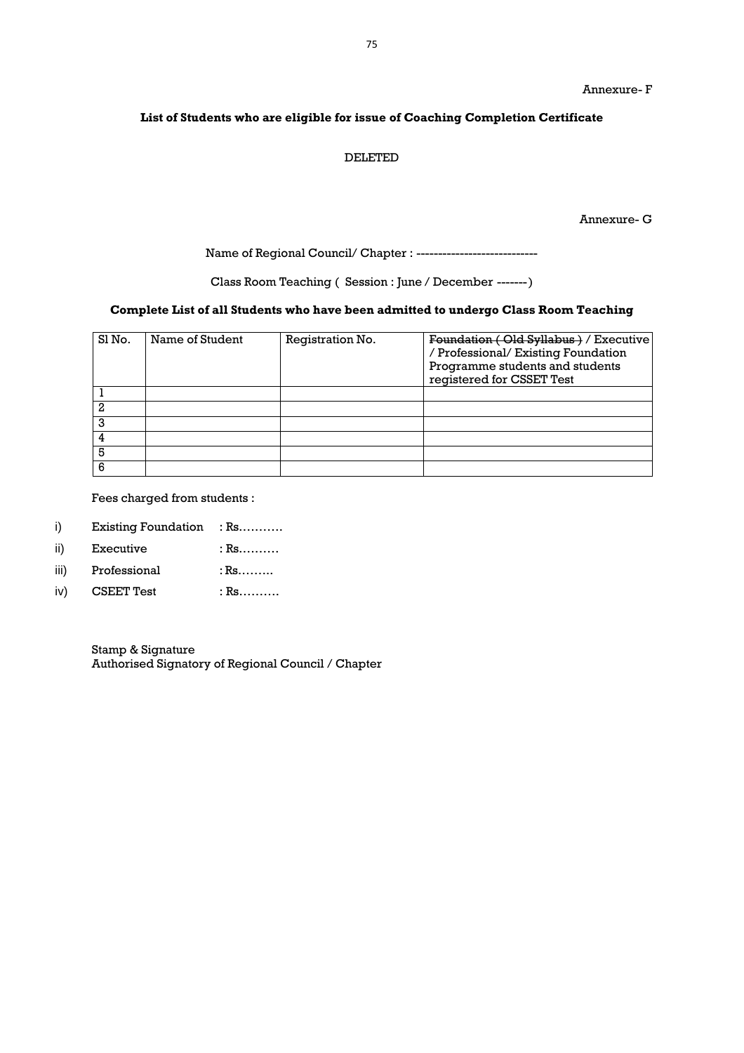Annexure- F

**List of Students who are eligible for issue of Coaching Completion Certificate**

DELETED

Annexure- G

Name of Regional Council/ Chapter : ----------------------------

Class Room Teaching ( Session : June / December -------)

**Complete List of all Students who have been admitted to undergo Class Room Teaching**

| Sl No. | Name of Student | Registration No. | ~~Foundation ( Old Syllabus )~~ / Executive / Professional/ Existing Foundation Programme students and students registered for CSSET Test |
|---|---|---|---|
| 1 | | | |
| 2 | | | |
| 3 | | | |
| 4 | | | |
| 5 | | | |
| 6 | | | |

Fees charged from students :

i) Existing Foundation : Rs………..

ii) Executive : Rs……….

iii) Professional : Rs……..

iv) CSEET Test : Rs……….

Stamp & Signature
Authorised Signatory of Regional Council / Chapter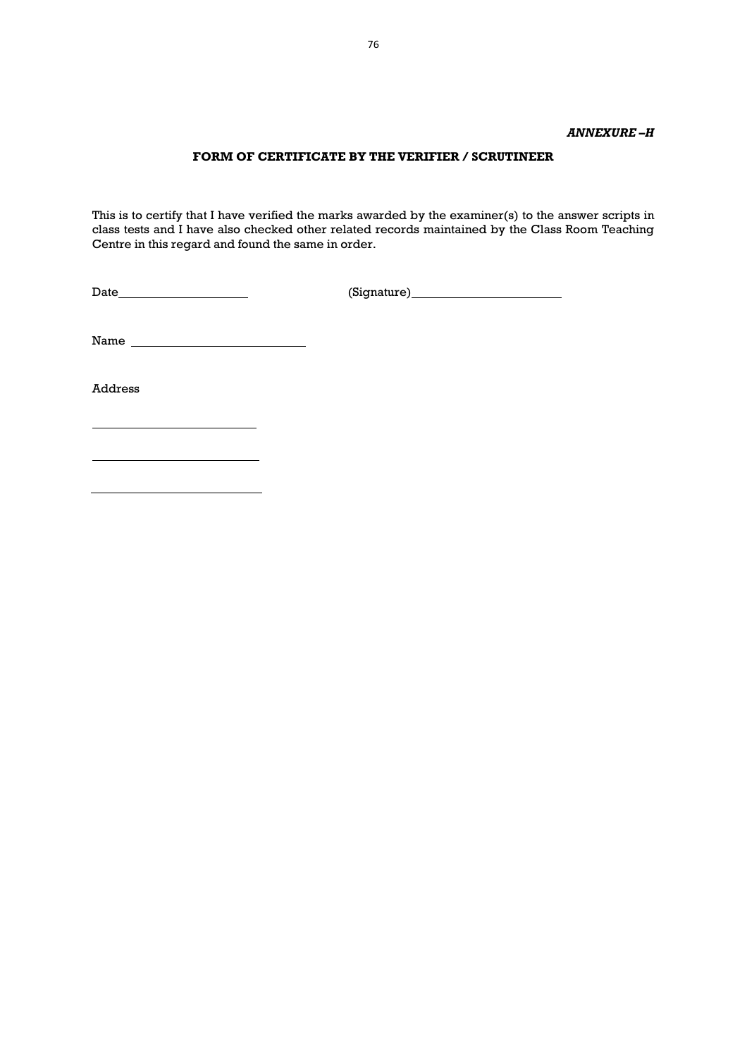***ANNEXURE –H***

**FORM OF CERTIFICATE BY THE VERIFIER / SCRUTINEER**

This is to certify that I have verified the marks awarded by the examiner(s) to the answer scripts in class tests and I have also checked other related records maintained by the Class Room Teaching Centre in this regard and found the same in order.

Date____________________ (Signature)______________________

Name __________________________

Address

________________________

________________________

________________________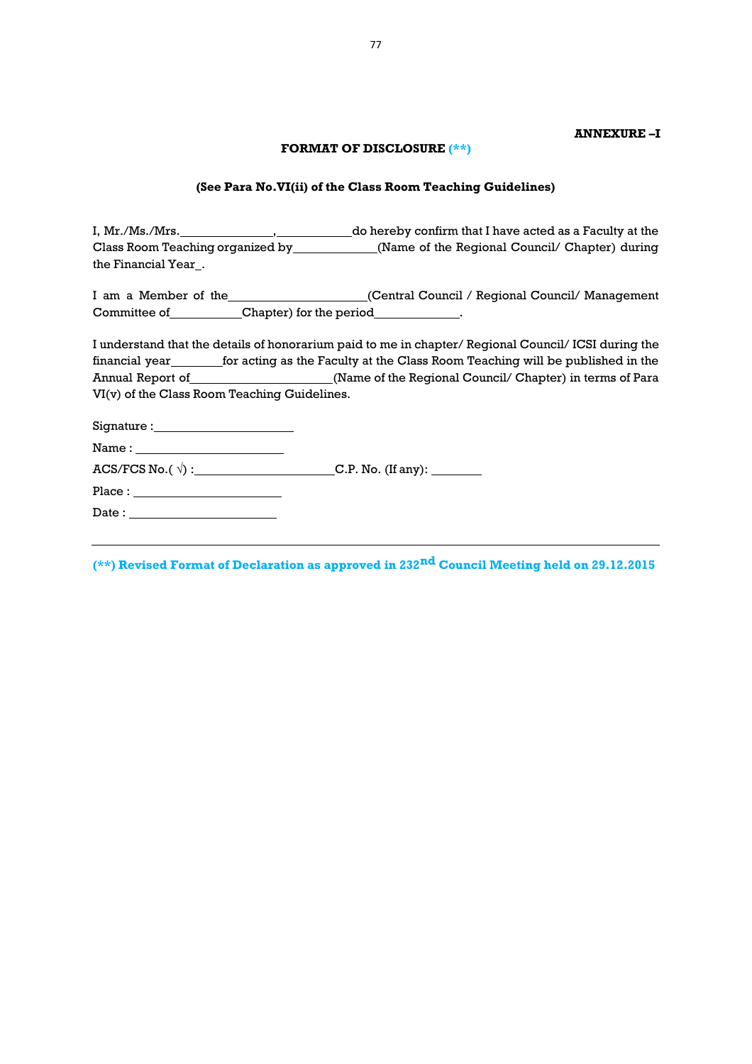**ANNEXURE –I**

**FORMAT OF DISCLOSURE (**)**

**(See Para No.VI(ii) of the Class Room Teaching Guidelines)**

I, Mr./Ms./Mrs.______________,___________do hereby confirm that I have acted as a Faculty at the Class Room Teaching organized by____________(Name of the Regional Council/ Chapter) during the Financial Year_.

I am a Member of the____________________(Central Council / Regional Council/ Management Committee of__________Chapter) for the period____________.

I understand that the details of honorarium paid to me in chapter/ Regional Council/ ICSI during the financial year_______for acting as the Faculty at the Class Room Teaching will be published in the Annual Report of_____________________(Name of the Regional Council/ Chapter) in terms of Para VI(v) of the Class Room Teaching Guidelines.

Signature :____________________

Name :____________________

ACS/FCS No.( √) :____________________C.P. No. (If any): ________

Place :____________________

Date :____________________

---

**(**) Revised Format of Declaration as approved in 232nd Council Meeting held on 29.12.2015**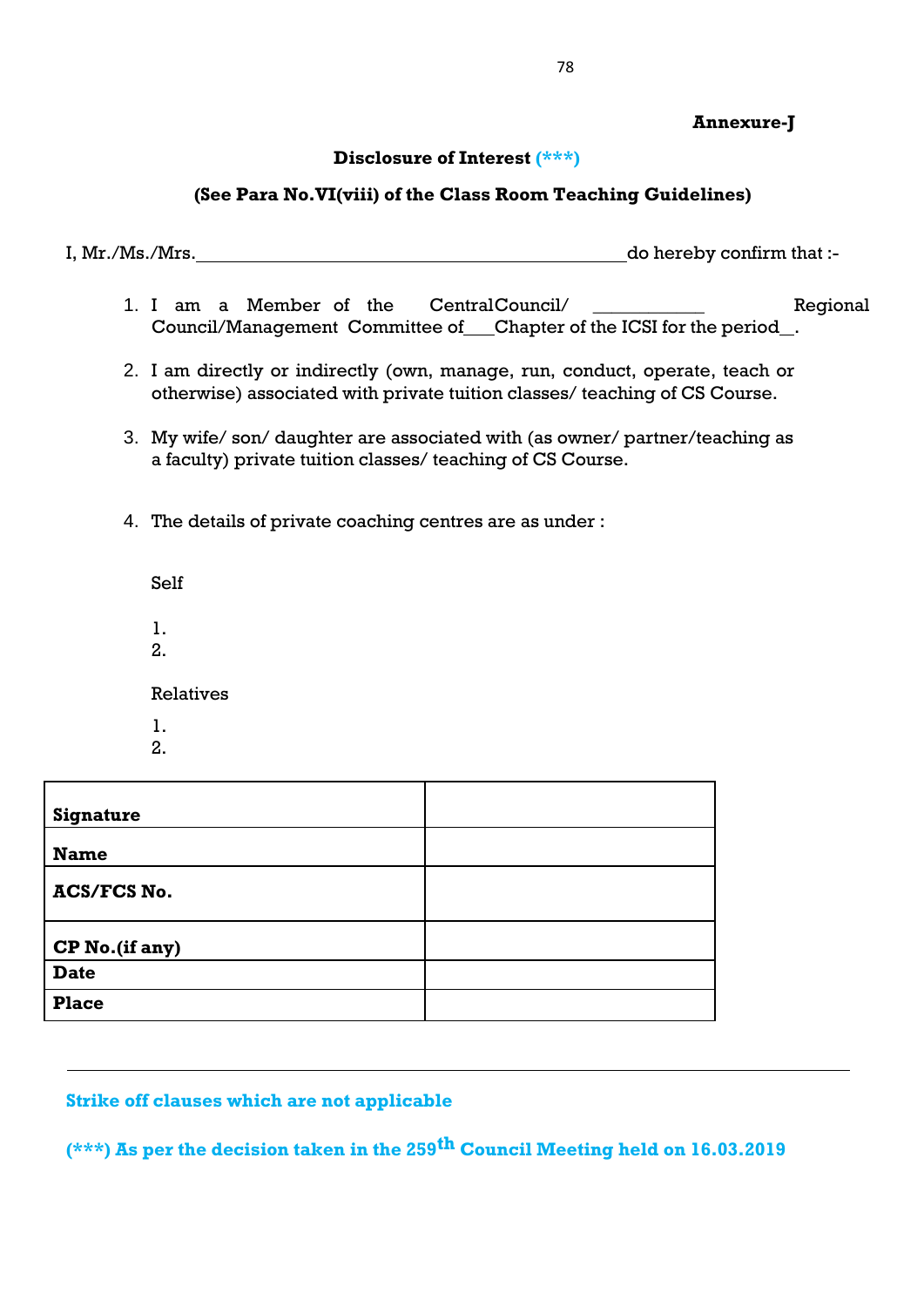**Annexure-J**

**Disclosure of Interest (***)**

**(See Para No.VI(viii) of the Class Room Teaching Guidelines)**

I, Mr./Ms./Mrs.\_\_\_\_\_\_\_\_\_\_\_\_\_\_\_\_\_\_\_\_\_\_\_\_\_\_\_\_\_\_\_\_\_\_\_\_\_\_\_\_\_\_\_\_\_do hereby confirm that :-

1. I am a Member of the CentralCouncil/ \_\_\_\_\_\_\_\_\_\_\_ Regional Council/Management Committee of\_\_\_Chapter of the ICSI for the period\_\_.
2. I am directly or indirectly (own, manage, run, conduct, operate, teach or otherwise) associated with private tuition classes/ teaching of CS Course.
3. My wife/ son/ daughter are associated with (as owner/ partner/teaching as a faculty) private tuition classes/ teaching of CS Course.
4. The details of private coaching centres are as under :

   Self

   1.
   2.

   Relatives

   1.
   2.

| **Signature** | |
|---|---|
| **Name** | |
| **ACS/FCS No.** | |
| **CP No.(if any)** | |
| **Date** | |
| **Place** | |

---

**Strike off clauses which are not applicable**

**(***) As per the decision taken in the 259th Council Meeting held on 16.03.2019**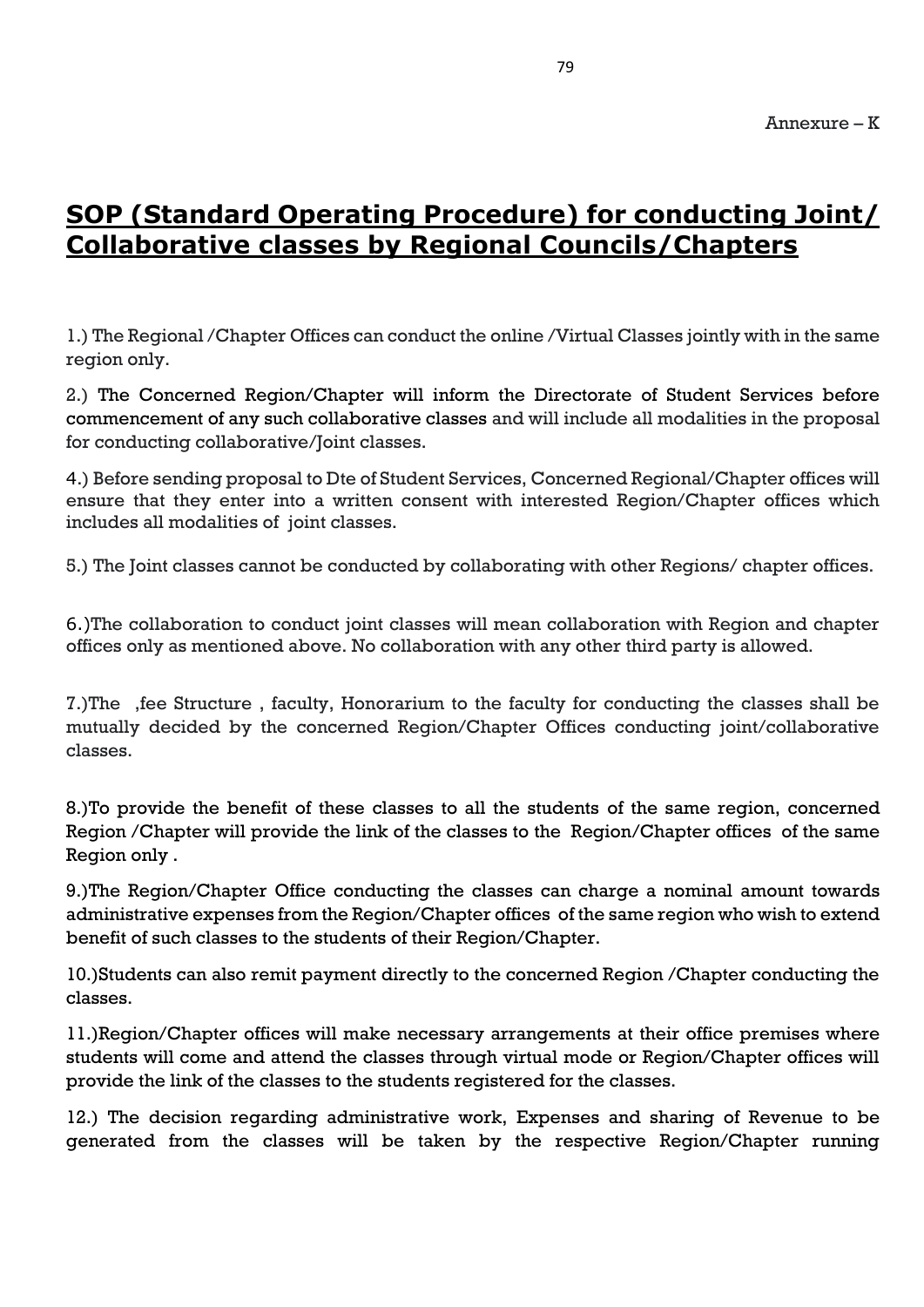Annexure – K

# SOP (Standard Operating Procedure) for conducting Joint/ Collaborative classes by Regional Councils/Chapters

1.) The Regional /Chapter Offices can conduct the online /Virtual Classes jointly with in the same region only.

2.) The Concerned Region/Chapter will inform the Directorate of Student Services before commencement of any such collaborative classes and will include all modalities in the proposal for conducting collaborative/Joint classes.

4.) Before sending proposal to Dte of Student Services, Concerned Regional/Chapter offices will ensure that they enter into a written consent with interested Region/Chapter offices which includes all modalities of joint classes.

5.) The Joint classes cannot be conducted by collaborating with other Regions/ chapter offices.

6.)The collaboration to conduct joint classes will mean collaboration with Region and chapter offices only as mentioned above. No collaboration with any other third party is allowed.

7.)The ,fee Structure , faculty, Honorarium to the faculty for conducting the classes shall be mutually decided by the concerned Region/Chapter Offices conducting joint/collaborative classes.

8.)To provide the benefit of these classes to all the students of the same region, concerned Region /Chapter will provide the link of the classes to the Region/Chapter offices of the same Region only .

9.)The Region/Chapter Office conducting the classes can charge a nominal amount towards administrative expenses from the Region/Chapter offices of the same region who wish to extend benefit of such classes to the students of their Region/Chapter.

10.)Students can also remit payment directly to the concerned Region /Chapter conducting the classes.

11.)Region/Chapter offices will make necessary arrangements at their office premises where students will come and attend the classes through virtual mode or Region/Chapter offices will provide the link of the classes to the students registered for the classes.

12.) The decision regarding administrative work, Expenses and sharing of Revenue to be generated from the classes will be taken by the respective Region/Chapter running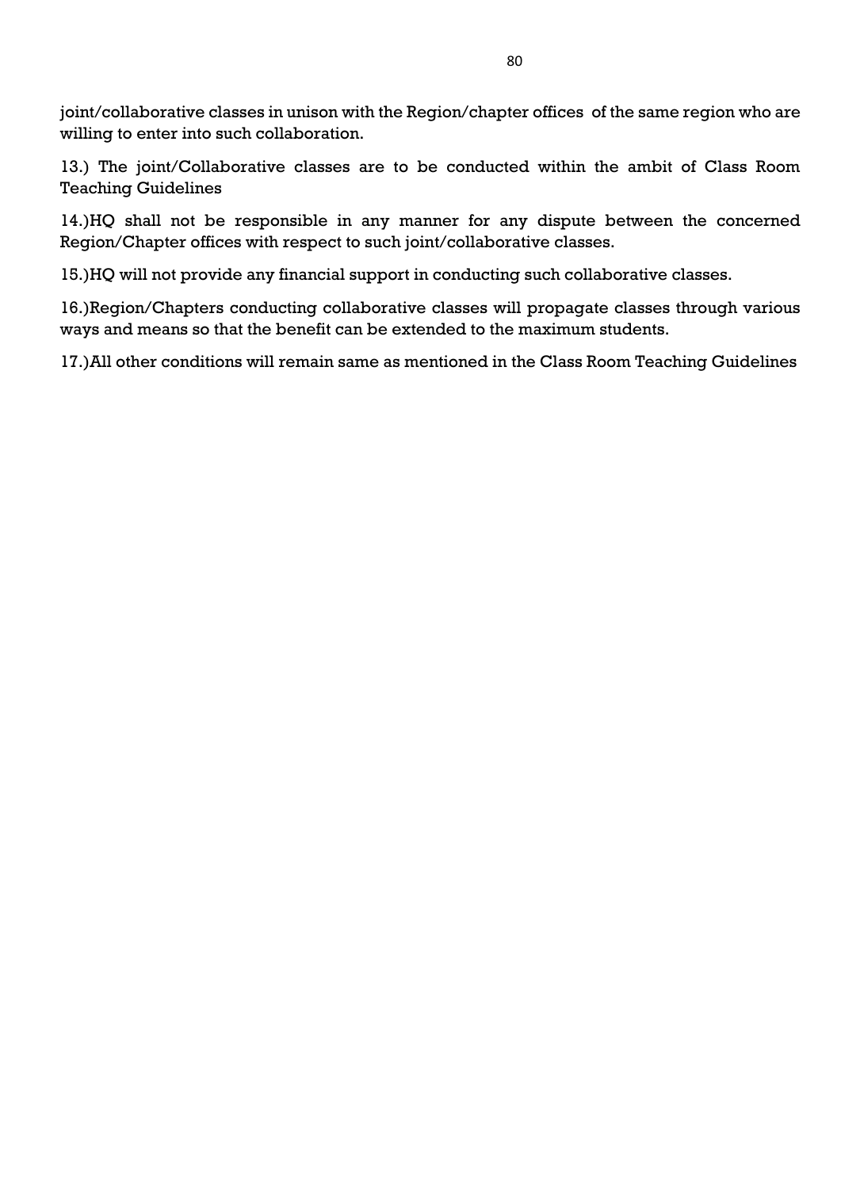joint/collaborative classes in unison with the Region/chapter offices of the same region who are willing to enter into such collaboration.

13.) The joint/Collaborative classes are to be conducted within the ambit of Class Room Teaching Guidelines

14.)HQ shall not be responsible in any manner for any dispute between the concerned Region/Chapter offices with respect to such joint/collaborative classes.

15.)HQ will not provide any financial support in conducting such collaborative classes.

16.)Region/Chapters conducting collaborative classes will propagate classes through various ways and means so that the benefit can be extended to the maximum students.

17.)All other conditions will remain same as mentioned in the Class Room Teaching Guidelines